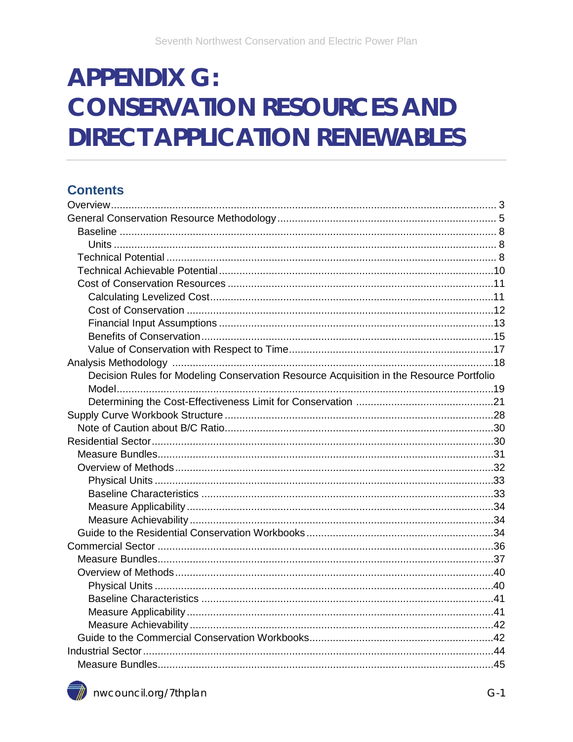# APPENDIX G: CONSERVATION RESOURCES AND DIRECT APPLICATION RENEWABLES

## Contents

Overview ........ 3
General Conservation Resource Methodology ........ 5
- Baseline ........ 8
  - Units ........ 8
- Technical Potential ........ 8
- Technical Achievable Potential ........ 10
- Cost of Conservation Resources ........ 11
  - Calculating Levelized Cost ........ 11
  - Cost of Conservation ........ 12
  - Financial Input Assumptions ........ 13
  - Benefits of Conservation ........ 15
  - Value of Conservation with Respect to Time ........ 17

Analysis Methodology ........ 18
  - Decision Rules for Modeling Conservation Resource Acquisition in the Resource Portfolio Model ........ 19
  - Determining the Cost-Effectiveness Limit for Conservation ........ 21

Supply Curve Workbook Structure ........ 28
- Note of Caution about B/C Ratio ........ 30

Residential Sector ........ 30
- Measure Bundles ........ 31
- Overview of Methods ........ 32
  - Physical Units ........ 33
  - Baseline Characteristics ........ 33
  - Measure Applicability ........ 34
  - Measure Achievability ........ 34
- Guide to the Residential Conservation Workbooks ........ 34

Commercial Sector ........ 36
- Measure Bundles ........ 37
- Overview of Methods ........ 40
  - Physical Units ........ 40
  - Baseline Characteristics ........ 41
  - Measure Applicability ........ 41
  - Measure Achievability ........ 42
- Guide to the Commercial Conservation Workbooks ........ 42

Industrial Sector ........ 44
- Measure Bundles ........ 45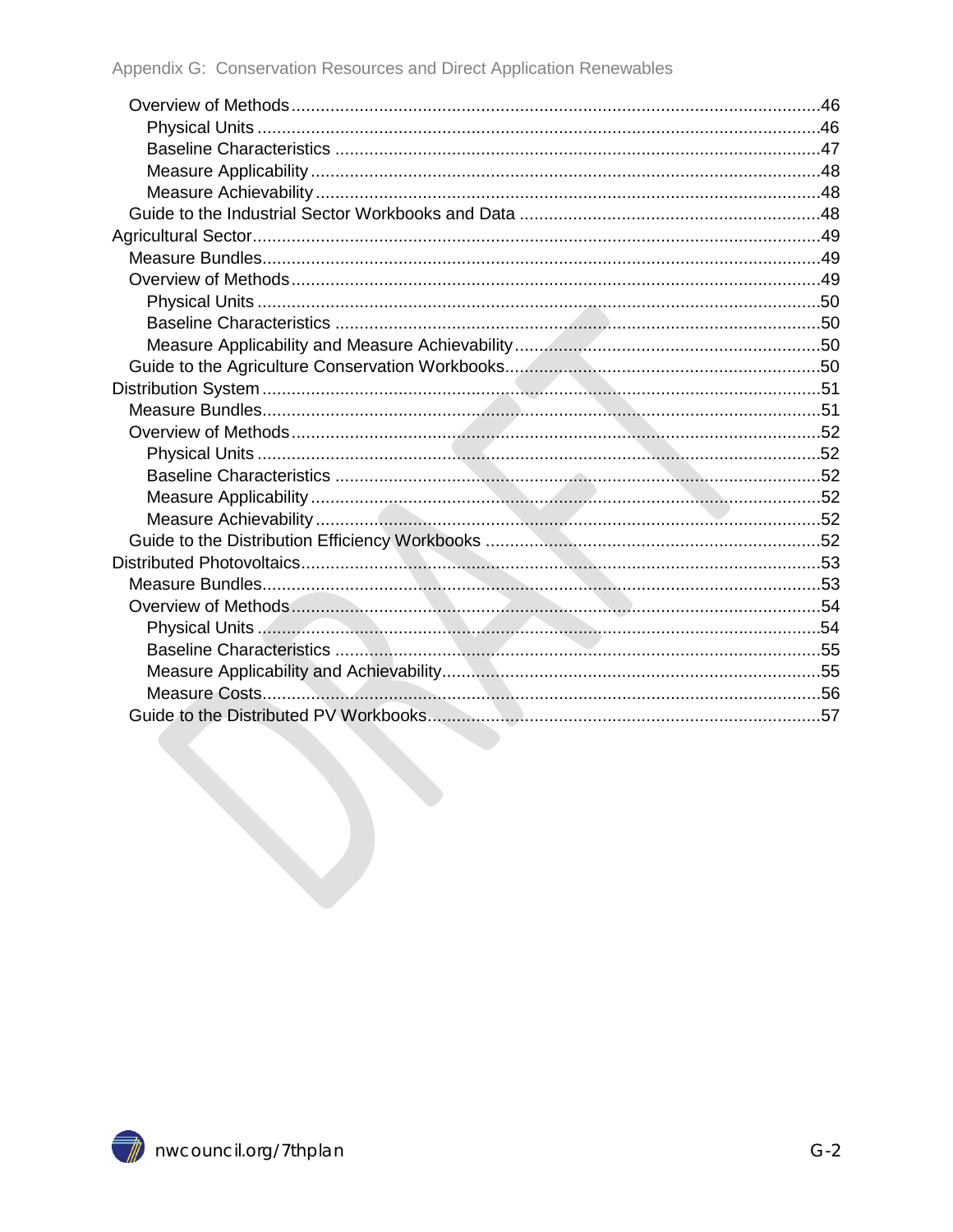Overview of Methods ........................................................................................................46
- Physical Units ..............................................................................................................46
- Baseline Characteristics ..............................................................................................47
- Measure Applicability ...................................................................................................48
- Measure Achievability ..................................................................................................48

Guide to the Industrial Sector Workbooks and Data .........................................................48

Agricultural Sector ................................................................................................................49
- Measure Bundles ...........................................................................................................49
- Overview of Methods ......................................................................................................49
  - Physical Units ...........................................................................................................50
  - Baseline Characteristics ...........................................................................................50
  - Measure Applicability and Measure Achievability ....................................................50
- Guide to the Agriculture Conservation Workbooks .........................................................50

Distribution System ...............................................................................................................51
- Measure Bundles ...........................................................................................................51
- Overview of Methods ......................................................................................................52
  - Physical Units ...........................................................................................................52
  - Baseline Characteristics ...........................................................................................52
  - Measure Applicability ................................................................................................52
  - Measure Achievability ...............................................................................................52
- Guide to the Distribution Efficiency Workbooks ..............................................................52

Distributed Photovoltaics ......................................................................................................53
- Measure Bundles ...........................................................................................................53
- Overview of Methods ......................................................................................................54
  - Physical Units ...........................................................................................................54
  - Baseline Characteristics ...........................................................................................55
  - Measure Applicability and Achievability ....................................................................55
  - Measure Costs ..........................................................................................................56
- Guide to the Distributed PV Workbooks ..........................................................................57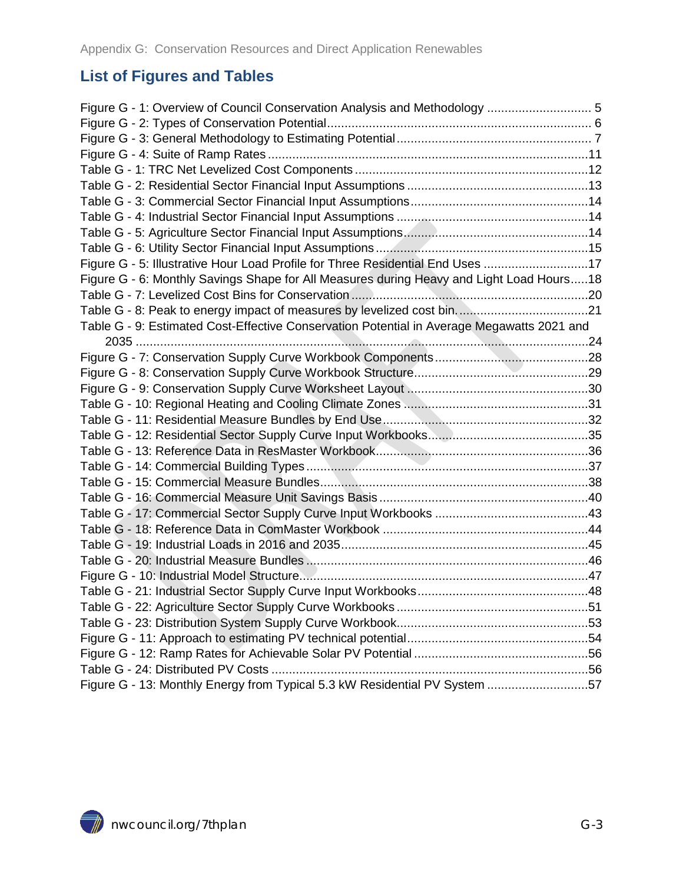## List of Figures and Tables

Figure G - 1: Overview of Council Conservation Analysis and Methodology ............................. 5
Figure G - 2: Types of Conservation Potential ............................................................................ 6
Figure G - 3: General Methodology to Estimating Potential ........................................................ 7
Figure G - 4: Suite of Ramp Rates ............................................................................................11
Table G - 1: TRC Net Levelized Cost Components ...................................................................12
Table G - 2: Residential Sector Financial Input Assumptions ....................................................13
Table G - 3: Commercial Sector Financial Input Assumptions ...................................................14
Table G - 4: Industrial Sector Financial Input Assumptions .......................................................14
Table G - 5: Agriculture Sector Financial Input Assumptions .....................................................14
Table G - 6: Utility Sector Financial Input Assumptions .............................................................15
Figure G - 5: Illustrative Hour Load Profile for Three Residential End Uses .............................17
Figure G - 6: Monthly Savings Shape for All Measures during Heavy and Light Load Hours.....18
Table G - 7: Levelized Cost Bins for Conservation ....................................................................20
Table G - 8: Peak to energy impact of measures by levelized cost bin. .....................................21
Table G - 9: Estimated Cost-Effective Conservation Potential in Average Megawatts 2021 and 2035 ..................................................................................................................................24
Figure G - 7: Conservation Supply Curve Workbook Components ............................................28
Figure G - 8: Conservation Supply Curve Workbook Structure ..................................................29
Figure G - 9: Conservation Supply Curve Worksheet Layout ....................................................30
Table G - 10: Regional Heating and Cooling Climate Zones .....................................................31
Table G - 11: Residential Measure Bundles by End Use ...........................................................32
Table G - 12: Residential Sector Supply Curve Input Workbooks ..............................................35
Table G - 13: Reference Data in ResMaster Workbook ..............................................................36
Table G - 14: Commercial Building Types .................................................................................37
Table G - 15: Commercial Measure Bundles ..............................................................................38
Table G - 16: Commercial Measure Unit Savings Basis ............................................................40
Table G - 17: Commercial Sector Supply Curve Input Workbooks ............................................43
Table G - 18: Reference Data in ComMaster Workbook ...........................................................44
Table G - 19: Industrial Loads in 2016 and 2035 .......................................................................45
Table G - 20: Industrial Measure Bundles .................................................................................46
Figure G - 10: Industrial Model Structure ...................................................................................47
Table G - 21: Industrial Sector Supply Curve Input Workbooks .................................................48
Table G - 22: Agriculture Sector Supply Curve Workbooks .......................................................51
Table G - 23: Distribution System Supply Curve Workbook .......................................................53
Figure G - 11: Approach to estimating PV technical potential ....................................................54
Figure G - 12: Ramp Rates for Achievable Solar PV Potential ..................................................56
Table G - 24: Distributed PV Costs ...........................................................................................56
Figure G - 13: Monthly Energy from Typical 5.3 kW Residential PV System .............................57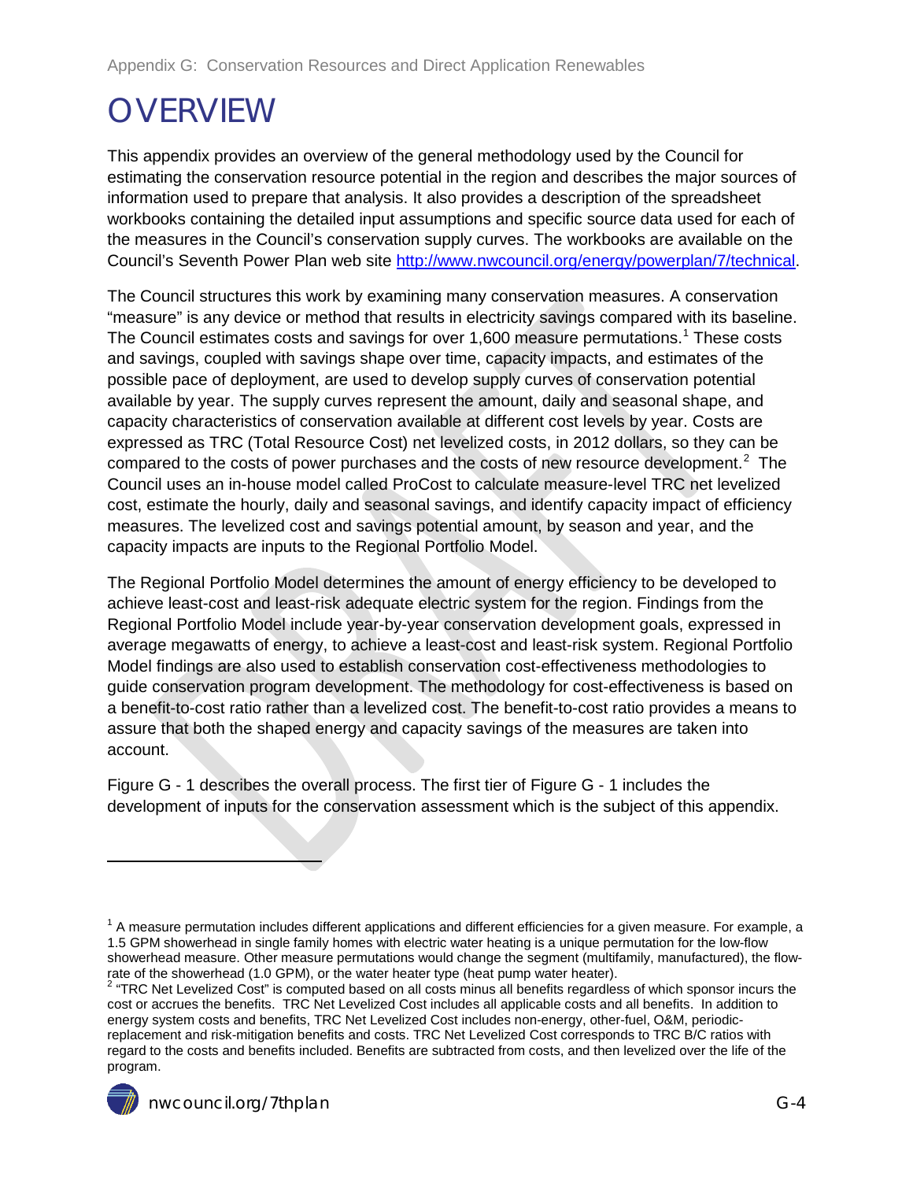# OVERVIEW

This appendix provides an overview of the general methodology used by the Council for estimating the conservation resource potential in the region and describes the major sources of information used to prepare that analysis. It also provides a description of the spreadsheet workbooks containing the detailed input assumptions and specific source data used for each of the measures in the Council's conservation supply curves. The workbooks are available on the Council's Seventh Power Plan web site http://www.nwcouncil.org/energy/powerplan/7/technical.

The Council structures this work by examining many conservation measures. A conservation "measure" is any device or method that results in electricity savings compared with its baseline. The Council estimates costs and savings for over 1,600 measure permutations.[1] These costs and savings, coupled with savings shape over time, capacity impacts, and estimates of the possible pace of deployment, are used to develop supply curves of conservation potential available by year. The supply curves represent the amount, daily and seasonal shape, and capacity characteristics of conservation available at different cost levels by year. Costs are expressed as TRC (Total Resource Cost) net levelized costs, in 2012 dollars, so they can be compared to the costs of power purchases and the costs of new resource development.[2] The Council uses an in-house model called ProCost to calculate measure-level TRC net levelized cost, estimate the hourly, daily and seasonal savings, and identify capacity impact of efficiency measures. The levelized cost and savings potential amount, by season and year, and the capacity impacts are inputs to the Regional Portfolio Model.

The Regional Portfolio Model determines the amount of energy efficiency to be developed to achieve least-cost and least-risk adequate electric system for the region. Findings from the Regional Portfolio Model include year-by-year conservation development goals, expressed in average megawatts of energy, to achieve a least-cost and least-risk system. Regional Portfolio Model findings are also used to establish conservation cost-effectiveness methodologies to guide conservation program development. The methodology for cost-effectiveness is based on a benefit-to-cost ratio rather than a levelized cost. The benefit-to-cost ratio provides a means to assure that both the shaped energy and capacity savings of the measures are taken into account.

Figure G - 1 describes the overall process. The first tier of Figure G - 1 includes the development of inputs for the conservation assessment which is the subject of this appendix.

---

[1] A measure permutation includes different applications and different efficiencies for a given measure. For example, a 1.5 GPM showerhead in single family homes with electric water heating is a unique permutation for the low-flow showerhead measure. Other measure permutations would change the segment (multifamily, manufactured), the flow-rate of the showerhead (1.0 GPM), or the water heater type (heat pump water heater).

[2] "TRC Net Levelized Cost" is computed based on all costs minus all benefits regardless of which sponsor incurs the cost or accrues the benefits. TRC Net Levelized Cost includes all applicable costs and all benefits. In addition to energy system costs and benefits, TRC Net Levelized Cost includes non-energy, other-fuel, O&M, periodic-replacement and risk-mitigation benefits and costs. TRC Net Levelized Cost corresponds to TRC B/C ratios with regard to the costs and benefits included. Benefits are subtracted from costs, and then levelized over the life of the program.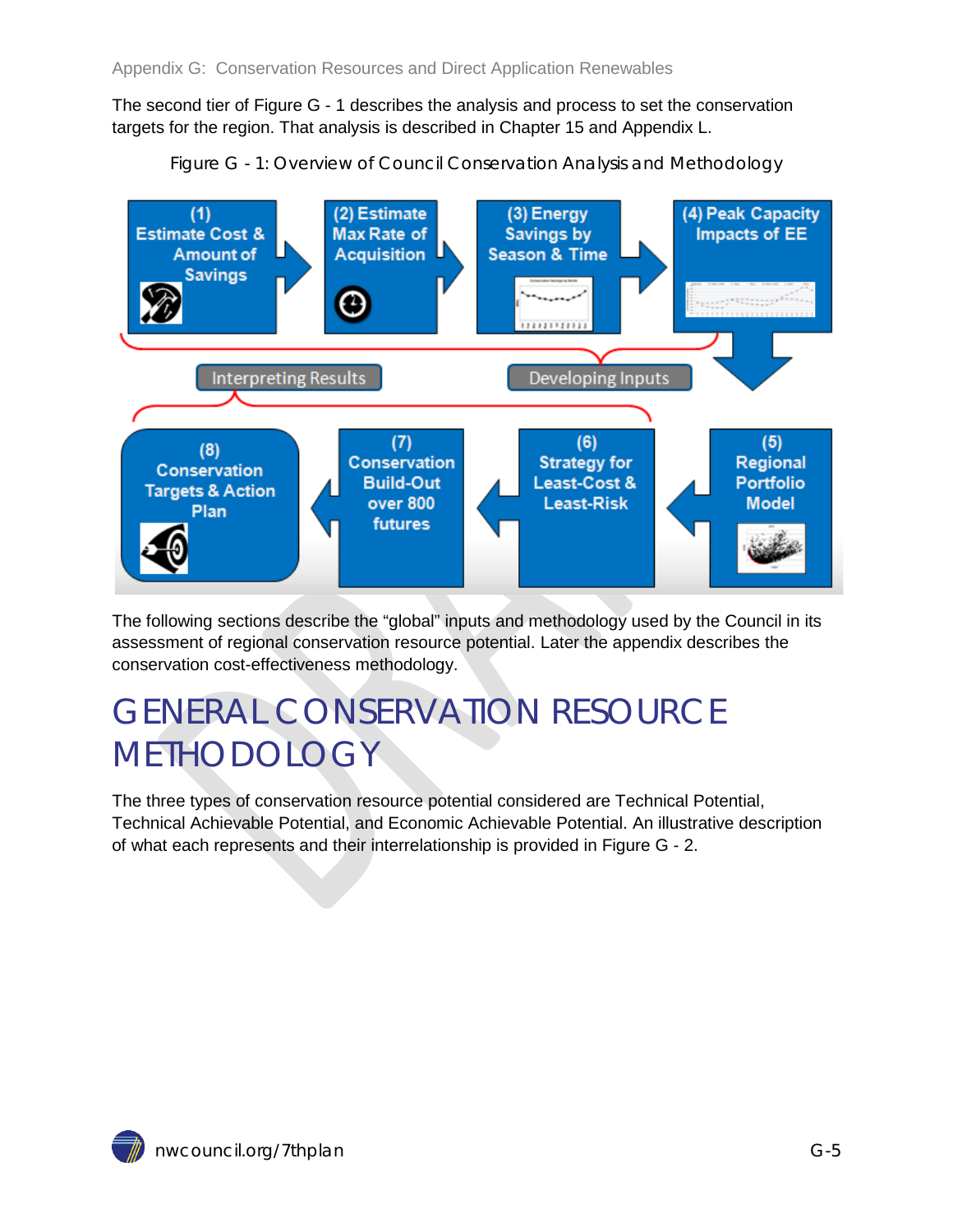The second tier of Figure G - 1 describes the analysis and process to set the conservation targets for the region. That analysis is described in Chapter 15 and Appendix L.

Figure G - 1: Overview of Council Conservation Analysis and Methodology

(1) Estimate Cost & Amount of Savings → (2) Estimate Max Rate of Acquisition → (3) Energy Savings by Season & Time → (4) Peak Capacity Impacts of EE

Interpreting Results | Developing Inputs

(5) Regional Portfolio Model → (6) Strategy for Least-Cost & Least-Risk → (7) Conservation Build-Out over 800 futures → (8) Conservation Targets & Action Plan

The following sections describe the "global" inputs and methodology used by the Council in its assessment of regional conservation resource potential. Later the appendix describes the conservation cost-effectiveness methodology.

# GENERAL CONSERVATION RESOURCE METHODOLOGY

The three types of conservation resource potential considered are Technical Potential, Technical Achievable Potential, and Economic Achievable Potential. An illustrative description of what each represents and their interrelationship is provided in Figure G - 2.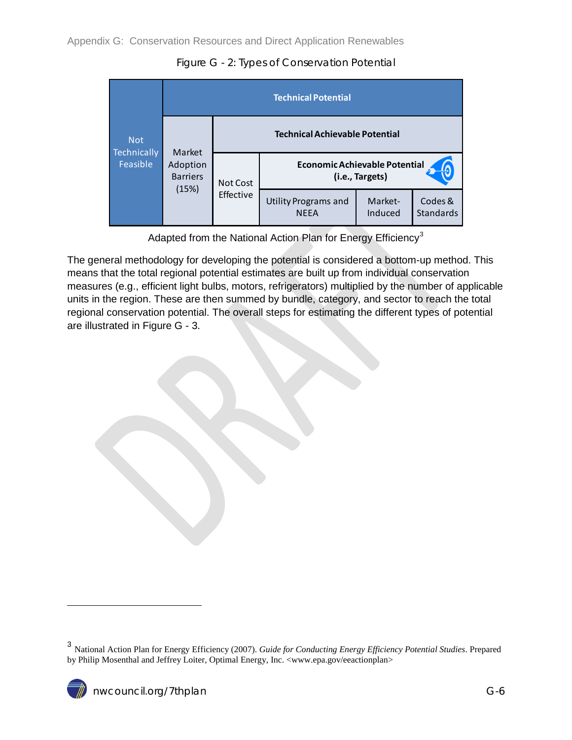Figure G - 2: Types of Conservation Potential

| Not Technically Feasible | Technical Potential | | | | |
|---|---|---|---|---|---|
| | Market Adoption Barriers (15%) | Technical Achievable Potential | | | |
| | | Not Cost Effective | Economic Achievable Potential (i.e., Targets) | | |
| | | | Utility Programs and NEEA | Market-Induced | Codes & Standards |

Adapted from the National Action Plan for Energy Efficiency[3]

The general methodology for developing the potential is considered a bottom-up method. This means that the total regional potential estimates are built up from individual conservation measures (e.g., efficient light bulbs, motors, refrigerators) multiplied by the number of applicable units in the region. These are then summed by bundle, category, and sector to reach the total regional conservation potential. The overall steps for estimating the different types of potential are illustrated in Figure G - 3.

---

[3] National Action Plan for Energy Efficiency (2007). *Guide for Conducting Energy Efficiency Potential Studies*. Prepared by Philip Mosenthal and Jeffrey Loiter, Optimal Energy, Inc. <www.epa.gov/eeactionplan>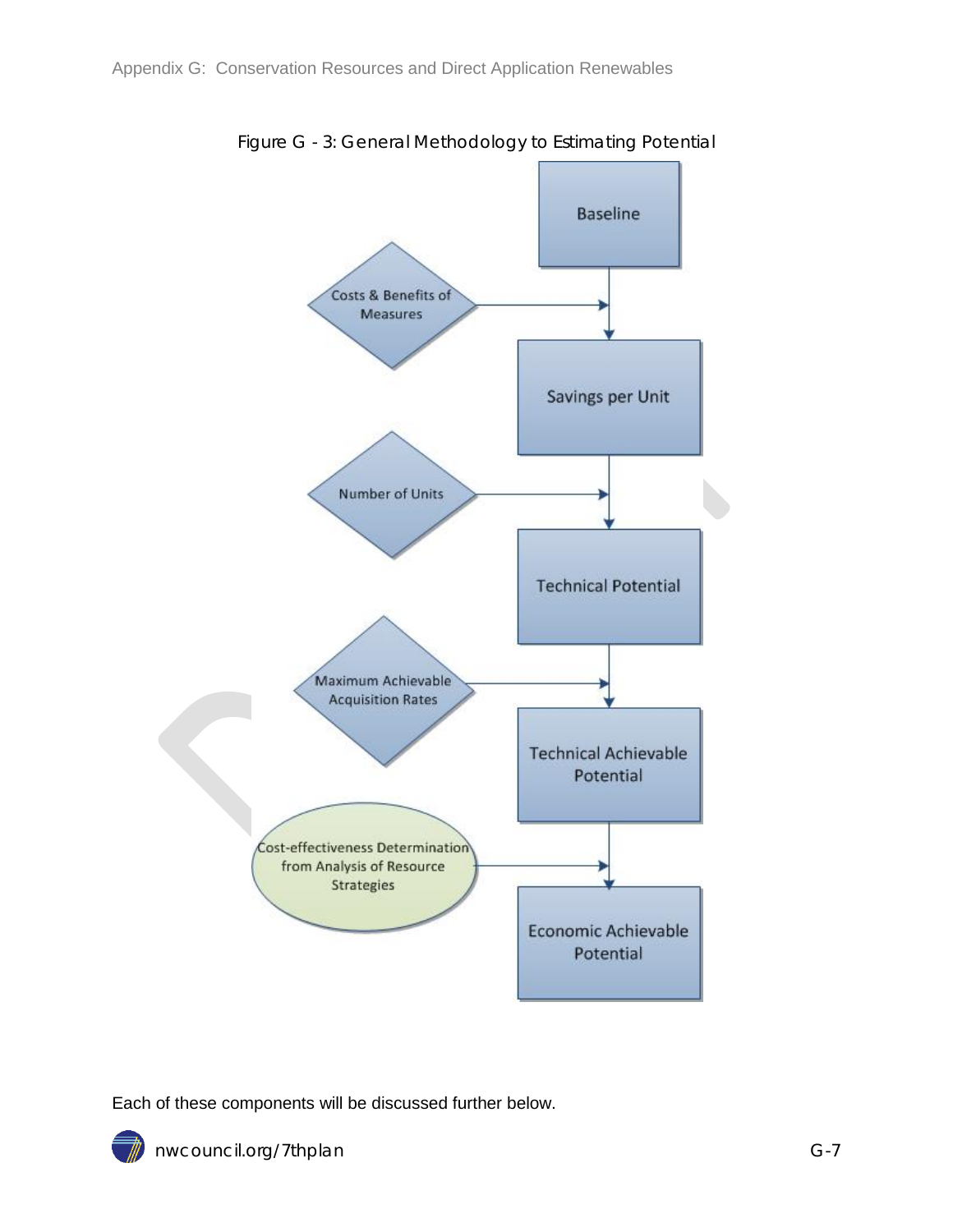Figure G - 3: General Methodology to Estimating Potential

Baseline

Costs & Benefits of Measures

Savings per Unit

Number of Units

Technical Potential

Maximum Achievable Acquisition Rates

Technical Achievable Potential

Cost-effectiveness Determination from Analysis of Resource Strategies

Economic Achievable Potential

Each of these components will be discussed further below.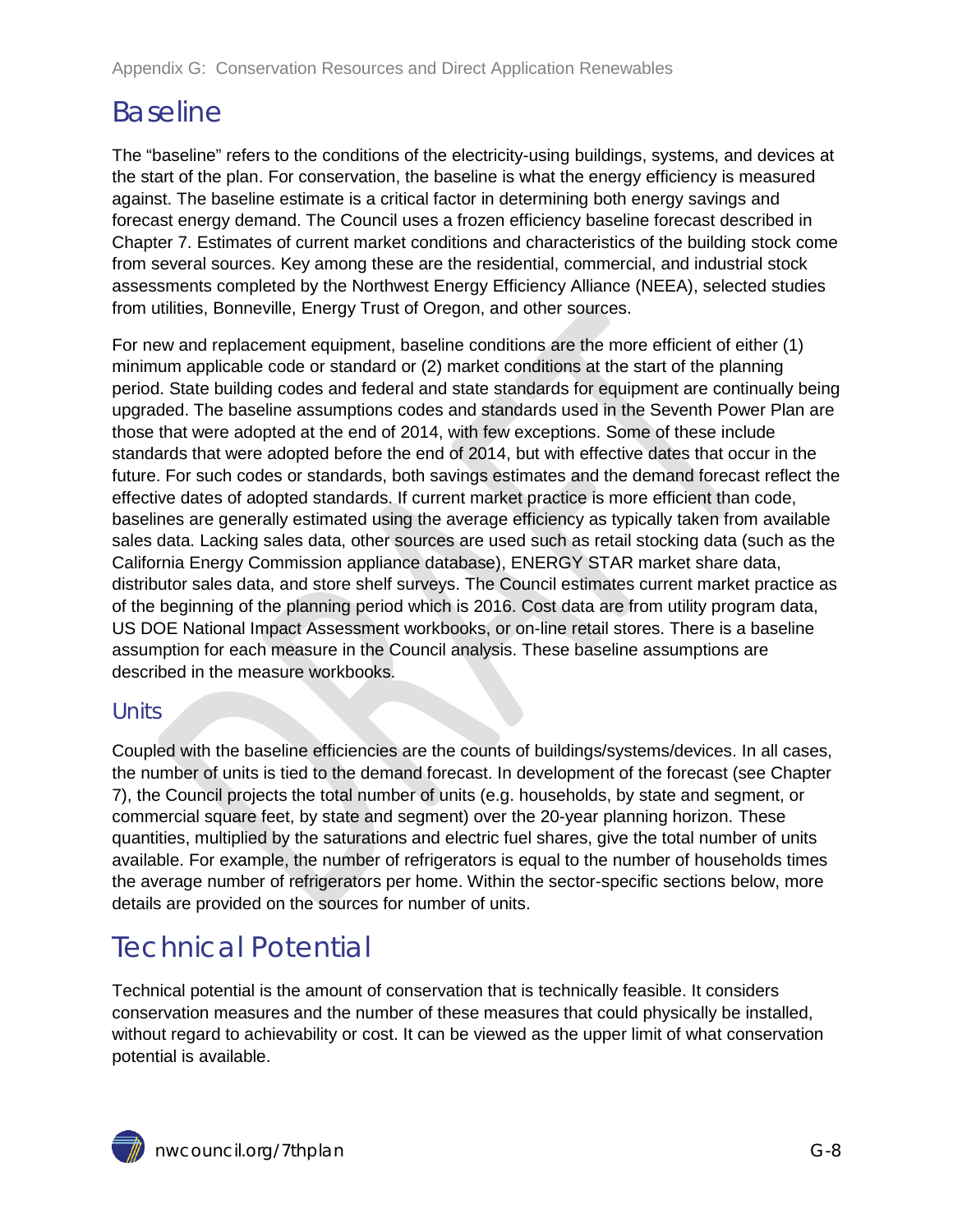## Baseline

The "baseline" refers to the conditions of the electricity-using buildings, systems, and devices at the start of the plan. For conservation, the baseline is what the energy efficiency is measured against. The baseline estimate is a critical factor in determining both energy savings and forecast energy demand. The Council uses a frozen efficiency baseline forecast described in Chapter 7. Estimates of current market conditions and characteristics of the building stock come from several sources. Key among these are the residential, commercial, and industrial stock assessments completed by the Northwest Energy Efficiency Alliance (NEEA), selected studies from utilities, Bonneville, Energy Trust of Oregon, and other sources.

For new and replacement equipment, baseline conditions are the more efficient of either (1) minimum applicable code or standard or (2) market conditions at the start of the planning period. State building codes and federal and state standards for equipment are continually being upgraded. The baseline assumptions codes and standards used in the Seventh Power Plan are those that were adopted at the end of 2014, with few exceptions. Some of these include standards that were adopted before the end of 2014, but with effective dates that occur in the future. For such codes or standards, both savings estimates and the demand forecast reflect the effective dates of adopted standards. If current market practice is more efficient than code, baselines are generally estimated using the average efficiency as typically taken from available sales data. Lacking sales data, other sources are used such as retail stocking data (such as the California Energy Commission appliance database), ENERGY STAR market share data, distributor sales data, and store shelf surveys. The Council estimates current market practice as of the beginning of the planning period which is 2016. Cost data are from utility program data, US DOE National Impact Assessment workbooks, or on-line retail stores. There is a baseline assumption for each measure in the Council analysis. These baseline assumptions are described in the measure workbooks.

### Units

Coupled with the baseline efficiencies are the counts of buildings/systems/devices. In all cases, the number of units is tied to the demand forecast. In development of the forecast (see Chapter 7), the Council projects the total number of units (e.g. households, by state and segment, or commercial square feet, by state and segment) over the 20-year planning horizon. These quantities, multiplied by the saturations and electric fuel shares, give the total number of units available. For example, the number of refrigerators is equal to the number of households times the average number of refrigerators per home. Within the sector-specific sections below, more details are provided on the sources for number of units.

## Technical Potential

Technical potential is the amount of conservation that is technically feasible. It considers conservation measures and the number of these measures that could physically be installed, without regard to achievability or cost. It can be viewed as the upper limit of what conservation potential is available.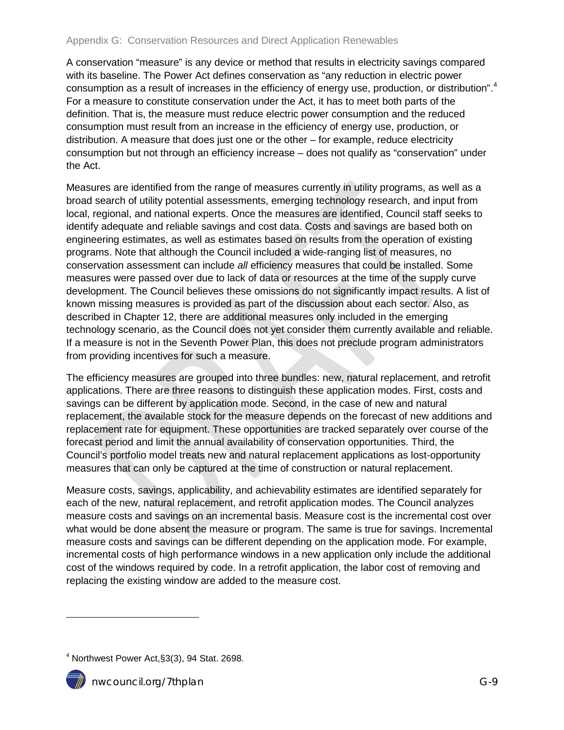A conservation "measure" is any device or method that results in electricity savings compared with its baseline. The Power Act defines conservation as "any reduction in electric power consumption as a result of increases in the efficiency of energy use, production, or distribution".[4] For a measure to constitute conservation under the Act, it has to meet both parts of the definition. That is, the measure must reduce electric power consumption and the reduced consumption must result from an increase in the efficiency of energy use, production, or distribution. A measure that does just one or the other – for example, reduce electricity consumption but not through an efficiency increase – does not qualify as "conservation" under the Act.

Measures are identified from the range of measures currently in utility programs, as well as a broad search of utility potential assessments, emerging technology research, and input from local, regional, and national experts. Once the measures are identified, Council staff seeks to identify adequate and reliable savings and cost data. Costs and savings are based both on engineering estimates, as well as estimates based on results from the operation of existing programs. Note that although the Council included a wide-ranging list of measures, no conservation assessment can include *all* efficiency measures that could be installed. Some measures were passed over due to lack of data or resources at the time of the supply curve development. The Council believes these omissions do not significantly impact results. A list of known missing measures is provided as part of the discussion about each sector. Also, as described in Chapter 12, there are additional measures only included in the emerging technology scenario, as the Council does not yet consider them currently available and reliable. If a measure is not in the Seventh Power Plan, this does not preclude program administrators from providing incentives for such a measure.

The efficiency measures are grouped into three bundles: new, natural replacement, and retrofit applications. There are three reasons to distinguish these application modes. First, costs and savings can be different by application mode. Second, in the case of new and natural replacement, the available stock for the measure depends on the forecast of new additions and replacement rate for equipment. These opportunities are tracked separately over course of the forecast period and limit the annual availability of conservation opportunities. Third, the Council's portfolio model treats new and natural replacement applications as lost-opportunity measures that can only be captured at the time of construction or natural replacement.

Measure costs, savings, applicability, and achievability estimates are identified separately for each of the new, natural replacement, and retrofit application modes. The Council analyzes measure costs and savings on an incremental basis. Measure cost is the incremental cost over what would be done absent the measure or program. The same is true for savings. Incremental measure costs and savings can be different depending on the application mode. For example, incremental costs of high performance windows in a new application only include the additional cost of the windows required by code. In a retrofit application, the labor cost of removing and replacing the existing window are added to the measure cost.

[4] Northwest Power Act,§3(3), 94 Stat. 2698.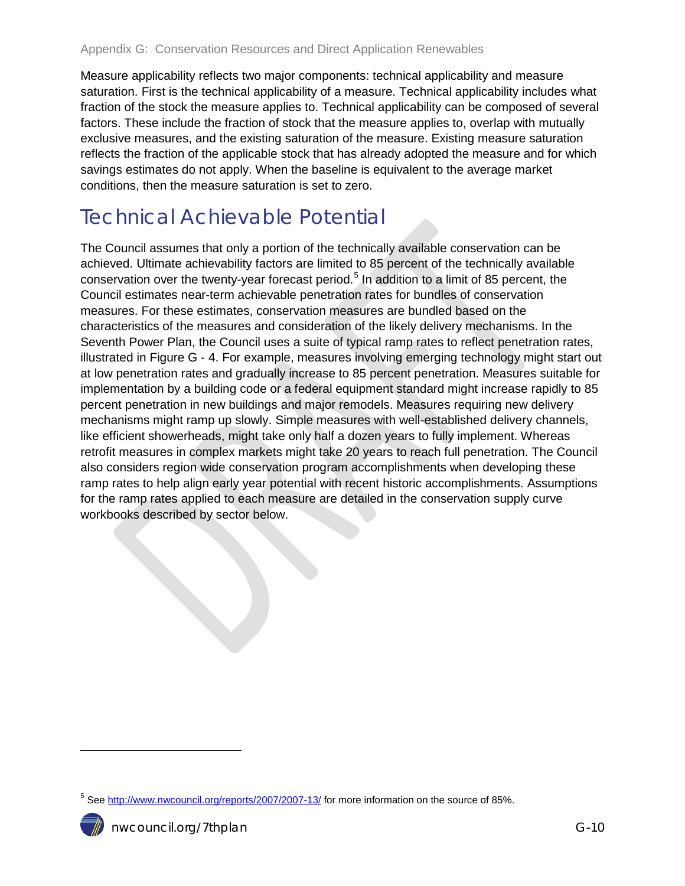Measure applicability reflects two major components: technical applicability and measure saturation. First is the technical applicability of a measure. Technical applicability includes what fraction of the stock the measure applies to. Technical applicability can be composed of several factors. These include the fraction of stock that the measure applies to, overlap with mutually exclusive measures, and the existing saturation of the measure. Existing measure saturation reflects the fraction of the applicable stock that has already adopted the measure and for which savings estimates do not apply. When the baseline is equivalent to the average market conditions, then the measure saturation is set to zero.

## Technical Achievable Potential

The Council assumes that only a portion of the technically available conservation can be achieved. Ultimate achievability factors are limited to 85 percent of the technically available conservation over the twenty-year forecast period.[5] In addition to a limit of 85 percent, the Council estimates near-term achievable penetration rates for bundles of conservation measures. For these estimates, conservation measures are bundled based on the characteristics of the measures and consideration of the likely delivery mechanisms. In the Seventh Power Plan, the Council uses a suite of typical ramp rates to reflect penetration rates, illustrated in Figure G - 4. For example, measures involving emerging technology might start out at low penetration rates and gradually increase to 85 percent penetration. Measures suitable for implementation by a building code or a federal equipment standard might increase rapidly to 85 percent penetration in new buildings and major remodels. Measures requiring new delivery mechanisms might ramp up slowly. Simple measures with well-established delivery channels, like efficient showerheads, might take only half a dozen years to fully implement. Whereas retrofit measures in complex markets might take 20 years to reach full penetration. The Council also considers region wide conservation program accomplishments when developing these ramp rates to help align early year potential with recent historic accomplishments. Assumptions for the ramp rates applied to each measure are detailed in the conservation supply curve workbooks described by sector below.

---

[5] See http://www.nwcouncil.org/reports/2007/2007-13/ for more information on the source of 85%.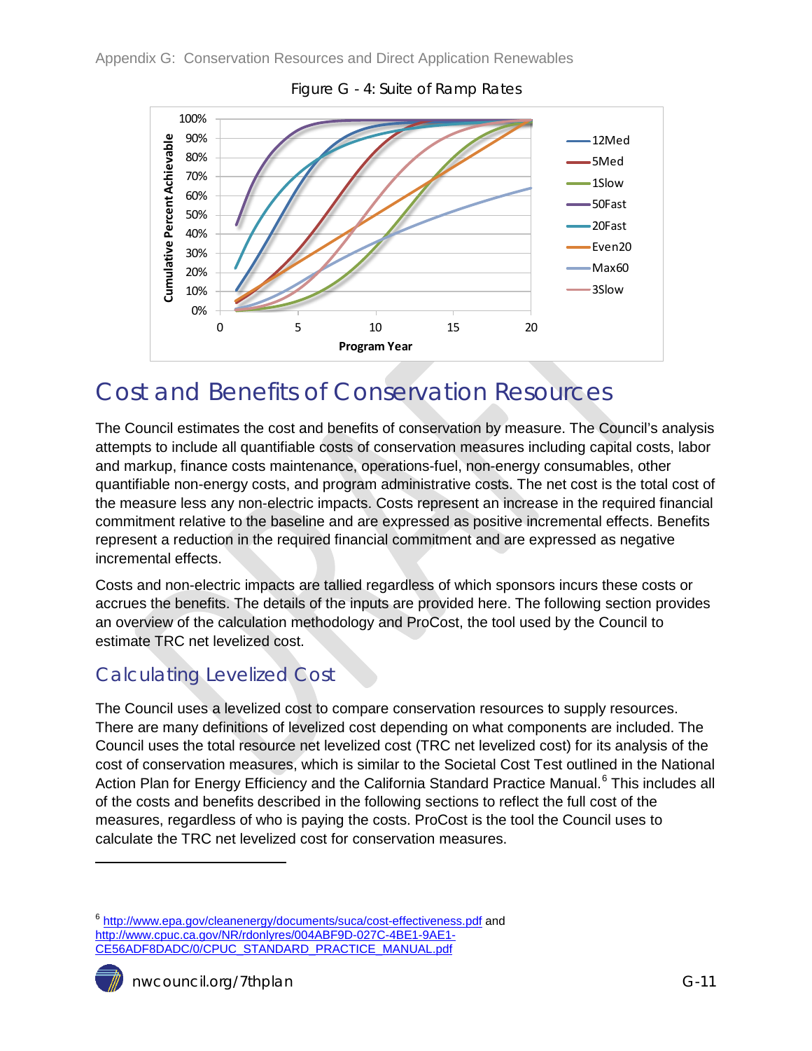Figure G - 4: Suite of Ramp Rates

# Cost and Benefits of Conservation Resources

The Council estimates the cost and benefits of conservation by measure. The Council's analysis attempts to include all quantifiable costs of conservation measures including capital costs, labor and markup, finance costs maintenance, operations-fuel, non-energy consumables, other quantifiable non-energy costs, and program administrative costs. The net cost is the total cost of the measure less any non-electric impacts. Costs represent an increase in the required financial commitment relative to the baseline and are expressed as positive incremental effects. Benefits represent a reduction in the required financial commitment and are expressed as negative incremental effects.

Costs and non-electric impacts are tallied regardless of which sponsors incurs these costs or accrues the benefits. The details of the inputs are provided here. The following section provides an overview of the calculation methodology and ProCost, the tool used by the Council to estimate TRC net levelized cost.

## Calculating Levelized Cost

The Council uses a levelized cost to compare conservation resources to supply resources. There are many definitions of levelized cost depending on what components are included. The Council uses the total resource net levelized cost (TRC net levelized cost) for its analysis of the cost of conservation measures, which is similar to the Societal Cost Test outlined in the National Action Plan for Energy Efficiency and the California Standard Practice Manual.[6] This includes all of the costs and benefits described in the following sections to reflect the full cost of the measures, regardless of who is paying the costs. ProCost is the tool the Council uses to calculate the TRC net levelized cost for conservation measures.

---

[6] http://www.epa.gov/cleanenergy/documents/suca/cost-effectiveness.pdf and http://www.cpuc.ca.gov/NR/rdonlyres/004ABF9D-027C-4BE1-9AE1-CE56ADF8DADC/0/CPUC_STANDARD_PRACTICE_MANUAL.pdf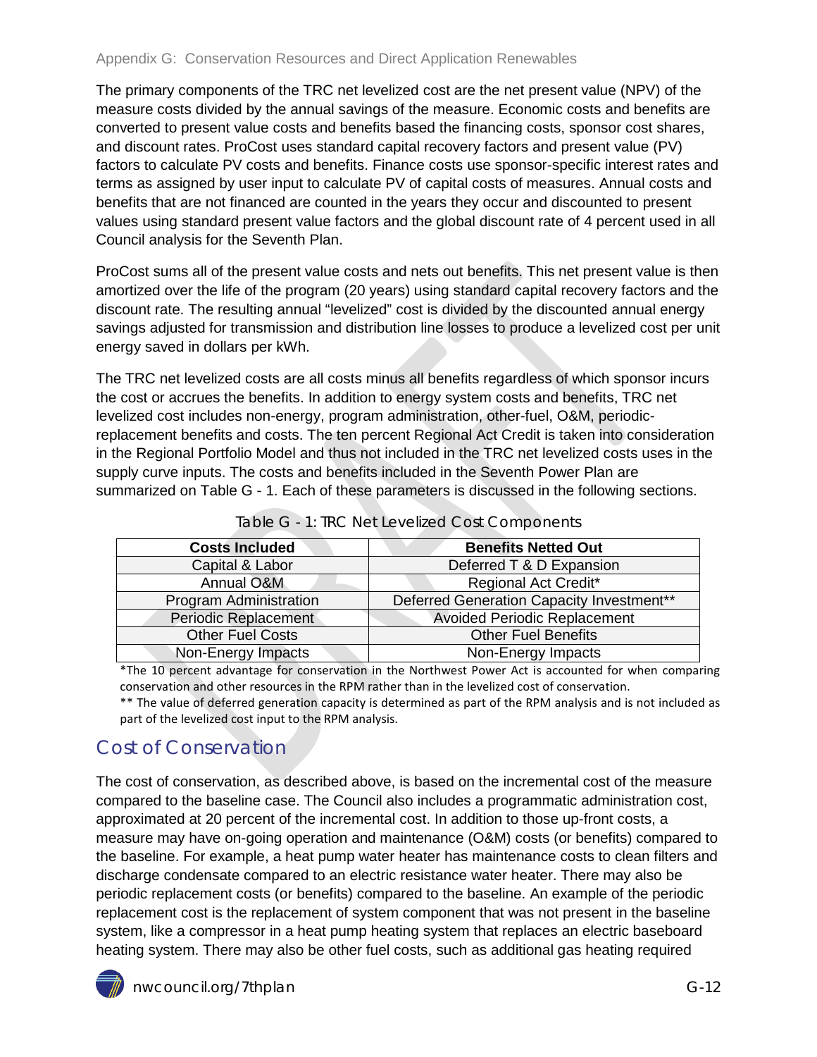The primary components of the TRC net levelized cost are the net present value (NPV) of the measure costs divided by the annual savings of the measure. Economic costs and benefits are converted to present value costs and benefits based the financing costs, sponsor cost shares, and discount rates. ProCost uses standard capital recovery factors and present value (PV) factors to calculate PV costs and benefits. Finance costs use sponsor-specific interest rates and terms as assigned by user input to calculate PV of capital costs of measures. Annual costs and benefits that are not financed are counted in the years they occur and discounted to present values using standard present value factors and the global discount rate of 4 percent used in all Council analysis for the Seventh Plan.

ProCost sums all of the present value costs and nets out benefits. This net present value is then amortized over the life of the program (20 years) using standard capital recovery factors and the discount rate. The resulting annual "levelized" cost is divided by the discounted annual energy savings adjusted for transmission and distribution line losses to produce a levelized cost per unit energy saved in dollars per kWh.

The TRC net levelized costs are all costs minus all benefits regardless of which sponsor incurs the cost or accrues the benefits. In addition to energy system costs and benefits, TRC net levelized cost includes non-energy, program administration, other-fuel, O&M, periodic-replacement benefits and costs. The ten percent Regional Act Credit is taken into consideration in the Regional Portfolio Model and thus not included in the TRC net levelized costs uses in the supply curve inputs. The costs and benefits included in the Seventh Power Plan are summarized on Table G - 1. Each of these parameters is discussed in the following sections.

Table G - 1: TRC Net Levelized Cost Components

| Costs Included | Benefits Netted Out |
|---|---|
| Capital & Labor | Deferred T & D Expansion |
| Annual O&M | Regional Act Credit* |
| Program Administration | Deferred Generation Capacity Investment** |
| Periodic Replacement | Avoided Periodic Replacement |
| Other Fuel Costs | Other Fuel Benefits |
| Non-Energy Impacts | Non-Energy Impacts |

*The 10 percent advantage for conservation in the Northwest Power Act is accounted for when comparing conservation and other resources in the RPM rather than in the levelized cost of conservation.

** The value of deferred generation capacity is determined as part of the RPM analysis and is not included as part of the levelized cost input to the RPM analysis.

## Cost of Conservation

The cost of conservation, as described above, is based on the incremental cost of the measure compared to the baseline case. The Council also includes a programmatic administration cost, approximated at 20 percent of the incremental cost. In addition to those up-front costs, a measure may have on-going operation and maintenance (O&M) costs (or benefits) compared to the baseline. For example, a heat pump water heater has maintenance costs to clean filters and discharge condensate compared to an electric resistance water heater. There may also be periodic replacement costs (or benefits) compared to the baseline. An example of the periodic replacement cost is the replacement of system component that was not present in the baseline system, like a compressor in a heat pump heating system that replaces an electric baseboard heating system. There may also be other fuel costs, such as additional gas heating required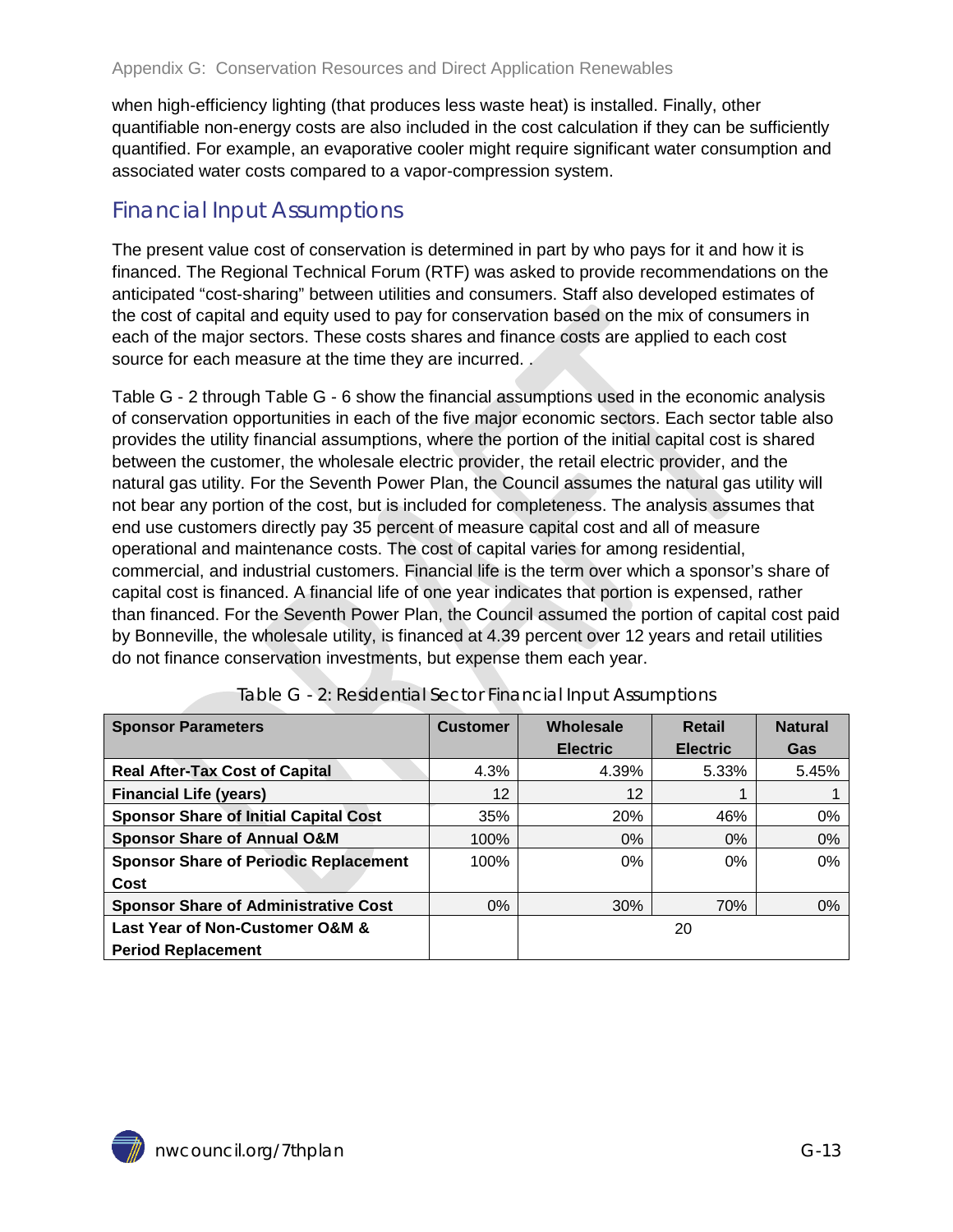when high-efficiency lighting (that produces less waste heat) is installed. Finally, other quantifiable non-energy costs are also included in the cost calculation if they can be sufficiently quantified. For example, an evaporative cooler might require significant water consumption and associated water costs compared to a vapor-compression system.

## Financial Input Assumptions

The present value cost of conservation is determined in part by who pays for it and how it is financed. The Regional Technical Forum (RTF) was asked to provide recommendations on the anticipated "cost-sharing" between utilities and consumers. Staff also developed estimates of the cost of capital and equity used to pay for conservation based on the mix of consumers in each of the major sectors. These costs shares and finance costs are applied to each cost source for each measure at the time they are incurred. .

Table G - 2 through Table G - 6 show the financial assumptions used in the economic analysis of conservation opportunities in each of the five major economic sectors. Each sector table also provides the utility financial assumptions, where the portion of the initial capital cost is shared between the customer, the wholesale electric provider, the retail electric provider, and the natural gas utility. For the Seventh Power Plan, the Council assumes the natural gas utility will not bear any portion of the cost, but is included for completeness. The analysis assumes that end use customers directly pay 35 percent of measure capital cost and all of measure operational and maintenance costs. The cost of capital varies for among residential, commercial, and industrial customers. Financial life is the term over which a sponsor's share of capital cost is financed. A financial life of one year indicates that portion is expensed, rather than financed. For the Seventh Power Plan, the Council assumed the portion of capital cost paid by Bonneville, the wholesale utility, is financed at 4.39 percent over 12 years and retail utilities do not finance conservation investments, but expense them each year.

Table G - 2: Residential Sector Financial Input Assumptions

| Sponsor Parameters | Customer | Wholesale Electric | Retail Electric | Natural Gas |
|---|---|---|---|---|
| **Real After-Tax Cost of Capital** | 4.3% | 4.39% | 5.33% | 5.45% |
| **Financial Life (years)** | 12 | 12 | 1 | 1 |
| **Sponsor Share of Initial Capital Cost** | 35% | 20% | 46% | 0% |
| **Sponsor Share of Annual O&M** | 100% | 0% | 0% | 0% |
| **Sponsor Share of Periodic Replacement Cost** | 100% | 0% | 0% | 0% |
| **Sponsor Share of Administrative Cost** | 0% | 30% | 70% | 0% |
| **Last Year of Non-Customer O&M & Period Replacement** | | 20 | | |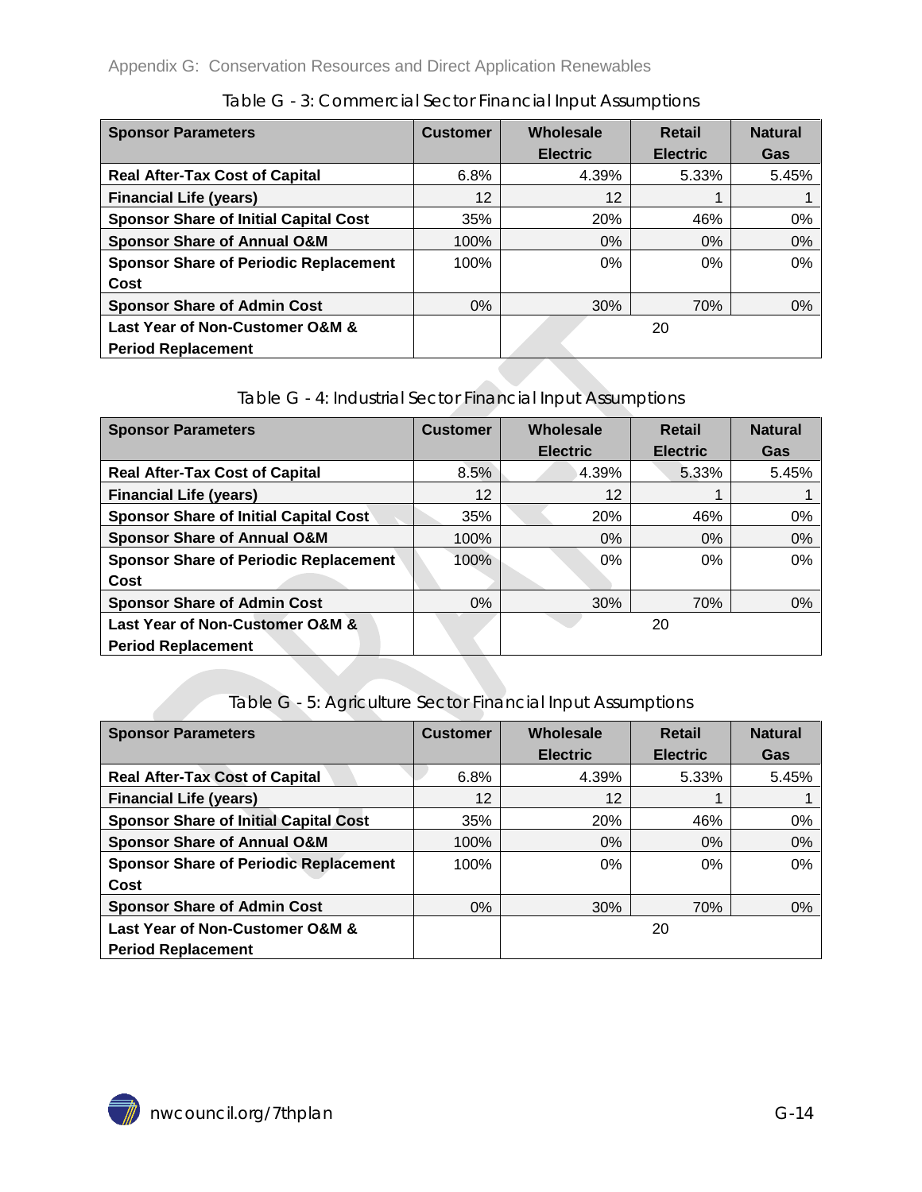Table G - 3: Commercial Sector Financial Input Assumptions

| Sponsor Parameters | Customer | Wholesale Electric | Retail Electric | Natural Gas |
|---|---|---|---|---|
| **Real After-Tax Cost of Capital** | 6.8% | 4.39% | 5.33% | 5.45% |
| **Financial Life (years)** | 12 | 12 | 1 | 1 |
| **Sponsor Share of Initial Capital Cost** | 35% | 20% | 46% | 0% |
| **Sponsor Share of Annual O&M** | 100% | 0% | 0% | 0% |
| **Sponsor Share of Periodic Replacement Cost** | 100% | 0% | 0% | 0% |
| **Sponsor Share of Admin Cost** | 0% | 30% | 70% | 0% |
| **Last Year of Non-Customer O&M & Period Replacement** | | 20 | | |

Table G - 4: Industrial Sector Financial Input Assumptions

| Sponsor Parameters | Customer | Wholesale Electric | Retail Electric | Natural Gas |
|---|---|---|---|---|
| **Real After-Tax Cost of Capital** | 8.5% | 4.39% | 5.33% | 5.45% |
| **Financial Life (years)** | 12 | 12 | 1 | 1 |
| **Sponsor Share of Initial Capital Cost** | 35% | 20% | 46% | 0% |
| **Sponsor Share of Annual O&M** | 100% | 0% | 0% | 0% |
| **Sponsor Share of Periodic Replacement Cost** | 100% | 0% | 0% | 0% |
| **Sponsor Share of Admin Cost** | 0% | 30% | 70% | 0% |
| **Last Year of Non-Customer O&M & Period Replacement** | | 20 | | |

Table G - 5: Agriculture Sector Financial Input Assumptions

| Sponsor Parameters | Customer | Wholesale Electric | Retail Electric | Natural Gas |
|---|---|---|---|---|
| **Real After-Tax Cost of Capital** | 6.8% | 4.39% | 5.33% | 5.45% |
| **Financial Life (years)** | 12 | 12 | 1 | 1 |
| **Sponsor Share of Initial Capital Cost** | 35% | 20% | 46% | 0% |
| **Sponsor Share of Annual O&M** | 100% | 0% | 0% | 0% |
| **Sponsor Share of Periodic Replacement Cost** | 100% | 0% | 0% | 0% |
| **Sponsor Share of Admin Cost** | 0% | 30% | 70% | 0% |
| **Last Year of Non-Customer O&M & Period Replacement** | | 20 | | |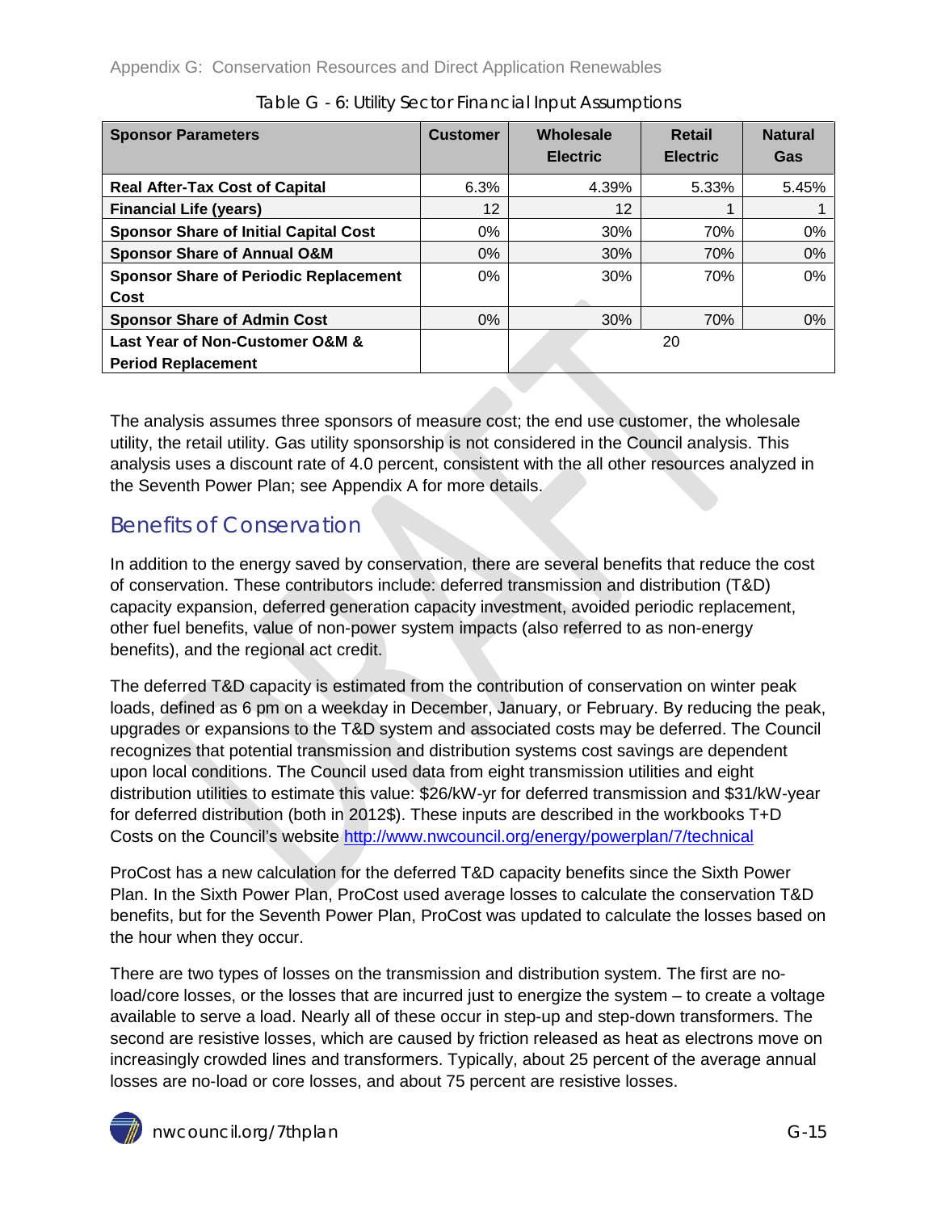Table G - 6: Utility Sector Financial Input Assumptions

| Sponsor Parameters | Customer | Wholesale Electric | Retail Electric | Natural Gas |
|---|---|---|---|---|
| **Real After-Tax Cost of Capital** | 6.3% | 4.39% | 5.33% | 5.45% |
| **Financial Life (years)** | 12 | 12 | 1 | 1 |
| **Sponsor Share of Initial Capital Cost** | 0% | 30% | 70% | 0% |
| **Sponsor Share of Annual O&M** | 0% | 30% | 70% | 0% |
| **Sponsor Share of Periodic Replacement Cost** | 0% | 30% | 70% | 0% |
| **Sponsor Share of Admin Cost** | 0% | 30% | 70% | 0% |
| **Last Year of Non-Customer O&M & Period Replacement** | | 20 | | |

The analysis assumes three sponsors of measure cost; the end use customer, the wholesale utility, the retail utility. Gas utility sponsorship is not considered in the Council analysis. This analysis uses a discount rate of 4.0 percent, consistent with the all other resources analyzed in the Seventh Power Plan; see Appendix A for more details.

## Benefits of Conservation

In addition to the energy saved by conservation, there are several benefits that reduce the cost of conservation. These contributors include: deferred transmission and distribution (T&D) capacity expansion, deferred generation capacity investment, avoided periodic replacement, other fuel benefits, value of non-power system impacts (also referred to as non-energy benefits), and the regional act credit.

The deferred T&D capacity is estimated from the contribution of conservation on winter peak loads, defined as 6 pm on a weekday in December, January, or February. By reducing the peak, upgrades or expansions to the T&D system and associated costs may be deferred. The Council recognizes that potential transmission and distribution systems cost savings are dependent upon local conditions. The Council used data from eight transmission utilities and eight distribution utilities to estimate this value: $26/kW-yr for deferred transmission and $31/kW-year for deferred distribution (both in 2012$). These inputs are described in the workbooks T+D Costs on the Council's website http://www.nwcouncil.org/energy/powerplan/7/technical

ProCost has a new calculation for the deferred T&D capacity benefits since the Sixth Power Plan. In the Sixth Power Plan, ProCost used average losses to calculate the conservation T&D benefits, but for the Seventh Power Plan, ProCost was updated to calculate the losses based on the hour when they occur.

There are two types of losses on the transmission and distribution system. The first are no-load/core losses, or the losses that are incurred just to energize the system – to create a voltage available to serve a load. Nearly all of these occur in step-up and step-down transformers. The second are resistive losses, which are caused by friction released as heat as electrons move on increasingly crowded lines and transformers. Typically, about 25 percent of the average annual losses are no-load or core losses, and about 75 percent are resistive losses.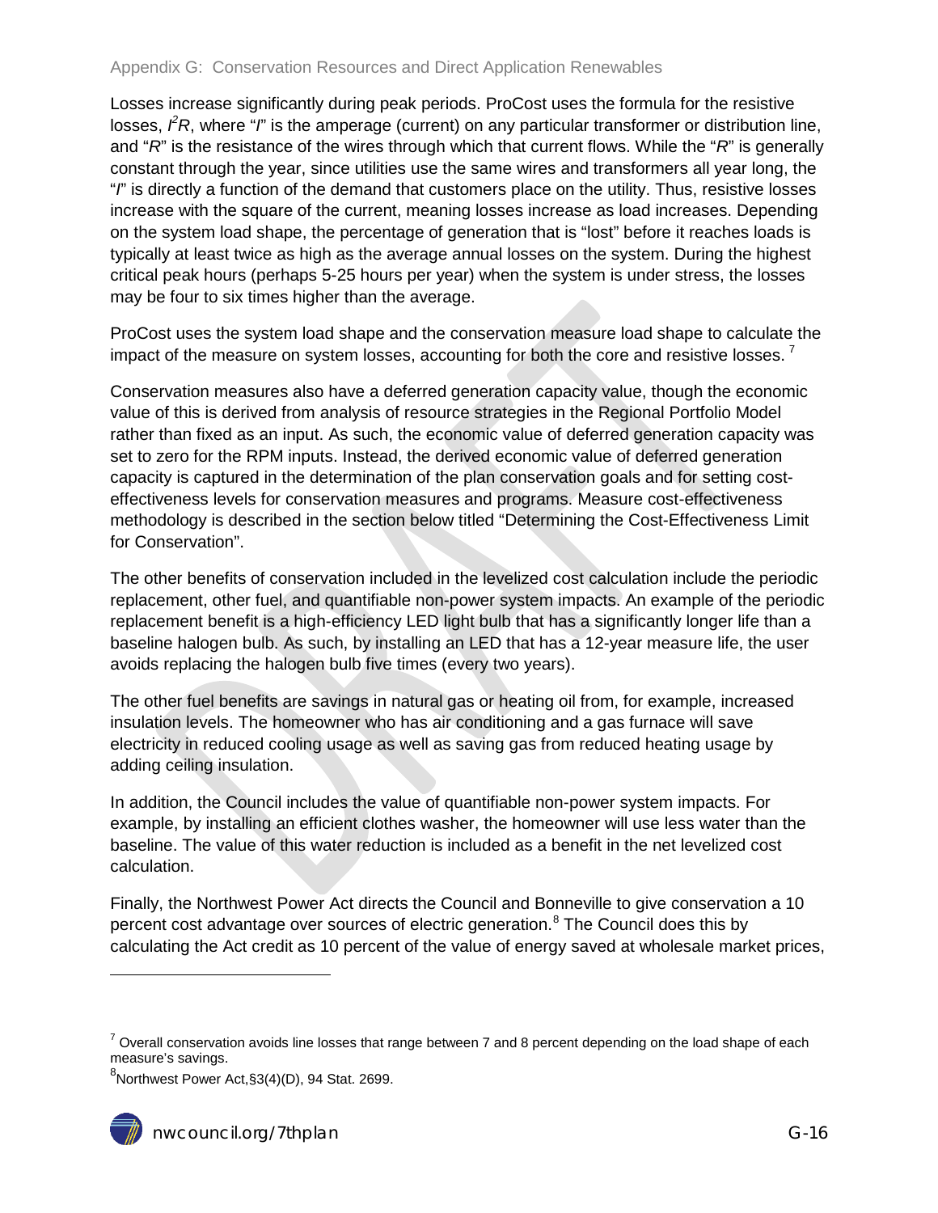Losses increase significantly during peak periods. ProCost uses the formula for the resistive losses, $I^2R$, where "$I$" is the amperage (current) on any particular transformer or distribution line, and "$R$" is the resistance of the wires through which that current flows. While the "$R$" is generally constant through the year, since utilities use the same wires and transformers all year long, the "$I$" is directly a function of the demand that customers place on the utility. Thus, resistive losses increase with the square of the current, meaning losses increase as load increases. Depending on the system load shape, the percentage of generation that is "lost" before it reaches loads is typically at least twice as high as the average annual losses on the system. During the highest critical peak hours (perhaps 5-25 hours per year) when the system is under stress, the losses may be four to six times higher than the average.

ProCost uses the system load shape and the conservation measure load shape to calculate the impact of the measure on system losses, accounting for both the core and resistive losses.[7]

Conservation measures also have a deferred generation capacity value, though the economic value of this is derived from analysis of resource strategies in the Regional Portfolio Model rather than fixed as an input. As such, the economic value of deferred generation capacity was set to zero for the RPM inputs. Instead, the derived economic value of deferred generation capacity is captured in the determination of the plan conservation goals and for setting cost-effectiveness levels for conservation measures and programs. Measure cost-effectiveness methodology is described in the section below titled "Determining the Cost-Effectiveness Limit for Conservation".

The other benefits of conservation included in the levelized cost calculation include the periodic replacement, other fuel, and quantifiable non-power system impacts. An example of the periodic replacement benefit is a high-efficiency LED light bulb that has a significantly longer life than a baseline halogen bulb. As such, by installing an LED that has a 12-year measure life, the user avoids replacing the halogen bulb five times (every two years).

The other fuel benefits are savings in natural gas or heating oil from, for example, increased insulation levels. The homeowner who has air conditioning and a gas furnace will save electricity in reduced cooling usage as well as saving gas from reduced heating usage by adding ceiling insulation.

In addition, the Council includes the value of quantifiable non-power system impacts. For example, by installing an efficient clothes washer, the homeowner will use less water than the baseline. The value of this water reduction is included as a benefit in the net levelized cost calculation.

Finally, the Northwest Power Act directs the Council and Bonneville to give conservation a 10 percent cost advantage over sources of electric generation.[8] The Council does this by calculating the Act credit as 10 percent of the value of energy saved at wholesale market prices,

---

[7] Overall conservation avoids line losses that range between 7 and 8 percent depending on the load shape of each measure's savings.

[8] Northwest Power Act,§3(4)(D), 94 Stat. 2699.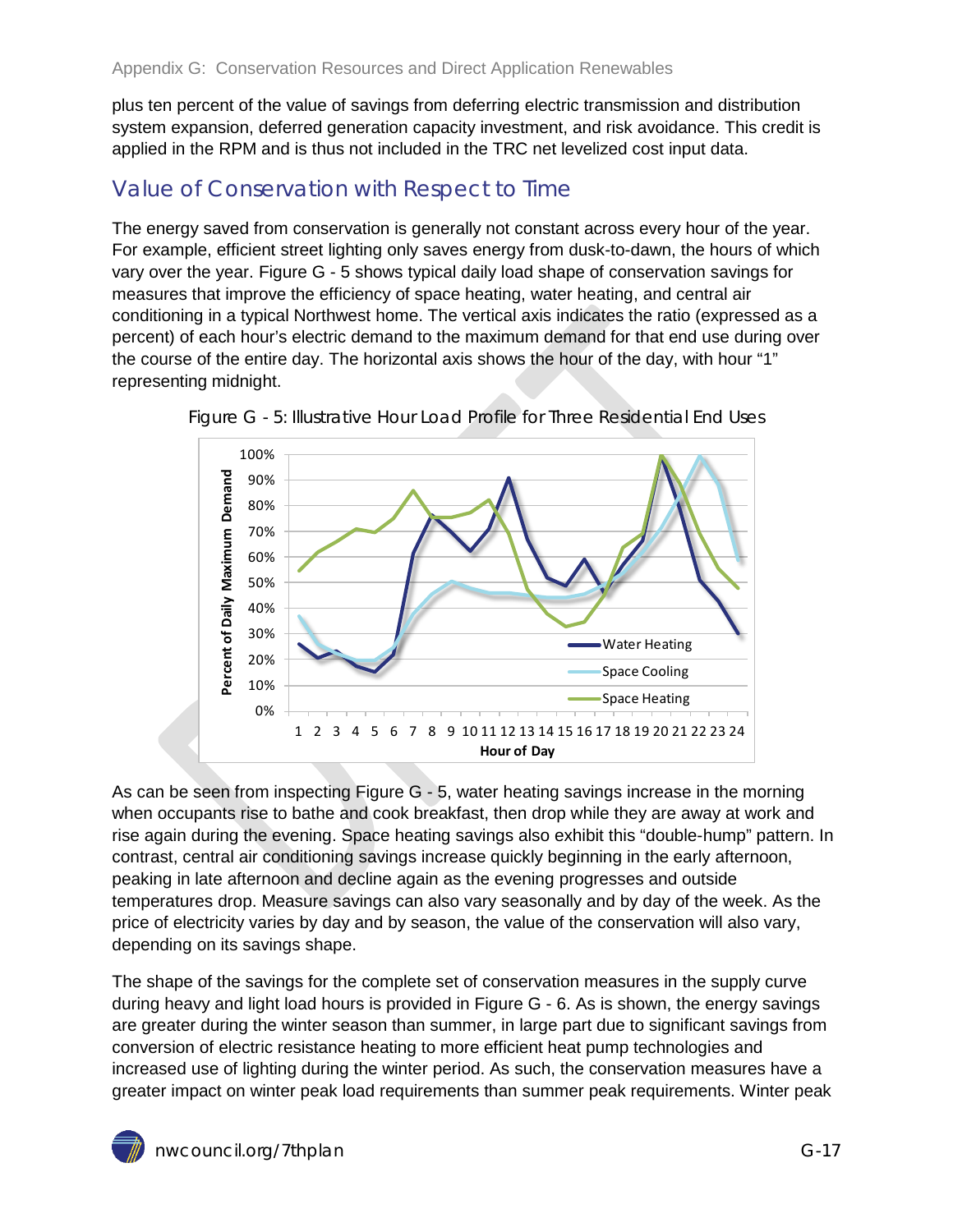plus ten percent of the value of savings from deferring electric transmission and distribution system expansion, deferred generation capacity investment, and risk avoidance. This credit is applied in the RPM and is thus not included in the TRC net levelized cost input data.

## Value of Conservation with Respect to Time

The energy saved from conservation is generally not constant across every hour of the year. For example, efficient street lighting only saves energy from dusk-to-dawn, the hours of which vary over the year. Figure G - 5 shows typical daily load shape of conservation savings for measures that improve the efficiency of space heating, water heating, and central air conditioning in a typical Northwest home. The vertical axis indicates the ratio (expressed as a percent) of each hour's electric demand to the maximum demand for that end use during over the course of the entire day. The horizontal axis shows the hour of the day, with hour "1" representing midnight.

Figure G - 5: Illustrative Hour Load Profile for Three Residential End Uses

As can be seen from inspecting Figure G - 5, water heating savings increase in the morning when occupants rise to bathe and cook breakfast, then drop while they are away at work and rise again during the evening. Space heating savings also exhibit this "double-hump" pattern. In contrast, central air conditioning savings increase quickly beginning in the early afternoon, peaking in late afternoon and decline again as the evening progresses and outside temperatures drop. Measure savings can also vary seasonally and by day of the week. As the price of electricity varies by day and by season, the value of the conservation will also vary, depending on its savings shape.

The shape of the savings for the complete set of conservation measures in the supply curve during heavy and light load hours is provided in Figure G - 6. As is shown, the energy savings are greater during the winter season than summer, in large part due to significant savings from conversion of electric resistance heating to more efficient heat pump technologies and increased use of lighting during the winter period. As such, the conservation measures have a greater impact on winter peak load requirements than summer peak requirements. Winter peak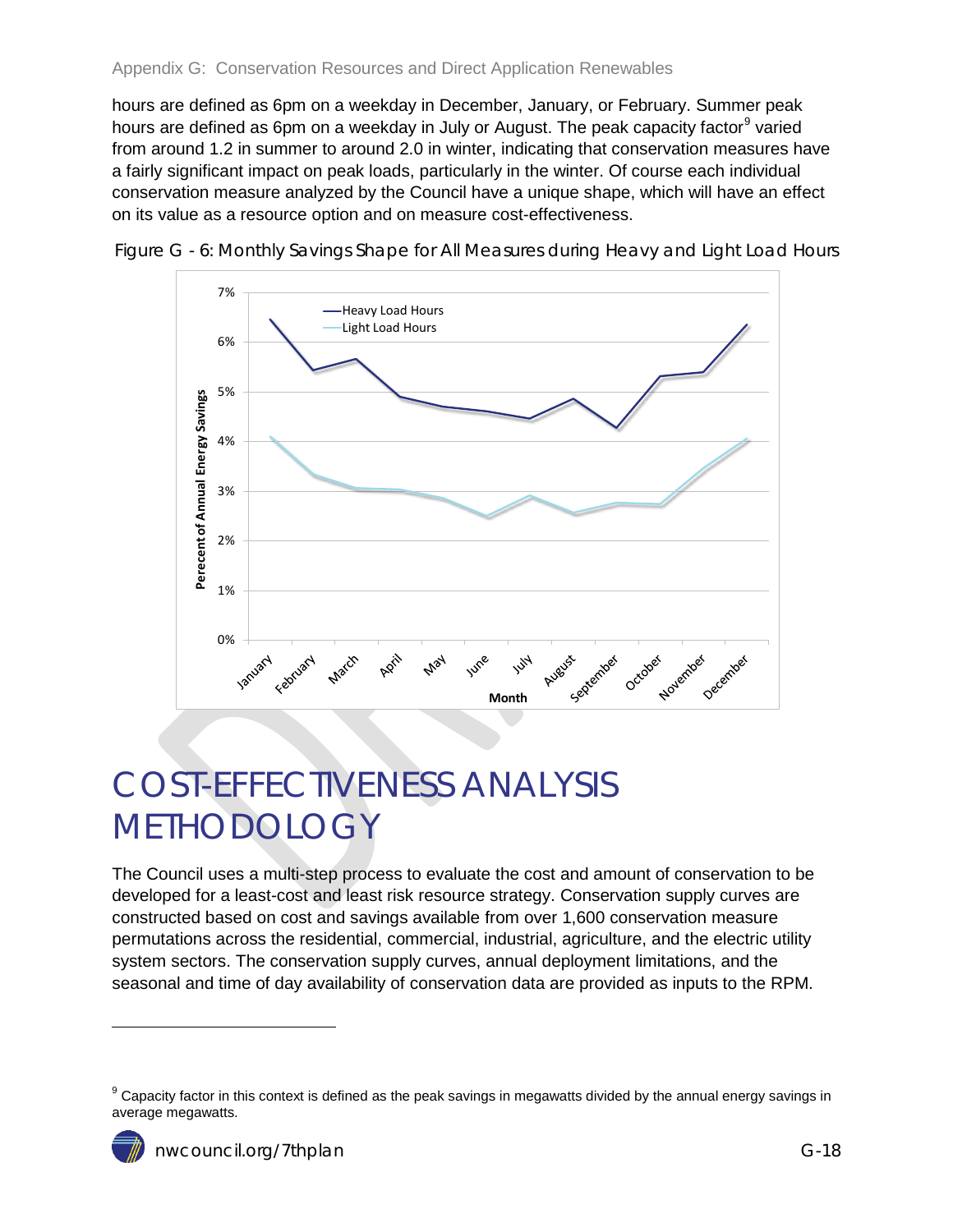hours are defined as 6pm on a weekday in December, January, or February. Summer peak hours are defined as 6pm on a weekday in July or August. The peak capacity factor[9] varied from around 1.2 in summer to around 2.0 in winter, indicating that conservation measures have a fairly significant impact on peak loads, particularly in the winter. Of course each individual conservation measure analyzed by the Council have a unique shape, which will have an effect on its value as a resource option and on measure cost-effectiveness.

Figure G - 6: Monthly Savings Shape for All Measures during Heavy and Light Load Hours

# COST-EFFECTIVENESS ANALYSIS METHODOLOGY

The Council uses a multi-step process to evaluate the cost and amount of conservation to be developed for a least-cost and least risk resource strategy. Conservation supply curves are constructed based on cost and savings available from over 1,600 conservation measure permutations across the residential, commercial, industrial, agriculture, and the electric utility system sectors. The conservation supply curves, annual deployment limitations, and the seasonal and time of day availability of conservation data are provided as inputs to the RPM.

---

[9] Capacity factor in this context is defined as the peak savings in megawatts divided by the annual energy savings in average megawatts.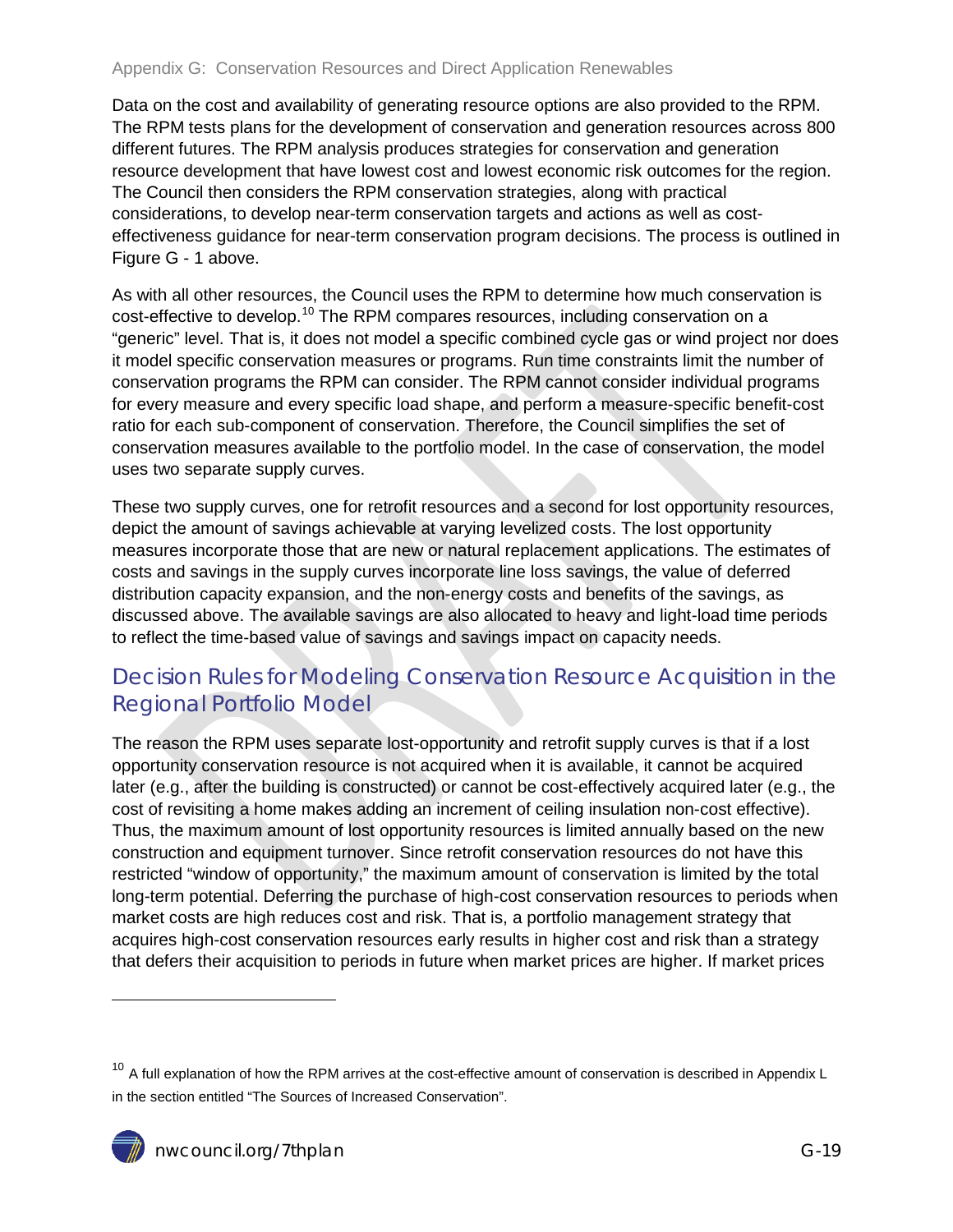Data on the cost and availability of generating resource options are also provided to the RPM. The RPM tests plans for the development of conservation and generation resources across 800 different futures. The RPM analysis produces strategies for conservation and generation resource development that have lowest cost and lowest economic risk outcomes for the region. The Council then considers the RPM conservation strategies, along with practical considerations, to develop near-term conservation targets and actions as well as cost-effectiveness guidance for near-term conservation program decisions. The process is outlined in Figure G - 1 above.

As with all other resources, the Council uses the RPM to determine how much conservation is cost-effective to develop.[10] The RPM compares resources, including conservation on a "generic" level. That is, it does not model a specific combined cycle gas or wind project nor does it model specific conservation measures or programs. Run time constraints limit the number of conservation programs the RPM can consider. The RPM cannot consider individual programs for every measure and every specific load shape, and perform a measure-specific benefit-cost ratio for each sub-component of conservation. Therefore, the Council simplifies the set of conservation measures available to the portfolio model. In the case of conservation, the model uses two separate supply curves.

These two supply curves, one for retrofit resources and a second for lost opportunity resources, depict the amount of savings achievable at varying levelized costs. The lost opportunity measures incorporate those that are new or natural replacement applications. The estimates of costs and savings in the supply curves incorporate line loss savings, the value of deferred distribution capacity expansion, and the non-energy costs and benefits of the savings, as discussed above. The available savings are also allocated to heavy and light-load time periods to reflect the time-based value of savings and savings impact on capacity needs.

## Decision Rules for Modeling Conservation Resource Acquisition in the Regional Portfolio Model

The reason the RPM uses separate lost-opportunity and retrofit supply curves is that if a lost opportunity conservation resource is not acquired when it is available, it cannot be acquired later (e.g., after the building is constructed) or cannot be cost-effectively acquired later (e.g., the cost of revisiting a home makes adding an increment of ceiling insulation non-cost effective). Thus, the maximum amount of lost opportunity resources is limited annually based on the new construction and equipment turnover. Since retrofit conservation resources do not have this restricted "window of opportunity," the maximum amount of conservation is limited by the total long-term potential. Deferring the purchase of high-cost conservation resources to periods when market costs are high reduces cost and risk. That is, a portfolio management strategy that acquires high-cost conservation resources early results in higher cost and risk than a strategy that defers their acquisition to periods in future when market prices are higher. If market prices

---

[10] A full explanation of how the RPM arrives at the cost-effective amount of conservation is described in Appendix L in the section entitled "The Sources of Increased Conservation".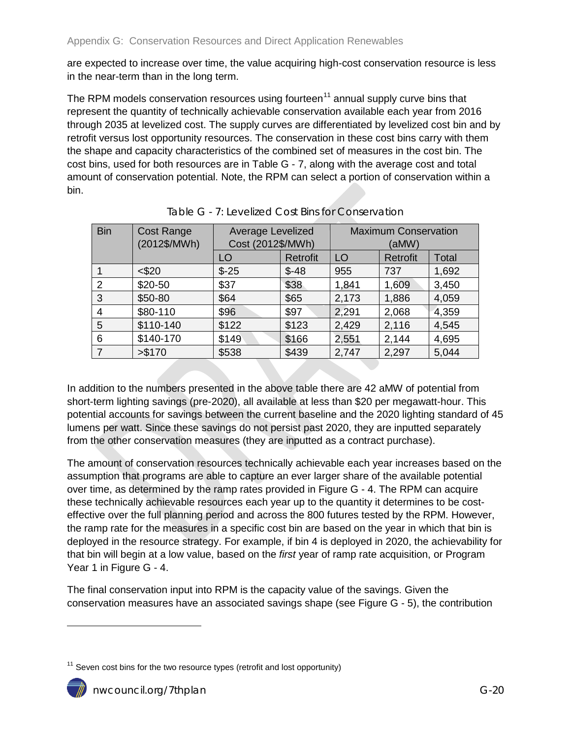are expected to increase over time, the value acquiring high-cost conservation resource is less in the near-term than in the long term.

The RPM models conservation resources using fourteen[11] annual supply curve bins that represent the quantity of technically achievable conservation available each year from 2016 through 2035 at levelized cost. The supply curves are differentiated by levelized cost bin and by retrofit versus lost opportunity resources. The conservation in these cost bins carry with them the shape and capacity characteristics of the combined set of measures in the cost bin. The cost bins, used for both resources are in Table G - 7, along with the average cost and total amount of conservation potential. Note, the RPM can select a portion of conservation within a bin.

Table G - 7: Levelized Cost Bins for Conservation

| Bin | Cost Range (2012$/MWh) | Average Levelized Cost (2012$/MWh) | | Maximum Conservation (aMW) | | |
|---|---|---|---|---|---|---|
| | | LO | Retrofit | LO | Retrofit | Total |
| 1 | <$20 | $-25 | $-48 | 955 | 737 | 1,692 |
| 2 | $20-50 | $37 | $38 | 1,841 | 1,609 | 3,450 |
| 3 | $50-80 | $64 | $65 | 2,173 | 1,886 | 4,059 |
| 4 | $80-110 | $96 | $97 | 2,291 | 2,068 | 4,359 |
| 5 | $110-140 | $122 | $123 | 2,429 | 2,116 | 4,545 |
| 6 | $140-170 | $149 | $166 | 2,551 | 2,144 | 4,695 |
| 7 | >$170 | $538 | $439 | 2,747 | 2,297 | 5,044 |

In addition to the numbers presented in the above table there are 42 aMW of potential from short-term lighting savings (pre-2020), all available at less than $20 per megawatt-hour. This potential accounts for savings between the current baseline and the 2020 lighting standard of 45 lumens per watt. Since these savings do not persist past 2020, they are inputted separately from the other conservation measures (they are inputted as a contract purchase).

The amount of conservation resources technically achievable each year increases based on the assumption that programs are able to capture an ever larger share of the available potential over time, as determined by the ramp rates provided in Figure G - 4. The RPM can acquire these technically achievable resources each year up to the quantity it determines to be cost-effective over the full planning period and across the 800 futures tested by the RPM. However, the ramp rate for the measures in a specific cost bin are based on the year in which that bin is deployed in the resource strategy. For example, if bin 4 is deployed in 2020, the achievability for that bin will begin at a low value, based on the *first* year of ramp rate acquisition, or Program Year 1 in Figure G - 4.

The final conservation input into RPM is the capacity value of the savings. Given the conservation measures have an associated savings shape (see Figure G - 5), the contribution

[11] Seven cost bins for the two resource types (retrofit and lost opportunity)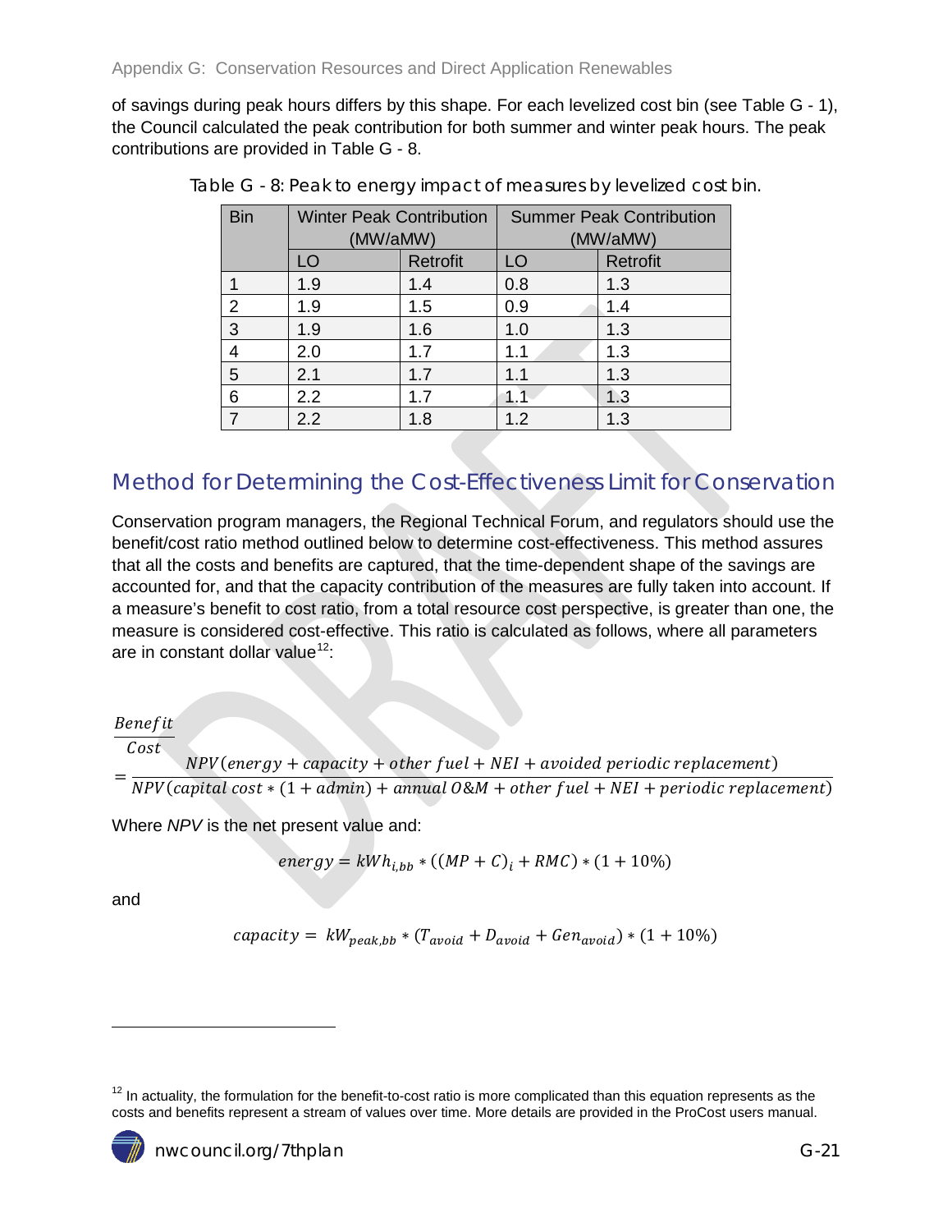of savings during peak hours differs by this shape. For each levelized cost bin (see Table G - 1), the Council calculated the peak contribution for both summer and winter peak hours. The peak contributions are provided in Table G - 8.

Table G - 8: Peak to energy impact of measures by levelized cost bin.

| Bin | Winter Peak Contribution (MW/aMW) | | Summer Peak Contribution (MW/aMW) | |
|---|---|---|---|---|
| | LO | Retrofit | LO | Retrofit |
| 1 | 1.9 | 1.4 | 0.8 | 1.3 |
| 2 | 1.9 | 1.5 | 0.9 | 1.4 |
| 3 | 1.9 | 1.6 | 1.0 | 1.3 |
| 4 | 2.0 | 1.7 | 1.1 | 1.3 |
| 5 | 2.1 | 1.7 | 1.1 | 1.3 |
| 6 | 2.2 | 1.7 | 1.1 | 1.3 |
| 7 | 2.2 | 1.8 | 1.2 | 1.3 |

## Method for Determining the Cost-Effectiveness Limit for Conservation

Conservation program managers, the Regional Technical Forum, and regulators should use the benefit/cost ratio method outlined below to determine cost-effectiveness. This method assures that all the costs and benefits are captured, that the time-dependent shape of the savings are accounted for, and that the capacity contribution of the measures are fully taken into account. If a measure's benefit to cost ratio, from a total resource cost perspective, is greater than one, the measure is considered cost-effective. This ratio is calculated as follows, where all parameters are in constant dollar value[12]:

$$\frac{Benefit}{Cost} = \frac{NPV(energy + capacity + other\ fuel + NEI + avoided\ periodic\ replacement)}{NPV(capital\ cost * (1 + admin) + annual\ O\&M + other\ fuel + NEI + periodic\ replacement)}$$

Where *NPV* is the net present value and:

$$energy = kWh_{i,bb} * ((MP + C)_i + RMC) * (1 + 10\%)$$

and

$$capacity = kW_{peak,bb} * (T_{avoid} + D_{avoid} + Gen_{avoid}) * (1 + 10\%)$$

[12] In actuality, the formulation for the benefit-to-cost ratio is more complicated than this equation represents as the costs and benefits represent a stream of values over time. More details are provided in the ProCost users manual.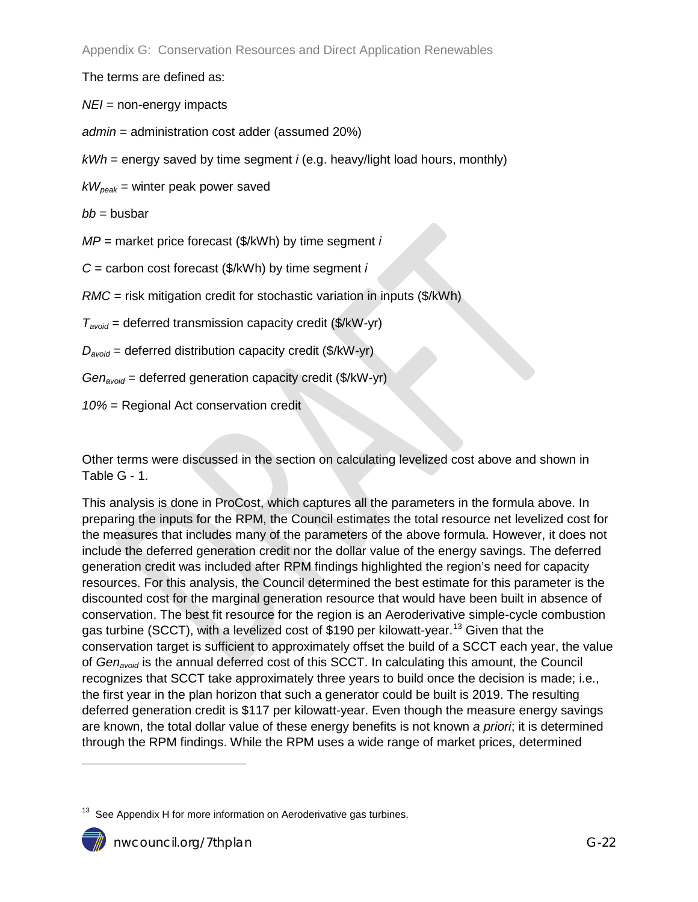The terms are defined as:

*NEI* = non-energy impacts

*admin* = administration cost adder (assumed 20%)

*kWh* = energy saved by time segment *i* (e.g. heavy/light load hours, monthly)

$kW_{peak}$ = winter peak power saved

*bb* = busbar

*MP* = market price forecast ($/kWh) by time segment *i*

*C* = carbon cost forecast ($/kWh) by time segment *i*

*RMC* = risk mitigation credit for stochastic variation in inputs ($/kWh)

$T_{avoid}$ = deferred transmission capacity credit ($/kW-yr)

$D_{avoid}$ = deferred distribution capacity credit ($/kW-yr)

$Gen_{avoid}$ = deferred generation capacity credit ($/kW-yr)

*10%* = Regional Act conservation credit

Other terms were discussed in the section on calculating levelized cost above and shown in Table G - 1.

This analysis is done in ProCost, which captures all the parameters in the formula above. In preparing the inputs for the RPM, the Council estimates the total resource net levelized cost for the measures that includes many of the parameters of the above formula. However, it does not include the deferred generation credit nor the dollar value of the energy savings. The deferred generation credit was included after RPM findings highlighted the region's need for capacity resources. For this analysis, the Council determined the best estimate for this parameter is the discounted cost for the marginal generation resource that would have been built in absence of conservation. The best fit resource for the region is an Aeroderivative simple-cycle combustion gas turbine (SCCT), with a levelized cost of $190 per kilowatt-year.[13] Given that the conservation target is sufficient to approximately offset the build of a SCCT each year, the value of $Gen_{avoid}$ is the annual deferred cost of this SCCT. In calculating this amount, the Council recognizes that SCCT take approximately three years to build once the decision is made; i.e., the first year in the plan horizon that such a generator could be built is 2019. The resulting deferred generation credit is $117 per kilowatt-year. Even though the measure energy savings are known, the total dollar value of these energy benefits is not known *a priori*; it is determined through the RPM findings. While the RPM uses a wide range of market prices, determined

[13] See Appendix H for more information on Aeroderivative gas turbines.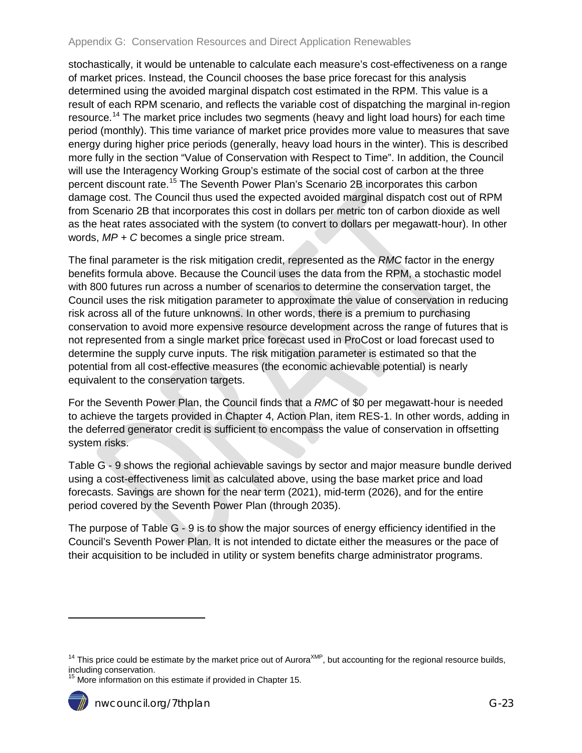stochastically, it would be untenable to calculate each measure's cost-effectiveness on a range of market prices. Instead, the Council chooses the base price forecast for this analysis determined using the avoided marginal dispatch cost estimated in the RPM. This value is a result of each RPM scenario, and reflects the variable cost of dispatching the marginal in-region resource.[14] The market price includes two segments (heavy and light load hours) for each time period (monthly). This time variance of market price provides more value to measures that save energy during higher price periods (generally, heavy load hours in the winter). This is described more fully in the section "Value of Conservation with Respect to Time". In addition, the Council will use the Interagency Working Group's estimate of the social cost of carbon at the three percent discount rate.[15] The Seventh Power Plan's Scenario 2B incorporates this carbon damage cost. The Council thus used the expected avoided marginal dispatch cost out of RPM from Scenario 2B that incorporates this cost in dollars per metric ton of carbon dioxide as well as the heat rates associated with the system (to convert to dollars per megawatt-hour). In other words, $MP + C$ becomes a single price stream.

The final parameter is the risk mitigation credit, represented as the *RMC* factor in the energy benefits formula above. Because the Council uses the data from the RPM, a stochastic model with 800 futures run across a number of scenarios to determine the conservation target, the Council uses the risk mitigation parameter to approximate the value of conservation in reducing risk across all of the future unknowns. In other words, there is a premium to purchasing conservation to avoid more expensive resource development across the range of futures that is not represented from a single market price forecast used in ProCost or load forecast used to determine the supply curve inputs. The risk mitigation parameter is estimated so that the potential from all cost-effective measures (the economic achievable potential) is nearly equivalent to the conservation targets.

For the Seventh Power Plan, the Council finds that a *RMC* of $0 per megawatt-hour is needed to achieve the targets provided in Chapter 4, Action Plan, item RES-1. In other words, adding in the deferred generator credit is sufficient to encompass the value of conservation in offsetting system risks.

Table G - 9 shows the regional achievable savings by sector and major measure bundle derived using a cost-effectiveness limit as calculated above, using the base market price and load forecasts. Savings are shown for the near term (2021), mid-term (2026), and for the entire period covered by the Seventh Power Plan (through 2035).

The purpose of Table G - 9 is to show the major sources of energy efficiency identified in the Council's Seventh Power Plan. It is not intended to dictate either the measures or the pace of their acquisition to be included in utility or system benefits charge administrator programs.

---

[14] This price could be estimate by the market price out of Aurora[XMP], but accounting for the regional resource builds, including conservation.

[15] More information on this estimate if provided in Chapter 15.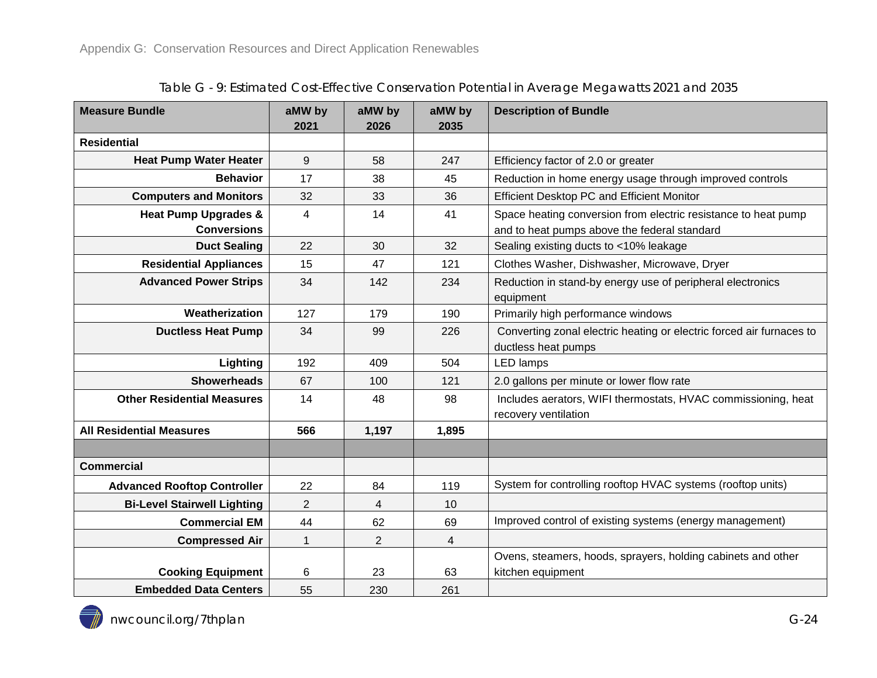Table G - 9: Estimated Cost-Effective Conservation Potential in Average Megawatts 2021 and 2035

| Measure Bundle | aMW by 2021 | aMW by 2026 | aMW by 2035 | Description of Bundle |
|---|---|---|---|---|
| **Residential** | | | | |
| **Heat Pump Water Heater** | 9 | 58 | 247 | Efficiency factor of 2.0 or greater |
| **Behavior** | 17 | 38 | 45 | Reduction in home energy usage through improved controls |
| **Computers and Monitors** | 32 | 33 | 36 | Efficient Desktop PC and Efficient Monitor |
| **Heat Pump Upgrades & Conversions** | 4 | 14 | 41 | Space heating conversion from electric resistance to heat pump and to heat pumps above the federal standard |
| **Duct Sealing** | 22 | 30 | 32 | Sealing existing ducts to <10% leakage |
| **Residential Appliances** | 15 | 47 | 121 | Clothes Washer, Dishwasher, Microwave, Dryer |
| **Advanced Power Strips** | 34 | 142 | 234 | Reduction in stand-by energy use of peripheral electronics equipment |
| **Weatherization** | 127 | 179 | 190 | Primarily high performance windows |
| **Ductless Heat Pump** | 34 | 99 | 226 | Converting zonal electric heating or electric forced air furnaces to ductless heat pumps |
| **Lighting** | 192 | 409 | 504 | LED lamps |
| **Showerheads** | 67 | 100 | 121 | 2.0 gallons per minute or lower flow rate |
| **Other Residential Measures** | 14 | 48 | 98 | Includes aerators, WIFI thermostats, HVAC commissioning, heat recovery ventilation |
| **All Residential Measures** | **566** | **1,197** | **1,895** | |
| | | | | |
| **Commercial** | | | | |
| **Advanced Rooftop Controller** | 22 | 84 | 119 | System for controlling rooftop HVAC systems (rooftop units) |
| **Bi-Level Stairwell Lighting** | 2 | 4 | 10 | |
| **Commercial EM** | 44 | 62 | 69 | Improved control of existing systems (energy management) |
| **Compressed Air** | 1 | 2 | 4 | |
| **Cooking Equipment** | 6 | 23 | 63 | Ovens, steamers, hoods, sprayers, holding cabinets and other kitchen equipment |
| **Embedded Data Centers** | 55 | 230 | 261 | |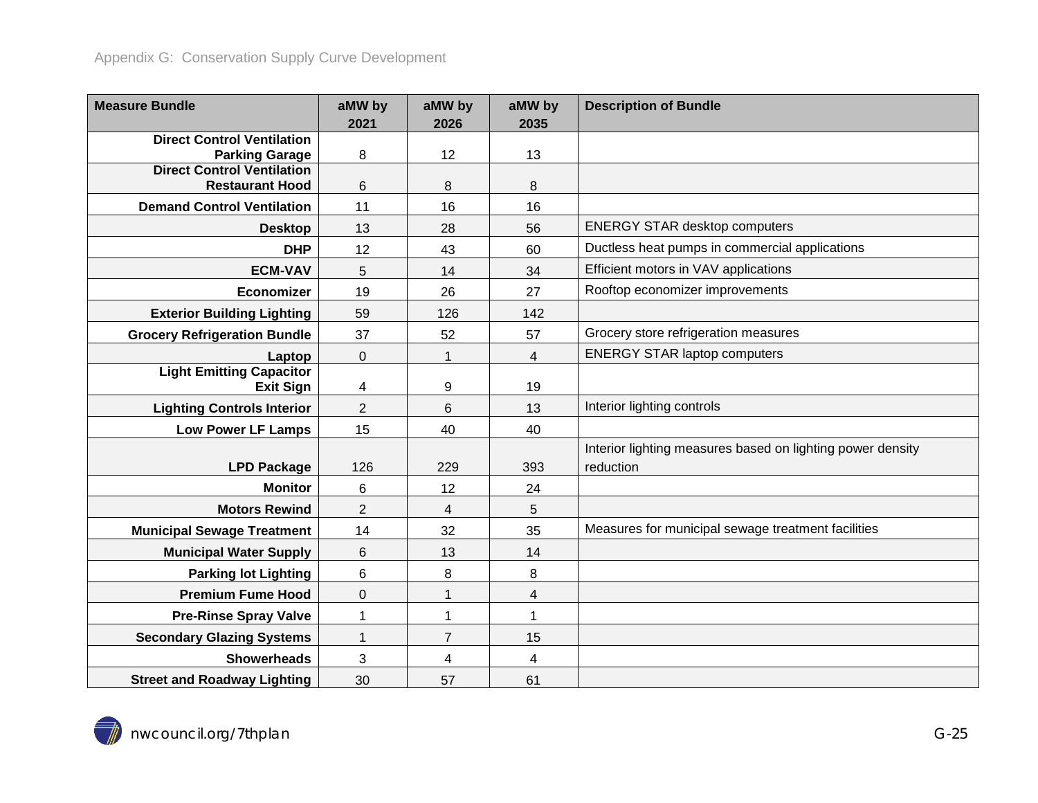| Measure Bundle | aMW by 2021 | aMW by 2026 | aMW by 2035 | Description of Bundle |
|---|---|---|---|---|
| **Direct Control Ventilation Parking Garage** | 8 | 12 | 13 | |
| **Direct Control Ventilation Restaurant Hood** | 6 | 8 | 8 | |
| **Demand Control Ventilation** | 11 | 16 | 16 | |
| **Desktop** | 13 | 28 | 56 | ENERGY STAR desktop computers |
| **DHP** | 12 | 43 | 60 | Ductless heat pumps in commercial applications |
| **ECM-VAV** | 5 | 14 | 34 | Efficient motors in VAV applications |
| **Economizer** | 19 | 26 | 27 | Rooftop economizer improvements |
| **Exterior Building Lighting** | 59 | 126 | 142 | |
| **Grocery Refrigeration Bundle** | 37 | 52 | 57 | Grocery store refrigeration measures |
| **Laptop** | 0 | 1 | 4 | ENERGY STAR laptop computers |
| **Light Emitting Capacitor Exit Sign** | 4 | 9 | 19 | |
| **Lighting Controls Interior** | 2 | 6 | 13 | Interior lighting controls |
| **Low Power LF Lamps** | 15 | 40 | 40 | |
| **LPD Package** | 126 | 229 | 393 | Interior lighting measures based on lighting power density reduction |
| **Monitor** | 6 | 12 | 24 | |
| **Motors Rewind** | 2 | 4 | 5 | |
| **Municipal Sewage Treatment** | 14 | 32 | 35 | Measures for municipal sewage treatment facilities |
| **Municipal Water Supply** | 6 | 13 | 14 | |
| **Parking lot Lighting** | 6 | 8 | 8 | |
| **Premium Fume Hood** | 0 | 1 | 4 | |
| **Pre-Rinse Spray Valve** | 1 | 1 | 1 | |
| **Secondary Glazing Systems** | 1 | 7 | 15 | |
| **Showerheads** | 3 | 4 | 4 | |
| **Street and Roadway Lighting** | 30 | 57 | 61 | |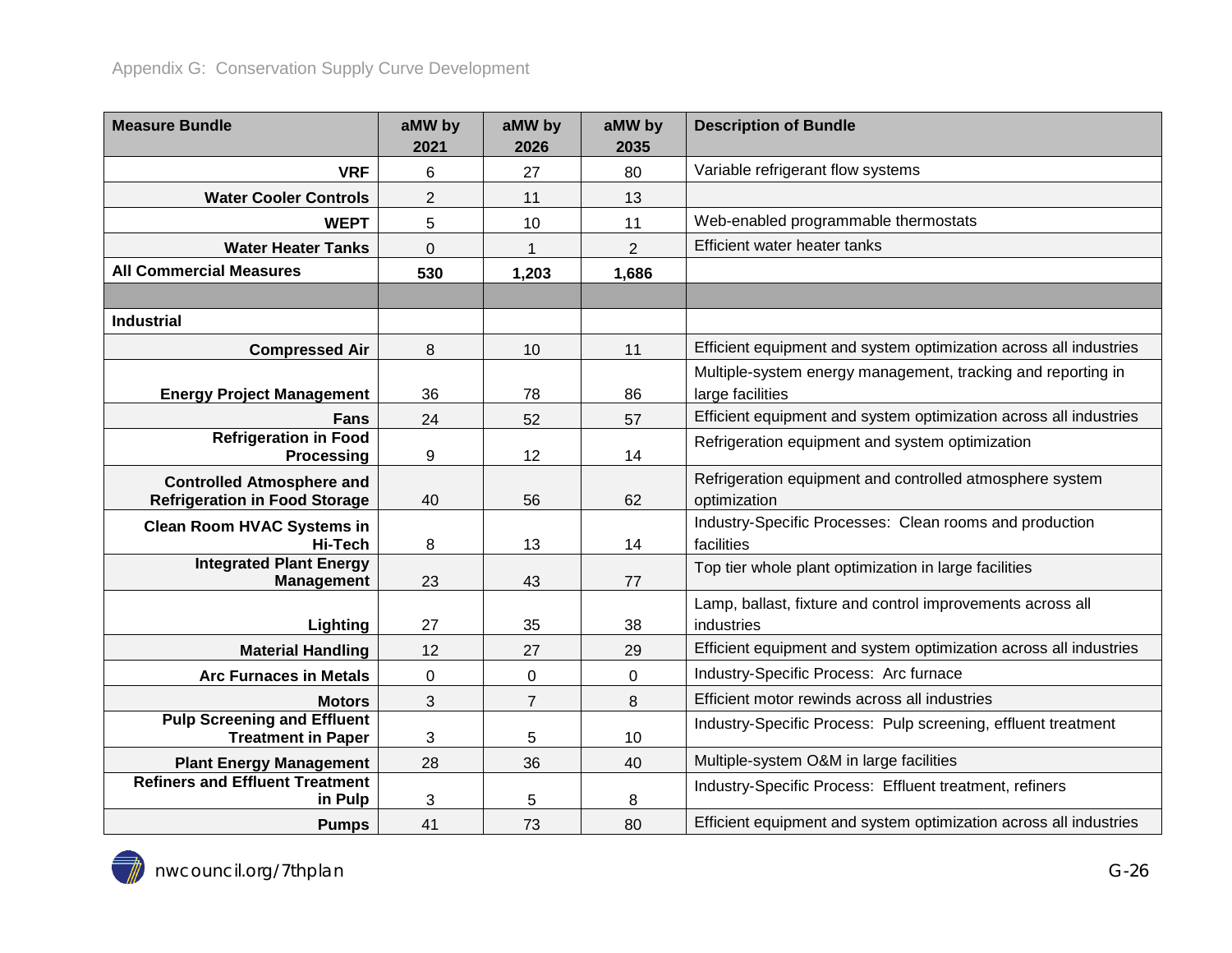| Measure Bundle | aMW by 2021 | aMW by 2026 | aMW by 2035 | Description of Bundle |
|---|---|---|---|---|
| VRF | 6 | 27 | 80 | Variable refrigerant flow systems |
| Water Cooler Controls | 2 | 11 | 13 | |
| WEPT | 5 | 10 | 11 | Web-enabled programmable thermostats |
| Water Heater Tanks | 0 | 1 | 2 | Efficient water heater tanks |
| **All Commercial Measures** | **530** | **1,203** | **1,686** | |
| | | | | |
| **Industrial** | | | | |
| Compressed Air | 8 | 10 | 11 | Efficient equipment and system optimization across all industries |
| Energy Project Management | 36 | 78 | 86 | Multiple-system energy management, tracking and reporting in large facilities |
| Fans | 24 | 52 | 57 | Efficient equipment and system optimization across all industries |
| Refrigeration in Food Processing | 9 | 12 | 14 | Refrigeration equipment and system optimization |
| Controlled Atmosphere and Refrigeration in Food Storage | 40 | 56 | 62 | Refrigeration equipment and controlled atmosphere system optimization |
| Clean Room HVAC Systems in Hi-Tech | 8 | 13 | 14 | Industry-Specific Processes: Clean rooms and production facilities |
| Integrated Plant Energy Management | 23 | 43 | 77 | Top tier whole plant optimization in large facilities |
| Lighting | 27 | 35 | 38 | Lamp, ballast, fixture and control improvements across all industries |
| Material Handling | 12 | 27 | 29 | Efficient equipment and system optimization across all industries |
| Arc Furnaces in Metals | 0 | 0 | 0 | Industry-Specific Process: Arc furnace |
| Motors | 3 | 7 | 8 | Efficient motor rewinds across all industries |
| Pulp Screening and Effluent Treatment in Paper | 3 | 5 | 10 | Industry-Specific Process: Pulp screening, effluent treatment |
| Plant Energy Management | 28 | 36 | 40 | Multiple-system O&M in large facilities |
| Refiners and Effluent Treatment in Pulp | 3 | 5 | 8 | Industry-Specific Process: Effluent treatment, refiners |
| Pumps | 41 | 73 | 80 | Efficient equipment and system optimization across all industries |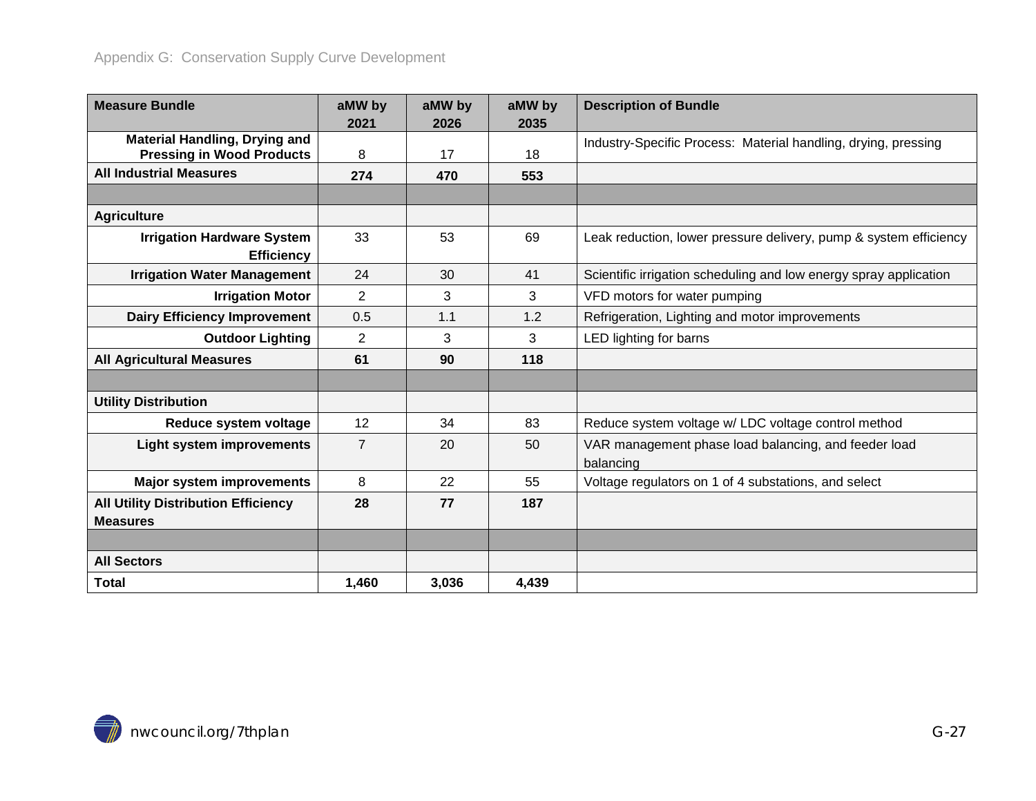| Measure Bundle | aMW by 2021 | aMW by 2026 | aMW by 2035 | Description of Bundle |
|---|---|---|---|---|
| **Material Handling, Drying and Pressing in Wood Products** | 8 | 17 | 18 | Industry-Specific Process: Material handling, drying, pressing |
| **All Industrial Measures** | **274** | **470** | **553** | |
| | | | | |
| **Agriculture** | | | | |
| **Irrigation Hardware System Efficiency** | 33 | 53 | 69 | Leak reduction, lower pressure delivery, pump & system efficiency |
| **Irrigation Water Management** | 24 | 30 | 41 | Scientific irrigation scheduling and low energy spray application |
| **Irrigation Motor** | 2 | 3 | 3 | VFD motors for water pumping |
| **Dairy Efficiency Improvement** | 0.5 | 1.1 | 1.2 | Refrigeration, Lighting and motor improvements |
| **Outdoor Lighting** | 2 | 3 | 3 | LED lighting for barns |
| **All Agricultural Measures** | **61** | **90** | **118** | |
| | | | | |
| **Utility Distribution** | | | | |
| **Reduce system voltage** | 12 | 34 | 83 | Reduce system voltage w/ LDC voltage control method |
| **Light system improvements** | 7 | 20 | 50 | VAR management phase load balancing, and feeder load balancing |
| **Major system improvements** | 8 | 22 | 55 | Voltage regulators on 1 of 4 substations, and select |
| **All Utility Distribution Efficiency Measures** | **28** | **77** | **187** | |
| | | | | |
| **All Sectors** | | | | |
| **Total** | **1,460** | **3,036** | **4,439** | |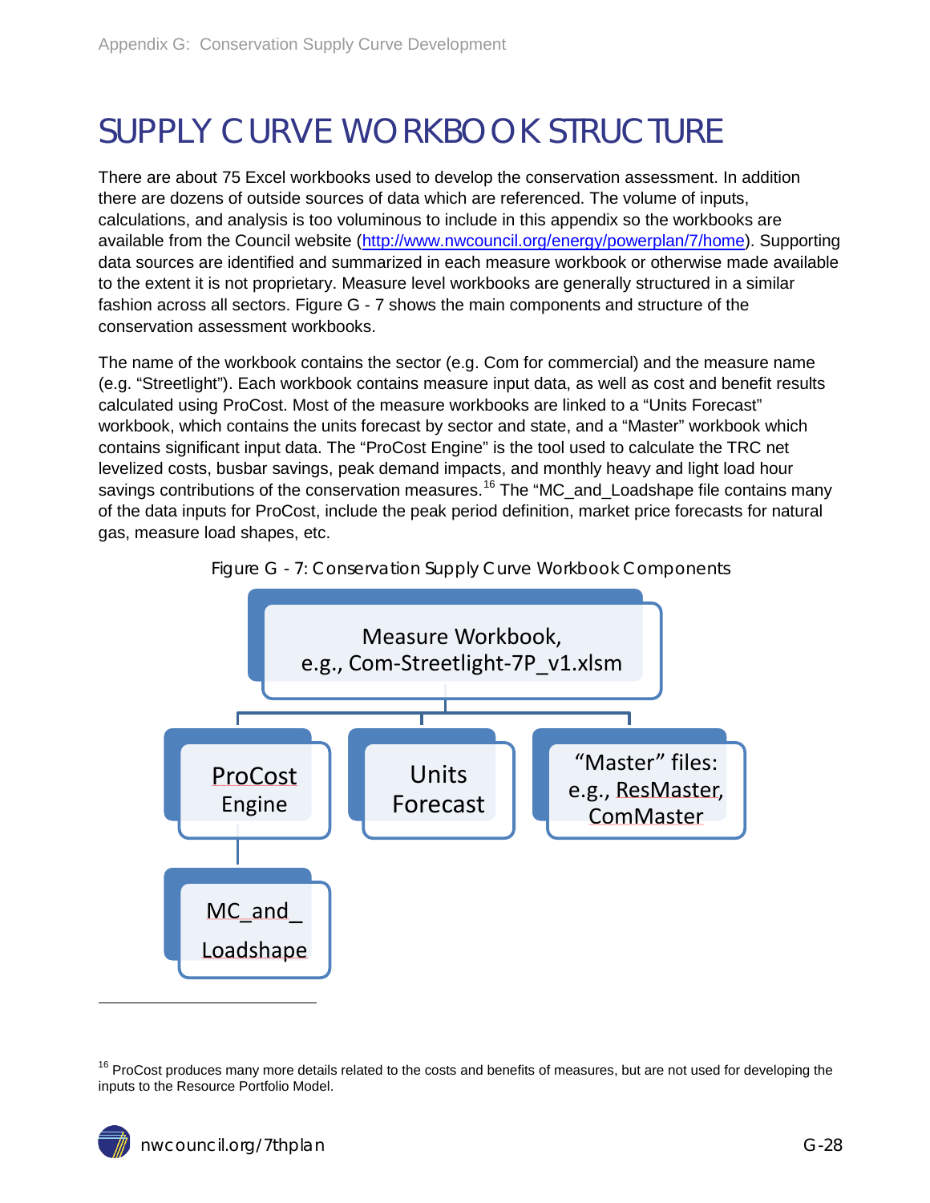# SUPPLY CURVE WORKBOOK STRUCTURE

There are about 75 Excel workbooks used to develop the conservation assessment. In addition there are dozens of outside sources of data which are referenced. The volume of inputs, calculations, and analysis is too voluminous to include in this appendix so the workbooks are available from the Council website (http://www.nwcouncil.org/energy/powerplan/7/home). Supporting data sources are identified and summarized in each measure workbook or otherwise made available to the extent it is not proprietary. Measure level workbooks are generally structured in a similar fashion across all sectors. Figure G - 7 shows the main components and structure of the conservation assessment workbooks.

The name of the workbook contains the sector (e.g. Com for commercial) and the measure name (e.g. "Streetlight"). Each workbook contains measure input data, as well as cost and benefit results calculated using ProCost. Most of the measure workbooks are linked to a "Units Forecast" workbook, which contains the units forecast by sector and state, and a "Master" workbook which contains significant input data. The "ProCost Engine" is the tool used to calculate the TRC net levelized costs, busbar savings, peak demand impacts, and monthly heavy and light load hour savings contributions of the conservation measures.[16] The "MC_and_Loadshape file contains many of the data inputs for ProCost, include the peak period definition, market price forecasts for natural gas, measure load shapes, etc.

Figure G - 7: Conservation Supply Curve Workbook Components

- Measure Workbook, e.g., Com-Streetlight-7P_v1.xlsm
  - ProCost Engine
    - MC_and_Loadshape
  - Units Forecast
  - "Master" files: e.g., ResMaster, ComMaster

[16] ProCost produces many more details related to the costs and benefits of measures, but are not used for developing the inputs to the Resource Portfolio Model.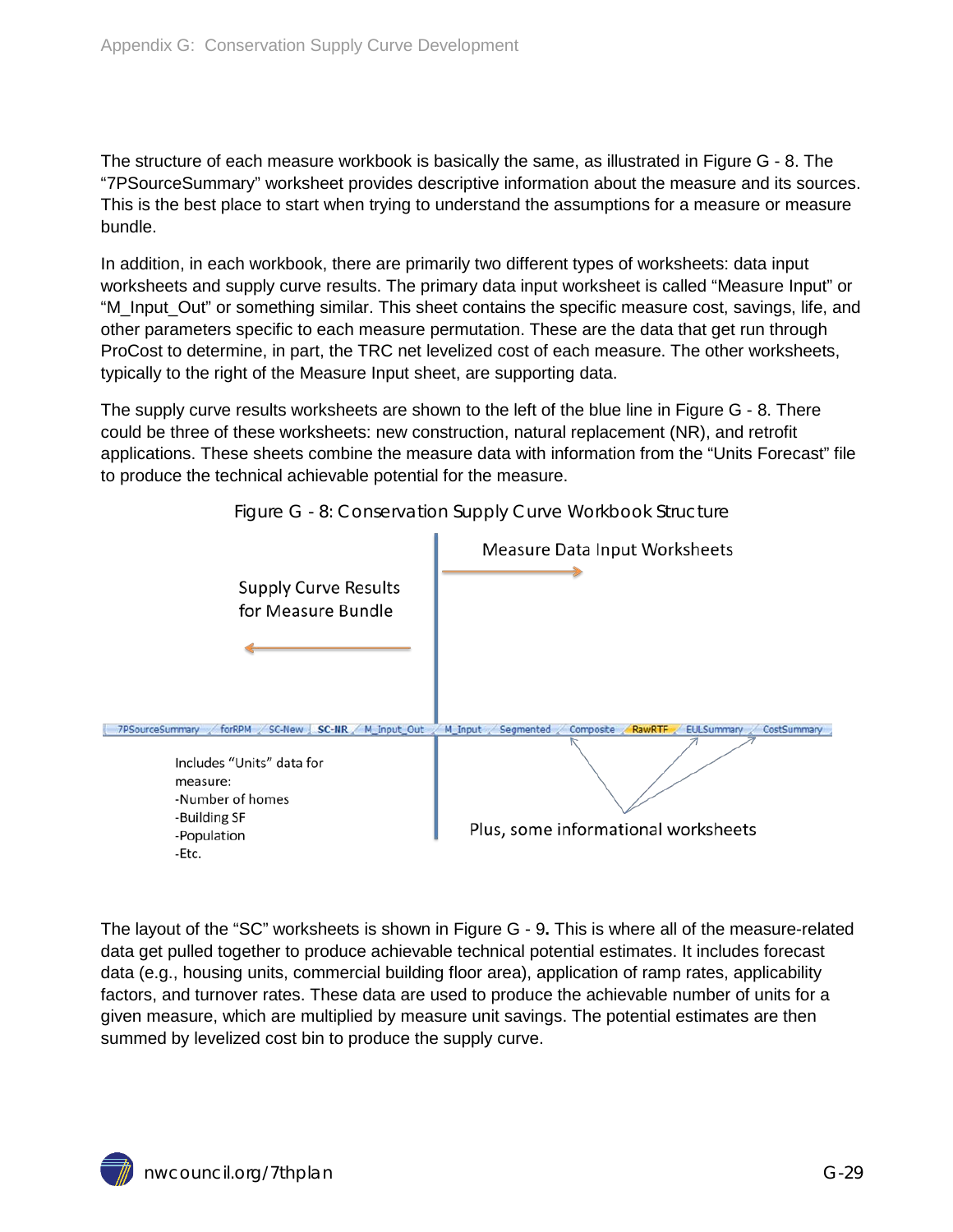The structure of each measure workbook is basically the same, as illustrated in Figure G - 8. The "7PSourceSummary" worksheet provides descriptive information about the measure and its sources. This is the best place to start when trying to understand the assumptions for a measure or measure bundle.

In addition, in each workbook, there are primarily two different types of worksheets: data input worksheets and supply curve results. The primary data input worksheet is called "Measure Input" or "M_Input_Out" or something similar. This sheet contains the specific measure cost, savings, life, and other parameters specific to each measure permutation. These are the data that get run through ProCost to determine, in part, the TRC net levelized cost of each measure. The other worksheets, typically to the right of the Measure Input sheet, are supporting data.

The supply curve results worksheets are shown to the left of the blue line in Figure G - 8. There could be three of these worksheets: new construction, natural replacement (NR), and retrofit applications. These sheets combine the measure data with information from the "Units Forecast" file to produce the technical achievable potential for the measure.

Figure G - 8: Conservation Supply Curve Workbook Structure

Supply Curve Results for Measure Bundle

Measure Data Input Worksheets

7PSourceSummary | forRPM | SC-New | SC-NR | M_Input_Out | M_Input | Segmented | Composite | RawRTF | EULSummary | CostSummary

Includes "Units" data for measure:
-Number of homes
-Building SF
-Population
-Etc.

Plus, some informational worksheets

The layout of the "SC" worksheets is shown in Figure G - 9**.** This is where all of the measure-related data get pulled together to produce achievable technical potential estimates. It includes forecast data (e.g., housing units, commercial building floor area), application of ramp rates, applicability factors, and turnover rates. These data are used to produce the achievable number of units for a given measure, which are multiplied by measure unit savings. The potential estimates are then summed by levelized cost bin to produce the supply curve.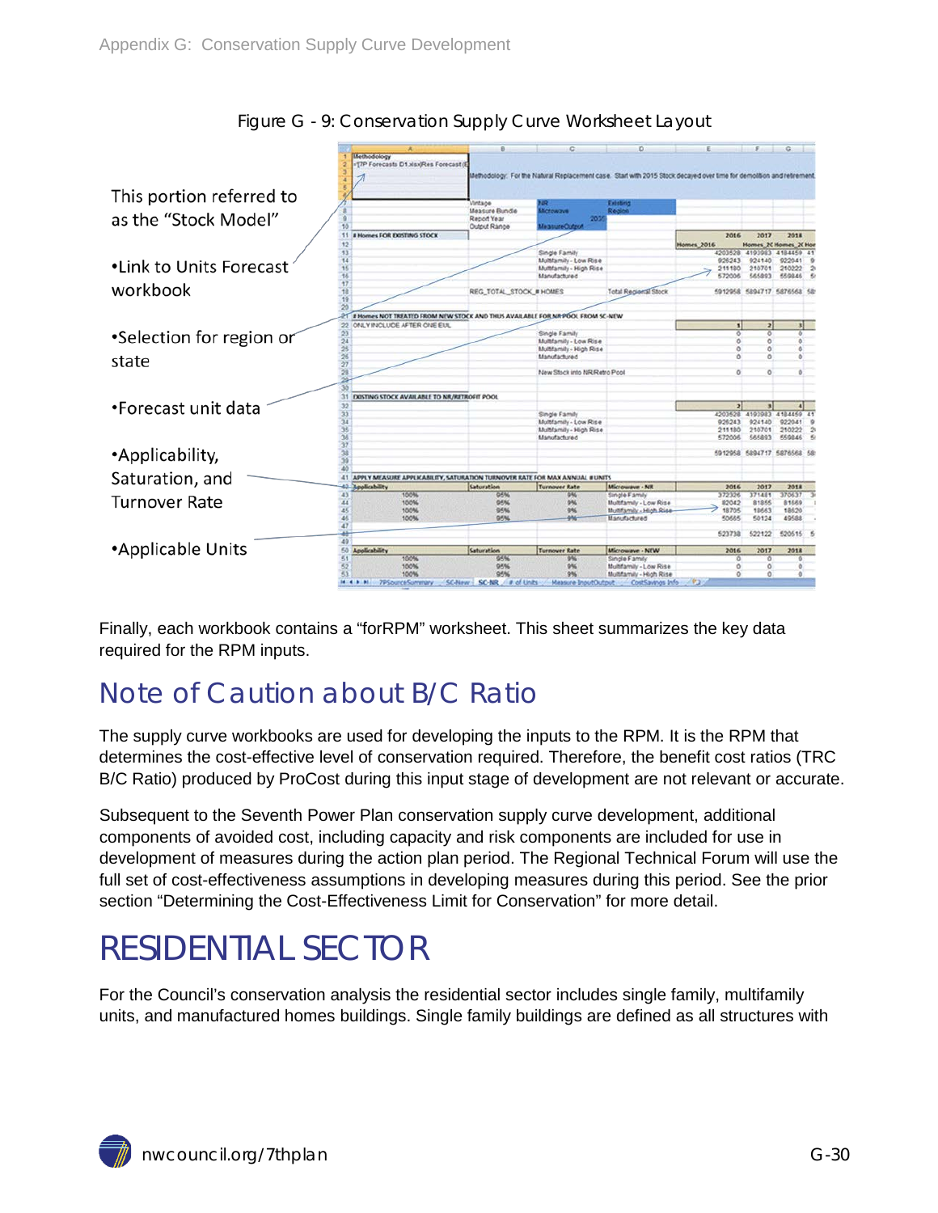Figure G - 9: Conservation Supply Curve Worksheet Layout

This portion referred to as the "Stock Model"

- Link to Units Forecast workbook
- Selection for region or state
- Forecast unit data
- Applicability, Saturation, and Turnover Rate
- Applicable Units

Finally, each workbook contains a "forRPM" worksheet. This sheet summarizes the key data required for the RPM inputs.

## Note of Caution about B/C Ratio

The supply curve workbooks are used for developing the inputs to the RPM. It is the RPM that determines the cost-effective level of conservation required. Therefore, the benefit cost ratios (TRC B/C Ratio) produced by ProCost during this input stage of development are not relevant or accurate.

Subsequent to the Seventh Power Plan conservation supply curve development, additional components of avoided cost, including capacity and risk components are included for use in development of measures during the action plan period. The Regional Technical Forum will use the full set of cost-effectiveness assumptions in developing measures during this period. See the prior section "Determining the Cost-Effectiveness Limit for Conservation" for more detail.

# RESIDENTIAL SECTOR

For the Council's conservation analysis the residential sector includes single family, multifamily units, and manufactured homes buildings. Single family buildings are defined as all structures with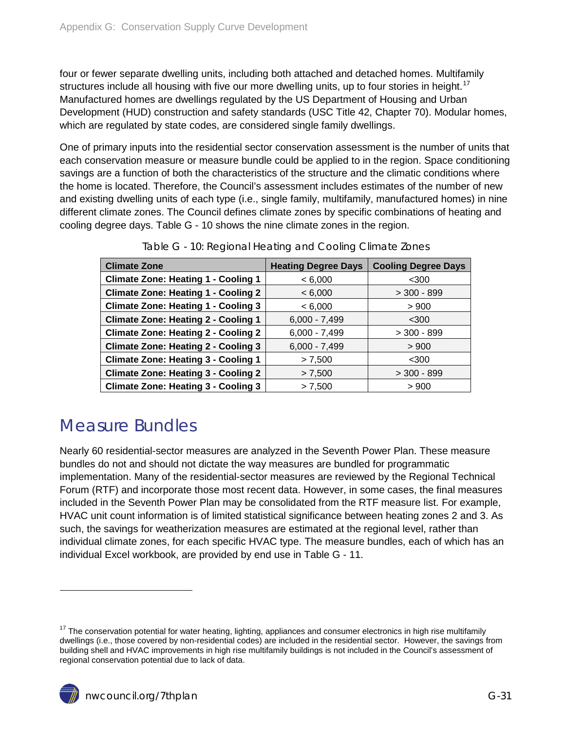four or fewer separate dwelling units, including both attached and detached homes. Multifamily structures include all housing with five our more dwelling units, up to four stories in height.[17] Manufactured homes are dwellings regulated by the US Department of Housing and Urban Development (HUD) construction and safety standards (USC Title 42, Chapter 70). Modular homes, which are regulated by state codes, are considered single family dwellings.

One of primary inputs into the residential sector conservation assessment is the number of units that each conservation measure or measure bundle could be applied to in the region. Space conditioning savings are a function of both the characteristics of the structure and the climatic conditions where the home is located. Therefore, the Council's assessment includes estimates of the number of new and existing dwelling units of each type (i.e., single family, multifamily, manufactured homes) in nine different climate zones. The Council defines climate zones by specific combinations of heating and cooling degree days. Table G - 10 shows the nine climate zones in the region.

Table G - 10: Regional Heating and Cooling Climate Zones

| Climate Zone | Heating Degree Days | Cooling Degree Days |
|---|---|---|
| **Climate Zone: Heating 1 - Cooling 1** | < 6,000 | <300 |
| **Climate Zone: Heating 1 - Cooling 2** | < 6,000 | > 300 - 899 |
| **Climate Zone: Heating 1 - Cooling 3** | < 6,000 | > 900 |
| **Climate Zone: Heating 2 - Cooling 1** | 6,000 - 7,499 | <300 |
| **Climate Zone: Heating 2 - Cooling 2** | 6,000 - 7,499 | > 300 - 899 |
| **Climate Zone: Heating 2 - Cooling 3** | 6,000 - 7,499 | > 900 |
| **Climate Zone: Heating 3 - Cooling 1** | > 7,500 | <300 |
| **Climate Zone: Heating 3 - Cooling 2** | > 7,500 | > 300 - 899 |
| **Climate Zone: Heating 3 - Cooling 3** | > 7,500 | > 900 |

# Measure Bundles

Nearly 60 residential-sector measures are analyzed in the Seventh Power Plan. These measure bundles do not and should not dictate the way measures are bundled for programmatic implementation. Many of the residential-sector measures are reviewed by the Regional Technical Forum (RTF) and incorporate those most recent data. However, in some cases, the final measures included in the Seventh Power Plan may be consolidated from the RTF measure list. For example, HVAC unit count information is of limited statistical significance between heating zones 2 and 3. As such, the savings for weatherization measures are estimated at the regional level, rather than individual climate zones, for each specific HVAC type. The measure bundles, each of which has an individual Excel workbook, are provided by end use in Table G - 11.

[17] The conservation potential for water heating, lighting, appliances and consumer electronics in high rise multifamily dwellings (i.e., those covered by non-residential codes) are included in the residential sector. However, the savings from building shell and HVAC improvements in high rise multifamily buildings is not included in the Council's assessment of regional conservation potential due to lack of data.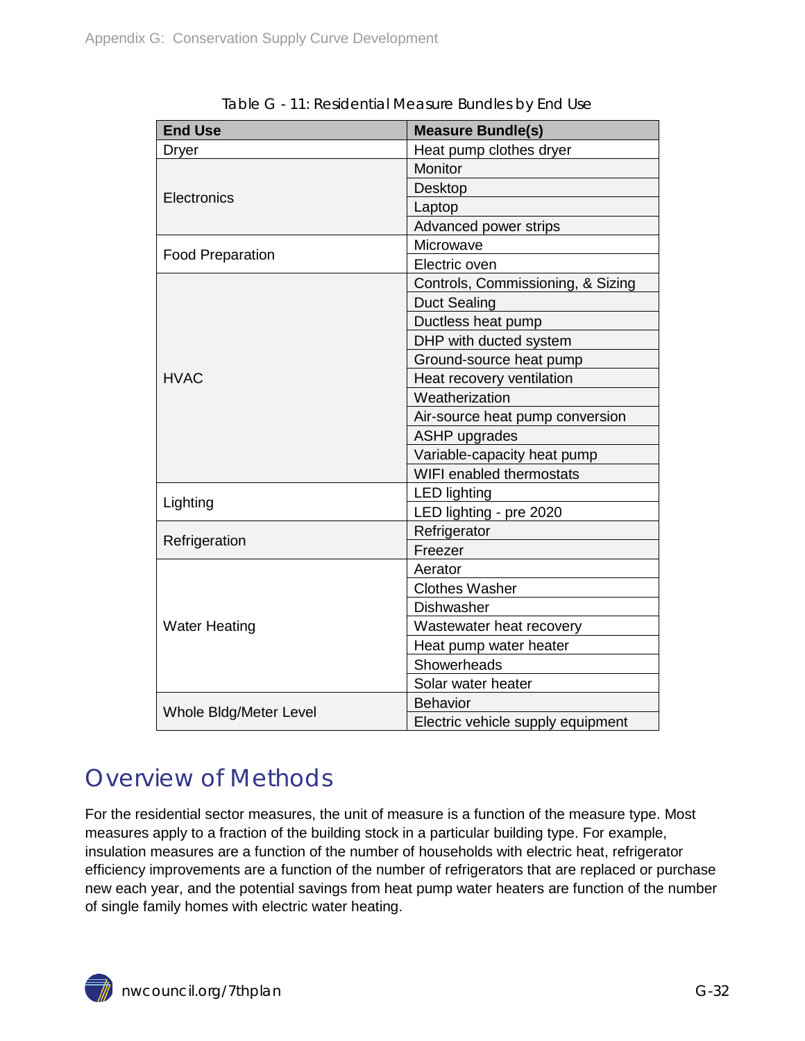Table G - 11: Residential Measure Bundles by End Use

| End Use | Measure Bundle(s) |
|---|---|
| Dryer | Heat pump clothes dryer |
| Electronics | Monitor |
| | Desktop |
| | Laptop |
| | Advanced power strips |
| Food Preparation | Microwave |
| | Electric oven |
| HVAC | Controls, Commissioning, & Sizing |
| | Duct Sealing |
| | Ductless heat pump |
| | DHP with ducted system |
| | Ground-source heat pump |
| | Heat recovery ventilation |
| | Weatherization |
| | Air-source heat pump conversion |
| | ASHP upgrades |
| | Variable-capacity heat pump |
| | WIFI enabled thermostats |
| Lighting | LED lighting |
| | LED lighting - pre 2020 |
| Refrigeration | Refrigerator |
| | Freezer |
| Water Heating | Aerator |
| | Clothes Washer |
| | Dishwasher |
| | Wastewater heat recovery |
| | Heat pump water heater |
| | Showerheads |
| | Solar water heater |
| Whole Bldg/Meter Level | Behavior |
| | Electric vehicle supply equipment |

## Overview of Methods

For the residential sector measures, the unit of measure is a function of the measure type. Most measures apply to a fraction of the building stock in a particular building type. For example, insulation measures are a function of the number of households with electric heat, refrigerator efficiency improvements are a function of the number of refrigerators that are replaced or purchase new each year, and the potential savings from heat pump water heaters are function of the number of single family homes with electric water heating.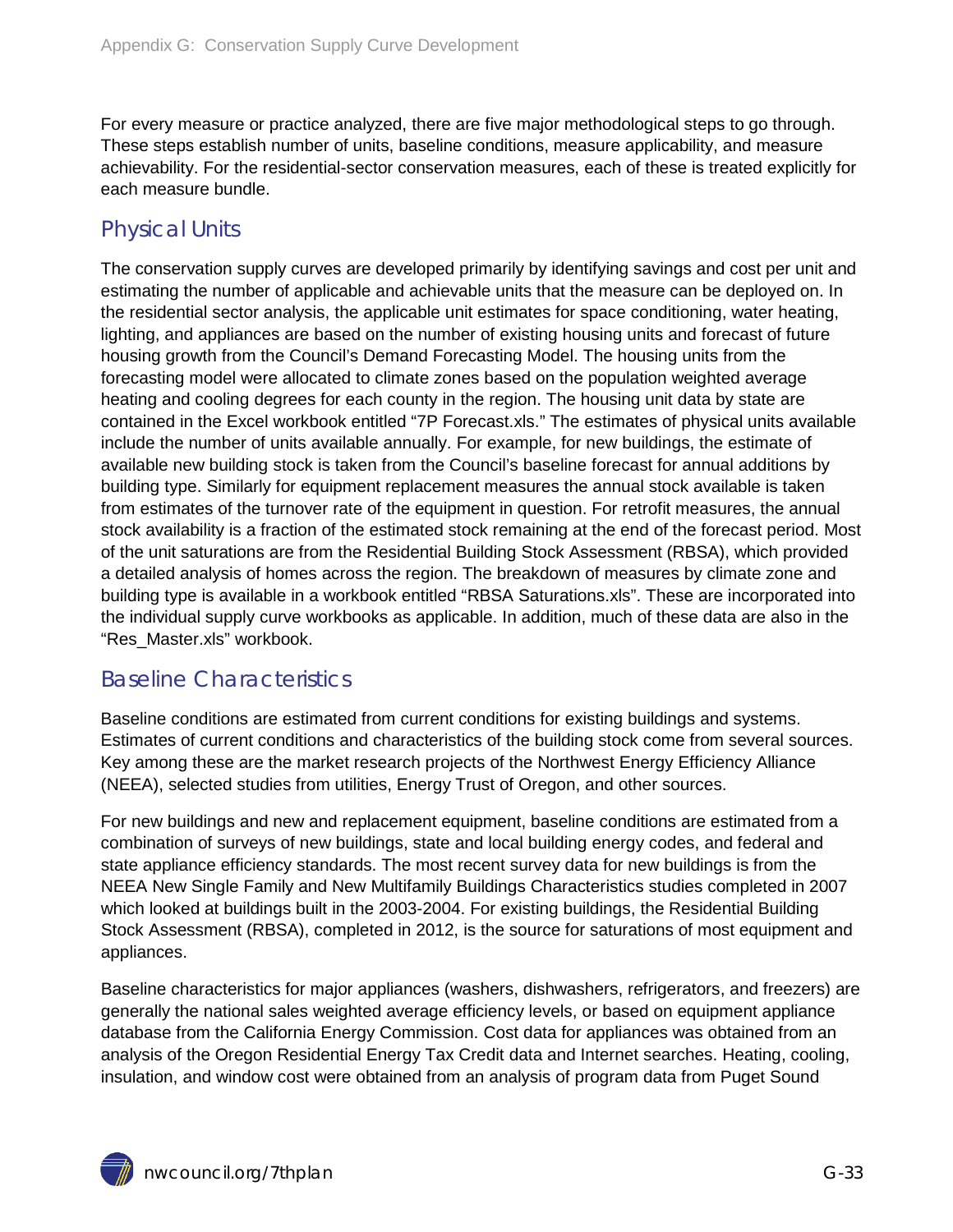For every measure or practice analyzed, there are five major methodological steps to go through. These steps establish number of units, baseline conditions, measure applicability, and measure achievability. For the residential-sector conservation measures, each of these is treated explicitly for each measure bundle.

## Physical Units

The conservation supply curves are developed primarily by identifying savings and cost per unit and estimating the number of applicable and achievable units that the measure can be deployed on. In the residential sector analysis, the applicable unit estimates for space conditioning, water heating, lighting, and appliances are based on the number of existing housing units and forecast of future housing growth from the Council's Demand Forecasting Model. The housing units from the forecasting model were allocated to climate zones based on the population weighted average heating and cooling degrees for each county in the region. The housing unit data by state are contained in the Excel workbook entitled "7P Forecast.xls." The estimates of physical units available include the number of units available annually. For example, for new buildings, the estimate of available new building stock is taken from the Council's baseline forecast for annual additions by building type. Similarly for equipment replacement measures the annual stock available is taken from estimates of the turnover rate of the equipment in question. For retrofit measures, the annual stock availability is a fraction of the estimated stock remaining at the end of the forecast period. Most of the unit saturations are from the Residential Building Stock Assessment (RBSA), which provided a detailed analysis of homes across the region. The breakdown of measures by climate zone and building type is available in a workbook entitled "RBSA Saturations.xls". These are incorporated into the individual supply curve workbooks as applicable. In addition, much of these data are also in the "Res_Master.xls" workbook.

## Baseline Characteristics

Baseline conditions are estimated from current conditions for existing buildings and systems. Estimates of current conditions and characteristics of the building stock come from several sources. Key among these are the market research projects of the Northwest Energy Efficiency Alliance (NEEA), selected studies from utilities, Energy Trust of Oregon, and other sources.

For new buildings and new and replacement equipment, baseline conditions are estimated from a combination of surveys of new buildings, state and local building energy codes, and federal and state appliance efficiency standards. The most recent survey data for new buildings is from the NEEA New Single Family and New Multifamily Buildings Characteristics studies completed in 2007 which looked at buildings built in the 2003-2004. For existing buildings, the Residential Building Stock Assessment (RBSA), completed in 2012, is the source for saturations of most equipment and appliances.

Baseline characteristics for major appliances (washers, dishwashers, refrigerators, and freezers) are generally the national sales weighted average efficiency levels, or based on equipment appliance database from the California Energy Commission. Cost data for appliances was obtained from an analysis of the Oregon Residential Energy Tax Credit data and Internet searches. Heating, cooling, insulation, and window cost were obtained from an analysis of program data from Puget Sound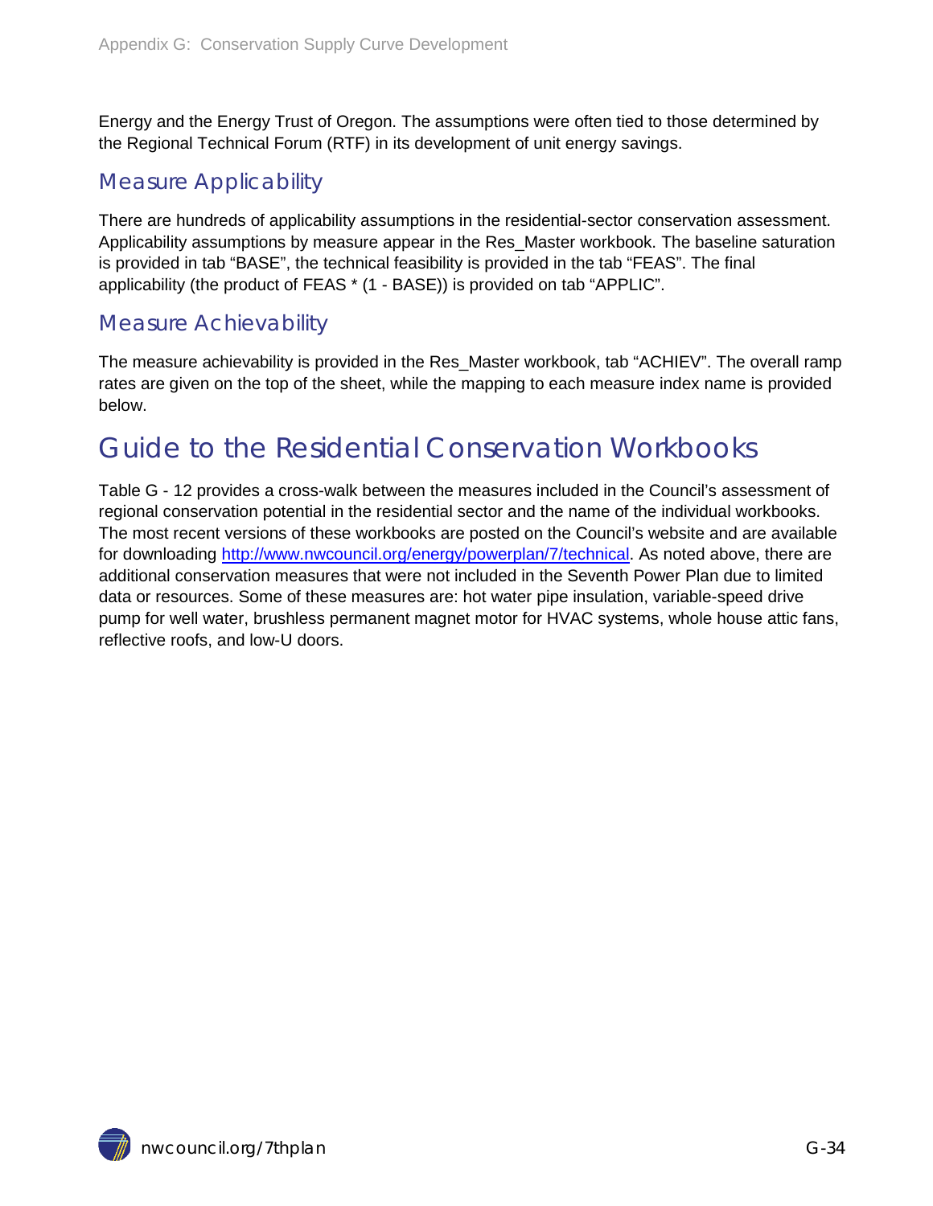Energy and the Energy Trust of Oregon. The assumptions were often tied to those determined by the Regional Technical Forum (RTF) in its development of unit energy savings.

### Measure Applicability

There are hundreds of applicability assumptions in the residential-sector conservation assessment. Applicability assumptions by measure appear in the Res_Master workbook. The baseline saturation is provided in tab "BASE", the technical feasibility is provided in the tab "FEAS". The final applicability (the product of FEAS * (1 - BASE)) is provided on tab "APPLIC".

### Measure Achievability

The measure achievability is provided in the Res_Master workbook, tab "ACHIEV". The overall ramp rates are given on the top of the sheet, while the mapping to each measure index name is provided below.

## Guide to the Residential Conservation Workbooks

Table G - 12 provides a cross-walk between the measures included in the Council's assessment of regional conservation potential in the residential sector and the name of the individual workbooks. The most recent versions of these workbooks are posted on the Council's website and are available for downloading http://www.nwcouncil.org/energy/powerplan/7/technical. As noted above, there are additional conservation measures that were not included in the Seventh Power Plan due to limited data or resources. Some of these measures are: hot water pipe insulation, variable-speed drive pump for well water, brushless permanent magnet motor for HVAC systems, whole house attic fans, reflective roofs, and low-U doors.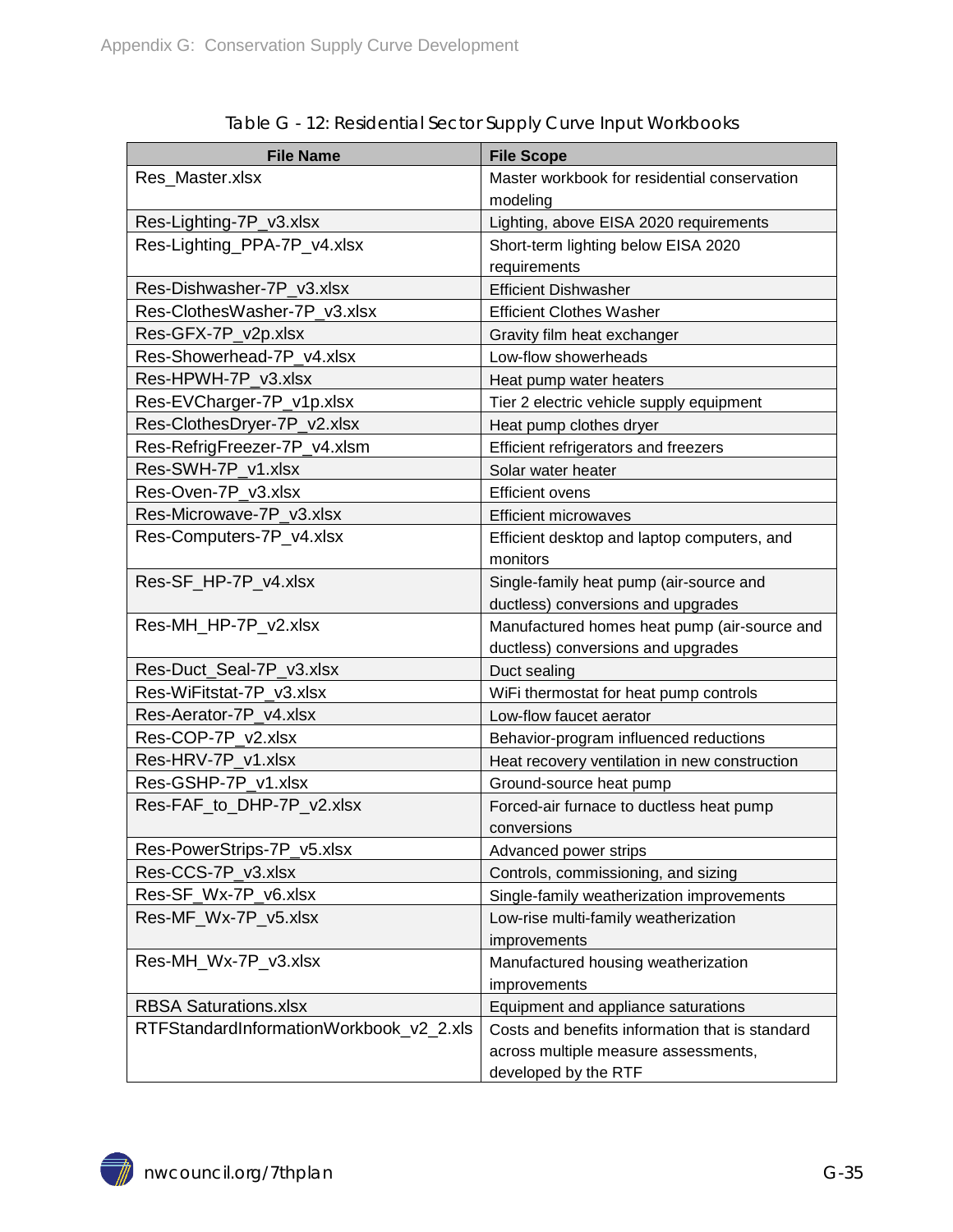Table G - 12: Residential Sector Supply Curve Input Workbooks

| File Name | File Scope |
| --- | --- |
| Res_Master.xlsx | Master workbook for residential conservation modeling |
| Res-Lighting-7P_v3.xlsx | Lighting, above EISA 2020 requirements |
| Res-Lighting_PPA-7P_v4.xlsx | Short-term lighting below EISA 2020 requirements |
| Res-Dishwasher-7P_v3.xlsx | Efficient Dishwasher |
| Res-ClothesWasher-7P_v3.xlsx | Efficient Clothes Washer |
| Res-GFX-7P_v2p.xlsx | Gravity film heat exchanger |
| Res-Showerhead-7P_v4.xlsx | Low-flow showerheads |
| Res-HPWH-7P_v3.xlsx | Heat pump water heaters |
| Res-EVCharger-7P_v1p.xlsx | Tier 2 electric vehicle supply equipment |
| Res-ClothesDryer-7P_v2.xlsx | Heat pump clothes dryer |
| Res-RefrigFreezer-7P_v4.xlsm | Efficient refrigerators and freezers |
| Res-SWH-7P_v1.xlsx | Solar water heater |
| Res-Oven-7P_v3.xlsx | Efficient ovens |
| Res-Microwave-7P_v3.xlsx | Efficient microwaves |
| Res-Computers-7P_v4.xlsx | Efficient desktop and laptop computers, and monitors |
| Res-SF_HP-7P_v4.xlsx | Single-family heat pump (air-source and ductless) conversions and upgrades |
| Res-MH_HP-7P_v2.xlsx | Manufactured homes heat pump (air-source and ductless) conversions and upgrades |
| Res-Duct_Seal-7P_v3.xlsx | Duct sealing |
| Res-WiFitstat-7P_v3.xlsx | WiFi thermostat for heat pump controls |
| Res-Aerator-7P_v4.xlsx | Low-flow faucet aerator |
| Res-COP-7P_v2.xlsx | Behavior-program influenced reductions |
| Res-HRV-7P_v1.xlsx | Heat recovery ventilation in new construction |
| Res-GSHP-7P_v1.xlsx | Ground-source heat pump |
| Res-FAF_to_DHP-7P_v2.xlsx | Forced-air furnace to ductless heat pump conversions |
| Res-PowerStrips-7P_v5.xlsx | Advanced power strips |
| Res-CCS-7P_v3.xlsx | Controls, commissioning, and sizing |
| Res-SF_Wx-7P_v6.xlsx | Single-family weatherization improvements |
| Res-MF_Wx-7P_v5.xlsx | Low-rise multi-family weatherization improvements |
| Res-MH_Wx-7P_v3.xlsx | Manufactured housing weatherization improvements |
| RBSA Saturations.xlsx | Equipment and appliance saturations |
| RTFStandardInformationWorkbook_v2_2.xls | Costs and benefits information that is standard across multiple measure assessments, developed by the RTF |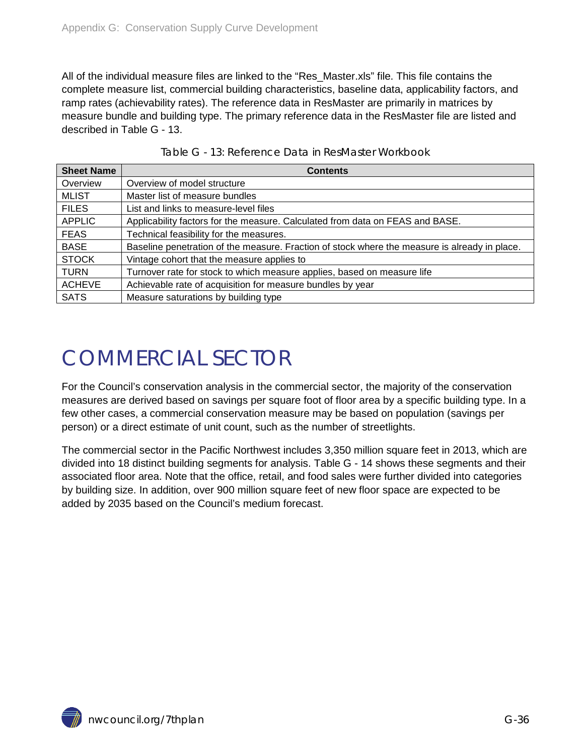All of the individual measure files are linked to the "Res_Master.xls" file. This file contains the complete measure list, commercial building characteristics, baseline data, applicability factors, and ramp rates (achievability rates). The reference data in ResMaster are primarily in matrices by measure bundle and building type. The primary reference data in the ResMaster file are listed and described in Table G - 13.

Table G - 13: Reference Data in ResMaster Workbook

| Sheet Name | Contents |
|---|---|
| Overview | Overview of model structure |
| MLIST | Master list of measure bundles |
| FILES | List and links to measure-level files |
| APPLIC | Applicability factors for the measure. Calculated from data on FEAS and BASE. |
| FEAS | Technical feasibility for the measures. |
| BASE | Baseline penetration of the measure. Fraction of stock where the measure is already in place. |
| STOCK | Vintage cohort that the measure applies to |
| TURN | Turnover rate for stock to which measure applies, based on measure life |
| ACHEVE | Achievable rate of acquisition for measure bundles by year |
| SATS | Measure saturations by building type |

# COMMERCIAL SECTOR

For the Council's conservation analysis in the commercial sector, the majority of the conservation measures are derived based on savings per square foot of floor area by a specific building type. In a few other cases, a commercial conservation measure may be based on population (savings per person) or a direct estimate of unit count, such as the number of streetlights.

The commercial sector in the Pacific Northwest includes 3,350 million square feet in 2013, which are divided into 18 distinct building segments for analysis. Table G - 14 shows these segments and their associated floor area. Note that the office, retail, and food sales were further divided into categories by building size. In addition, over 900 million square feet of new floor space are expected to be added by 2035 based on the Council's medium forecast.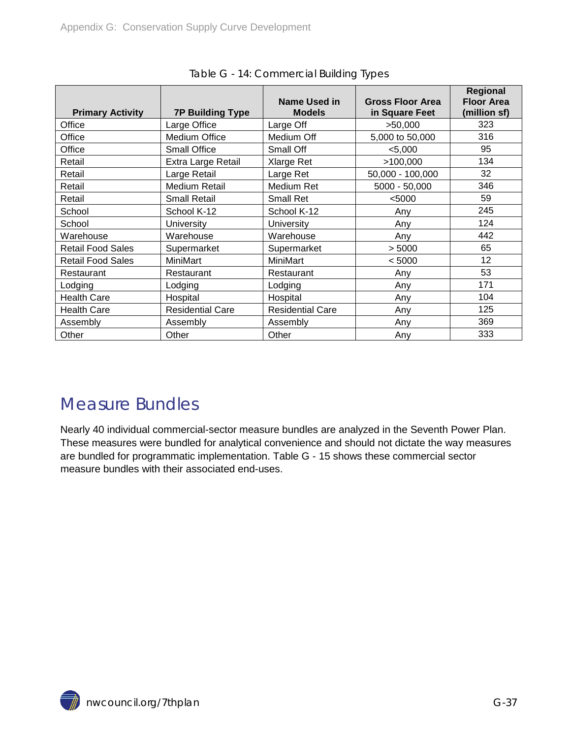Table G - 14: Commercial Building Types

| Primary Activity | 7P Building Type | Name Used in Models | Gross Floor Area in Square Feet | Regional Floor Area (million sf) |
|---|---|---|---|---|
| Office | Large Office | Large Off | >50,000 | 323 |
| Office | Medium Office | Medium Off | 5,000 to 50,000 | 316 |
| Office | Small Office | Small Off | <5,000 | 95 |
| Retail | Extra Large Retail | Xlarge Ret | >100,000 | 134 |
| Retail | Large Retail | Large Ret | 50,000 - 100,000 | 32 |
| Retail | Medium Retail | Medium Ret | 5000 - 50,000 | 346 |
| Retail | Small Retail | Small Ret | <5000 | 59 |
| School | School K-12 | School K-12 | Any | 245 |
| School | University | University | Any | 124 |
| Warehouse | Warehouse | Warehouse | Any | 442 |
| Retail Food Sales | Supermarket | Supermarket | > 5000 | 65 |
| Retail Food Sales | MiniMart | MiniMart | < 5000 | 12 |
| Restaurant | Restaurant | Restaurant | Any | 53 |
| Lodging | Lodging | Lodging | Any | 171 |
| Health Care | Hospital | Hospital | Any | 104 |
| Health Care | Residential Care | Residential Care | Any | 125 |
| Assembly | Assembly | Assembly | Any | 369 |
| Other | Other | Other | Any | 333 |

## Measure Bundles

Nearly 40 individual commercial-sector measure bundles are analyzed in the Seventh Power Plan. These measures were bundled for analytical convenience and should not dictate the way measures are bundled for programmatic implementation. Table G - 15 shows these commercial sector measure bundles with their associated end-uses.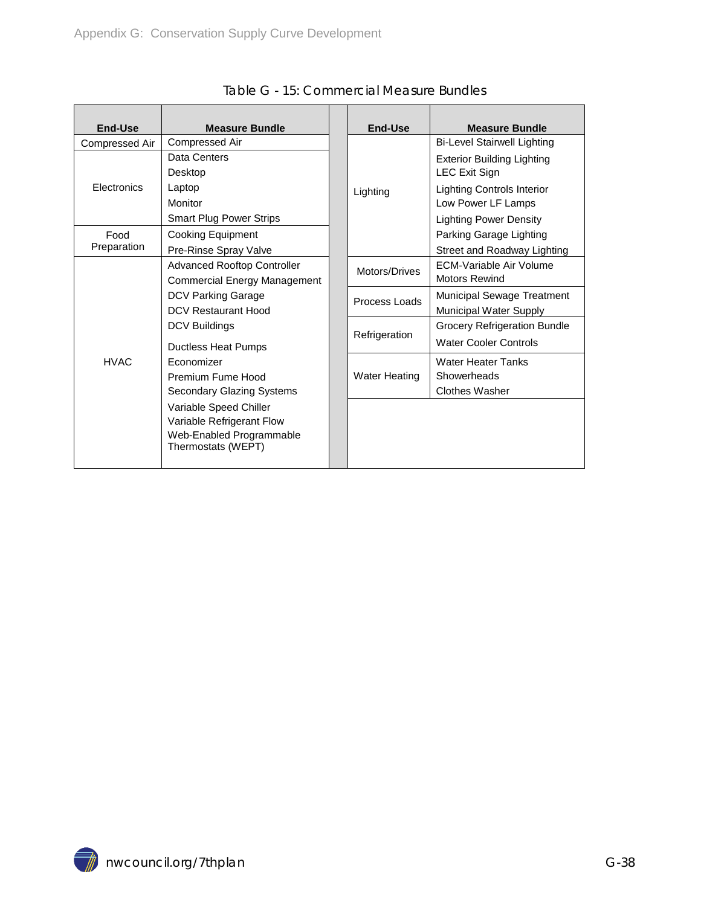Table G - 15: Commercial Measure Bundles

| End-Use | Measure Bundle |
|---|---|
| Compressed Air | Compressed Air |
| Electronics | Data Centers |
| | Desktop |
| | Laptop |
| | Monitor |
| | Smart Plug Power Strips |
| Food Preparation | Cooking Equipment |
| | Pre-Rinse Spray Valve |
| HVAC | Advanced Rooftop Controller |
| | Commercial Energy Management |
| | DCV Parking Garage |
| | DCV Restaurant Hood |
| | DCV Buildings |
| | Ductless Heat Pumps |
| | Economizer |
| | Premium Fume Hood |
| | Secondary Glazing Systems |
| | Variable Speed Chiller |
| | Variable Refrigerant Flow |
| | Web-Enabled Programmable Thermostats (WEPT) |
| Lighting | Bi-Level Stairwell Lighting |
| | Exterior Building Lighting |
| | LEC Exit Sign |
| | Lighting Controls Interior |
| | Low Power LF Lamps |
| | Lighting Power Density |
| | Parking Garage Lighting |
| | Street and Roadway Lighting |
| Motors/Drives | ECM-Variable Air Volume |
| | Motors Rewind |
| Process Loads | Municipal Sewage Treatment |
| | Municipal Water Supply |
| Refrigeration | Grocery Refrigeration Bundle |
| | Water Cooler Controls |
| Water Heating | Water Heater Tanks |
| | Showerheads |
| | Clothes Washer |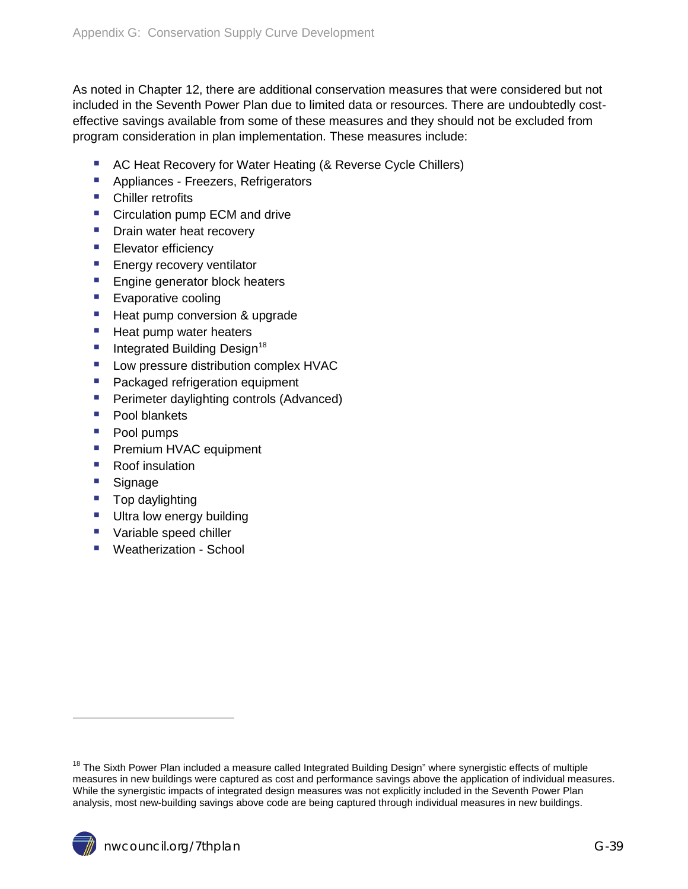As noted in Chapter 12, there are additional conservation measures that were considered but not included in the Seventh Power Plan due to limited data or resources. There are undoubtedly cost-effective savings available from some of these measures and they should not be excluded from program consideration in plan implementation. These measures include:

- AC Heat Recovery for Water Heating (& Reverse Cycle Chillers)
- Appliances - Freezers, Refrigerators
- Chiller retrofits
- Circulation pump ECM and drive
- Drain water heat recovery
- Elevator efficiency
- Energy recovery ventilator
- Engine generator block heaters
- Evaporative cooling
- Heat pump conversion & upgrade
- Heat pump water heaters
- Integrated Building Design[18]
- Low pressure distribution complex HVAC
- Packaged refrigeration equipment
- Perimeter daylighting controls (Advanced)
- Pool blankets
- Pool pumps
- Premium HVAC equipment
- Roof insulation
- Signage
- Top daylighting
- Ultra low energy building
- Variable speed chiller
- Weatherization - School

[18] The Sixth Power Plan included a measure called Integrated Building Design" where synergistic effects of multiple measures in new buildings were captured as cost and performance savings above the application of individual measures. While the synergistic impacts of integrated design measures was not explicitly included in the Seventh Power Plan analysis, most new-building savings above code are being captured through individual measures in new buildings.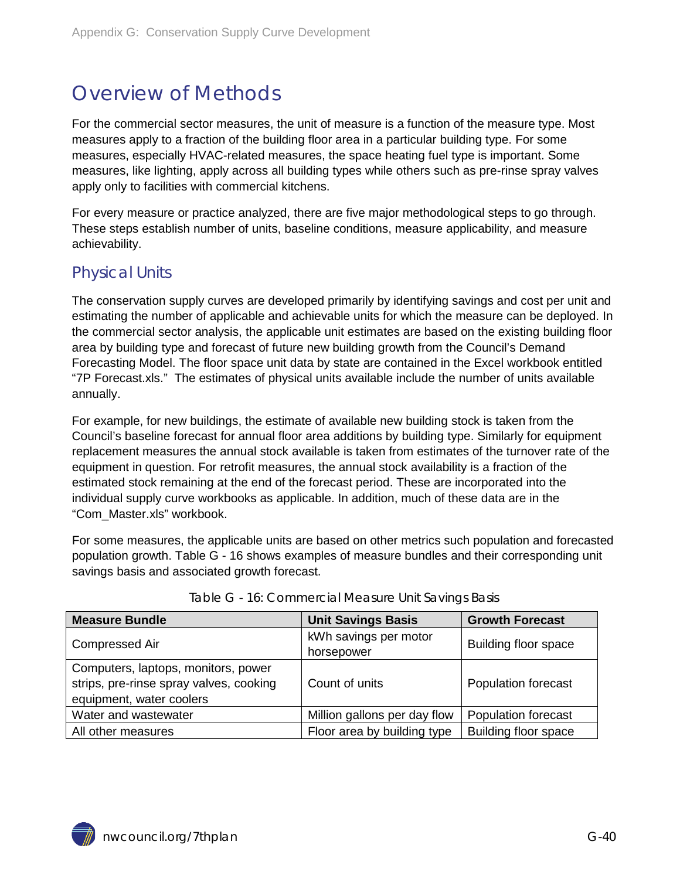# Overview of Methods

For the commercial sector measures, the unit of measure is a function of the measure type. Most measures apply to a fraction of the building floor area in a particular building type. For some measures, especially HVAC-related measures, the space heating fuel type is important. Some measures, like lighting, apply across all building types while others such as pre-rinse spray valves apply only to facilities with commercial kitchens.

For every measure or practice analyzed, there are five major methodological steps to go through. These steps establish number of units, baseline conditions, measure applicability, and measure achievability.

## Physical Units

The conservation supply curves are developed primarily by identifying savings and cost per unit and estimating the number of applicable and achievable units for which the measure can be deployed. In the commercial sector analysis, the applicable unit estimates are based on the existing building floor area by building type and forecast of future new building growth from the Council's Demand Forecasting Model. The floor space unit data by state are contained in the Excel workbook entitled "7P Forecast.xls." The estimates of physical units available include the number of units available annually.

For example, for new buildings, the estimate of available new building stock is taken from the Council's baseline forecast for annual floor area additions by building type. Similarly for equipment replacement measures the annual stock available is taken from estimates of the turnover rate of the equipment in question. For retrofit measures, the annual stock availability is a fraction of the estimated stock remaining at the end of the forecast period. These are incorporated into the individual supply curve workbooks as applicable. In addition, much of these data are in the "Com_Master.xls" workbook.

For some measures, the applicable units are based on other metrics such population and forecasted population growth. Table G - 16 shows examples of measure bundles and their corresponding unit savings basis and associated growth forecast.

Table G - 16: Commercial Measure Unit Savings Basis

| Measure Bundle | Unit Savings Basis | Growth Forecast |
|---|---|---|
| Compressed Air | kWh savings per motor horsepower | Building floor space |
| Computers, laptops, monitors, power strips, pre-rinse spray valves, cooking equipment, water coolers | Count of units | Population forecast |
| Water and wastewater | Million gallons per day flow | Population forecast |
| All other measures | Floor area by building type | Building floor space |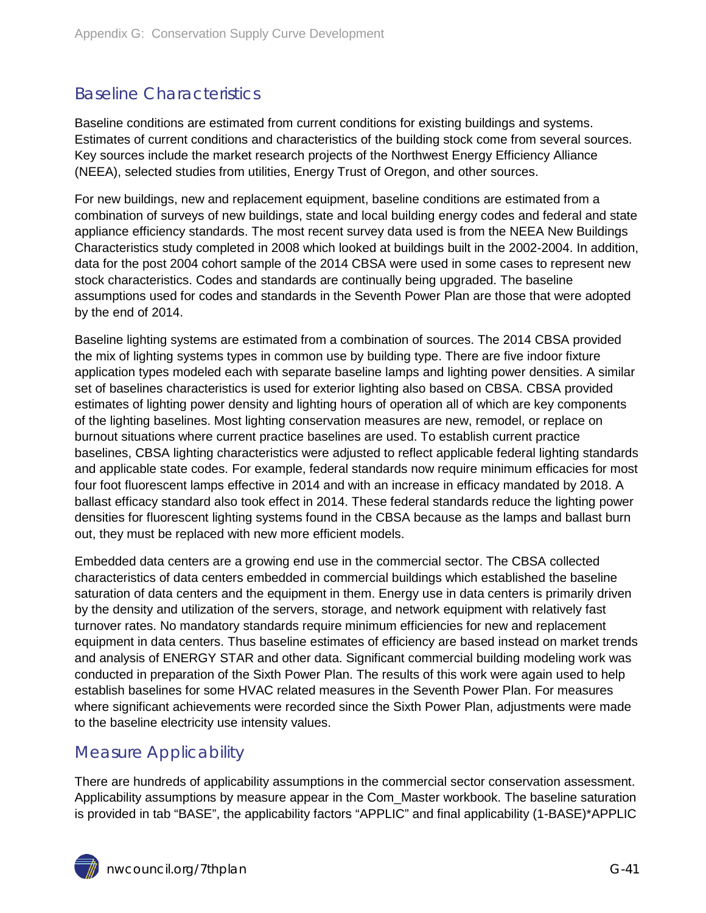## Baseline Characteristics

Baseline conditions are estimated from current conditions for existing buildings and systems. Estimates of current conditions and characteristics of the building stock come from several sources. Key sources include the market research projects of the Northwest Energy Efficiency Alliance (NEEA), selected studies from utilities, Energy Trust of Oregon, and other sources.

For new buildings, new and replacement equipment, baseline conditions are estimated from a combination of surveys of new buildings, state and local building energy codes and federal and state appliance efficiency standards. The most recent survey data used is from the NEEA New Buildings Characteristics study completed in 2008 which looked at buildings built in the 2002-2004. In addition, data for the post 2004 cohort sample of the 2014 CBSA were used in some cases to represent new stock characteristics. Codes and standards are continually being upgraded. The baseline assumptions used for codes and standards in the Seventh Power Plan are those that were adopted by the end of 2014.

Baseline lighting systems are estimated from a combination of sources. The 2014 CBSA provided the mix of lighting systems types in common use by building type. There are five indoor fixture application types modeled each with separate baseline lamps and lighting power densities. A similar set of baselines characteristics is used for exterior lighting also based on CBSA. CBSA provided estimates of lighting power density and lighting hours of operation all of which are key components of the lighting baselines. Most lighting conservation measures are new, remodel, or replace on burnout situations where current practice baselines are used. To establish current practice baselines, CBSA lighting characteristics were adjusted to reflect applicable federal lighting standards and applicable state codes. For example, federal standards now require minimum efficacies for most four foot fluorescent lamps effective in 2014 and with an increase in efficacy mandated by 2018. A ballast efficacy standard also took effect in 2014. These federal standards reduce the lighting power densities for fluorescent lighting systems found in the CBSA because as the lamps and ballast burn out, they must be replaced with new more efficient models.

Embedded data centers are a growing end use in the commercial sector. The CBSA collected characteristics of data centers embedded in commercial buildings which established the baseline saturation of data centers and the equipment in them. Energy use in data centers is primarily driven by the density and utilization of the servers, storage, and network equipment with relatively fast turnover rates. No mandatory standards require minimum efficiencies for new and replacement equipment in data centers. Thus baseline estimates of efficiency are based instead on market trends and analysis of ENERGY STAR and other data. Significant commercial building modeling work was conducted in preparation of the Sixth Power Plan. The results of this work were again used to help establish baselines for some HVAC related measures in the Seventh Power Plan. For measures where significant achievements were recorded since the Sixth Power Plan, adjustments were made to the baseline electricity use intensity values.

## Measure Applicability

There are hundreds of applicability assumptions in the commercial sector conservation assessment. Applicability assumptions by measure appear in the Com_Master workbook. The baseline saturation is provided in tab "BASE", the applicability factors "APPLIC" and final applicability (1-BASE)*APPLIC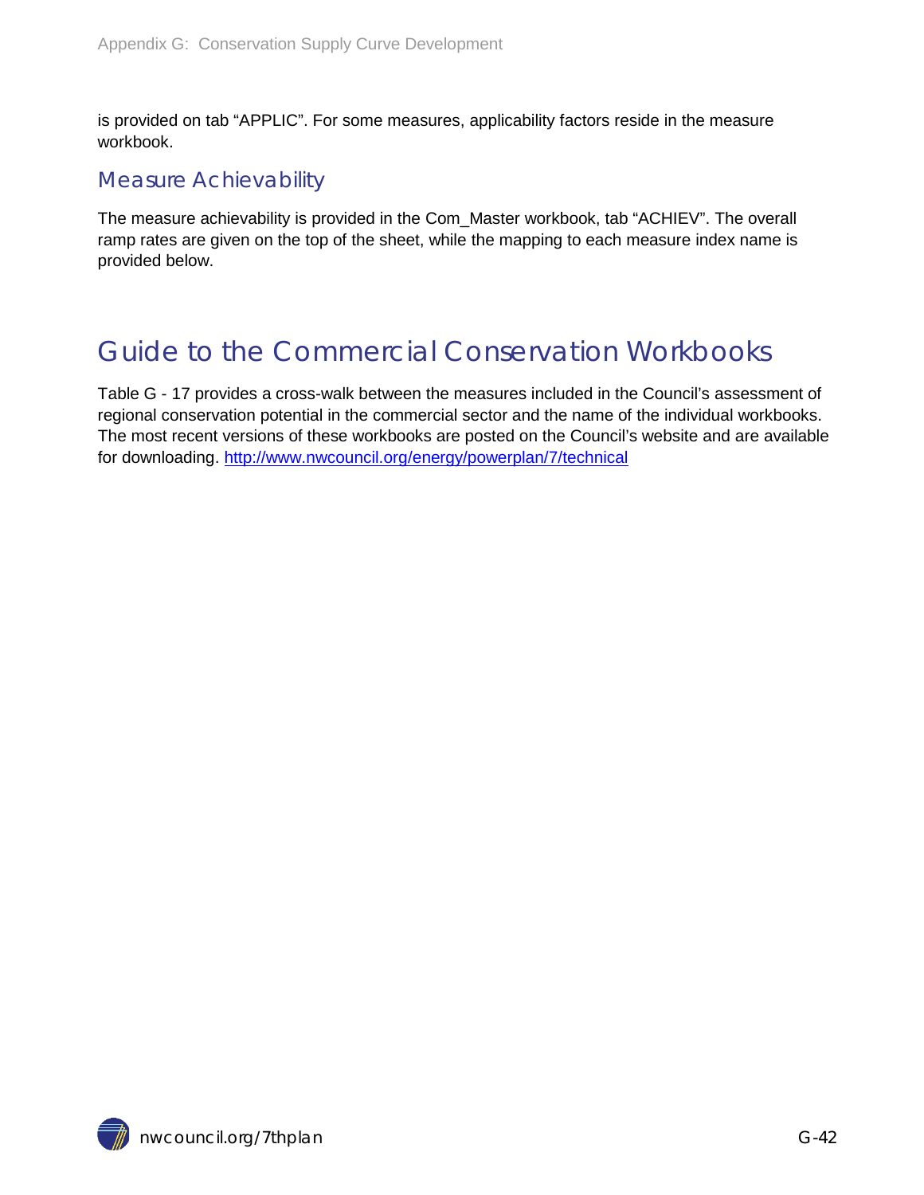is provided on tab "APPLIC". For some measures, applicability factors reside in the measure workbook.

### Measure Achievability

The measure achievability is provided in the Com_Master workbook, tab "ACHIEV". The overall ramp rates are given on the top of the sheet, while the mapping to each measure index name is provided below.

## Guide to the Commercial Conservation Workbooks

Table G - 17 provides a cross-walk between the measures included in the Council's assessment of regional conservation potential in the commercial sector and the name of the individual workbooks. The most recent versions of these workbooks are posted on the Council's website and are available for downloading. http://www.nwcouncil.org/energy/powerplan/7/technical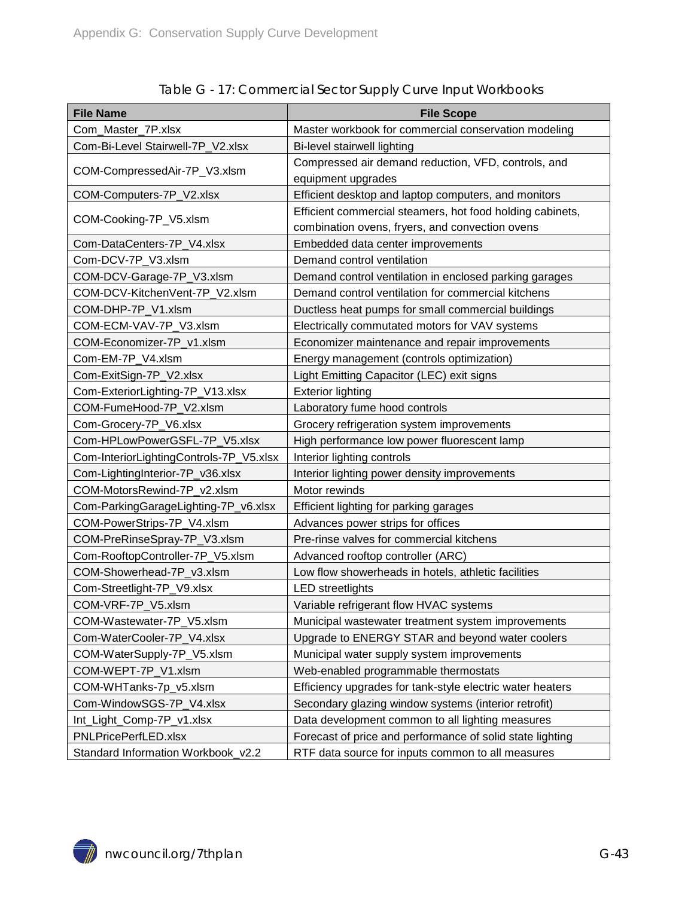Table G - 17: Commercial Sector Supply Curve Input Workbooks

| File Name | File Scope |
| --- | --- |
| Com_Master_7P.xlsx | Master workbook for commercial conservation modeling |
| Com-Bi-Level Stairwell-7P_V2.xlsx | Bi-level stairwell lighting |
| COM-CompressedAir-7P_V3.xlsm | Compressed air demand reduction, VFD, controls, and equipment upgrades |
| COM-Computers-7P_V2.xlsx | Efficient desktop and laptop computers, and monitors |
| COM-Cooking-7P_V5.xlsm | Efficient commercial steamers, hot food holding cabinets, combination ovens, fryers, and convection ovens |
| Com-DataCenters-7P_V4.xlsx | Embedded data center improvements |
| Com-DCV-7P_V3.xlsm | Demand control ventilation |
| COM-DCV-Garage-7P_V3.xlsm | Demand control ventilation in enclosed parking garages |
| COM-DCV-KitchenVent-7P_V2.xlsm | Demand control ventilation for commercial kitchens |
| COM-DHP-7P_V1.xlsm | Ductless heat pumps for small commercial buildings |
| COM-ECM-VAV-7P_V3.xlsm | Electrically commutated motors for VAV systems |
| COM-Economizer-7P_v1.xlsm | Economizer maintenance and repair improvements |
| Com-EM-7P_V4.xlsm | Energy management (controls optimization) |
| Com-ExitSign-7P_V2.xlsx | Light Emitting Capacitor (LEC) exit signs |
| Com-ExteriorLighting-7P_V13.xlsx | Exterior lighting |
| COM-FumeHood-7P_V2.xlsm | Laboratory fume hood controls |
| Com-Grocery-7P_V6.xlsx | Grocery refrigeration system improvements |
| Com-HPLowPowerGSFL-7P_V5.xlsx | High performance low power fluorescent lamp |
| Com-InteriorLightingControls-7P_V5.xlsx | Interior lighting controls |
| Com-LightingInterior-7P_v36.xlsx | Interior lighting power density improvements |
| COM-MotorsRewind-7P_v2.xlsm | Motor rewinds |
| Com-ParkingGarageLighting-7P_v6.xlsx | Efficient lighting for parking garages |
| COM-PowerStrips-7P_V4.xlsm | Advances power strips for offices |
| COM-PreRinseSpray-7P_V3.xlsm | Pre-rinse valves for commercial kitchens |
| Com-RooftopController-7P_V5.xlsm | Advanced rooftop controller (ARC) |
| COM-Showerhead-7P_v3.xlsm | Low flow showerheads in hotels, athletic facilities |
| Com-Streetlight-7P_V9.xlsx | LED streetlights |
| COM-VRF-7P_V5.xlsm | Variable refrigerant flow HVAC systems |
| COM-Wastewater-7P_V5.xlsm | Municipal wastewater treatment system improvements |
| Com-WaterCooler-7P_V4.xlsx | Upgrade to ENERGY STAR and beyond water coolers |
| COM-WaterSupply-7P_V5.xlsm | Municipal water supply system improvements |
| COM-WEPT-7P_V1.xlsm | Web-enabled programmable thermostats |
| COM-WHTanks-7p_v5.xlsm | Efficiency upgrades for tank-style electric water heaters |
| Com-WindowSGS-7P_V4.xlsx | Secondary glazing window systems (interior retrofit) |
| Int_Light_Comp-7P_v1.xlsx | Data development common to all lighting measures |
| PNLPricePerfLED.xlsx | Forecast of price and performance of solid state lighting |
| Standard Information Workbook_v2.2 | RTF data source for inputs common to all measures |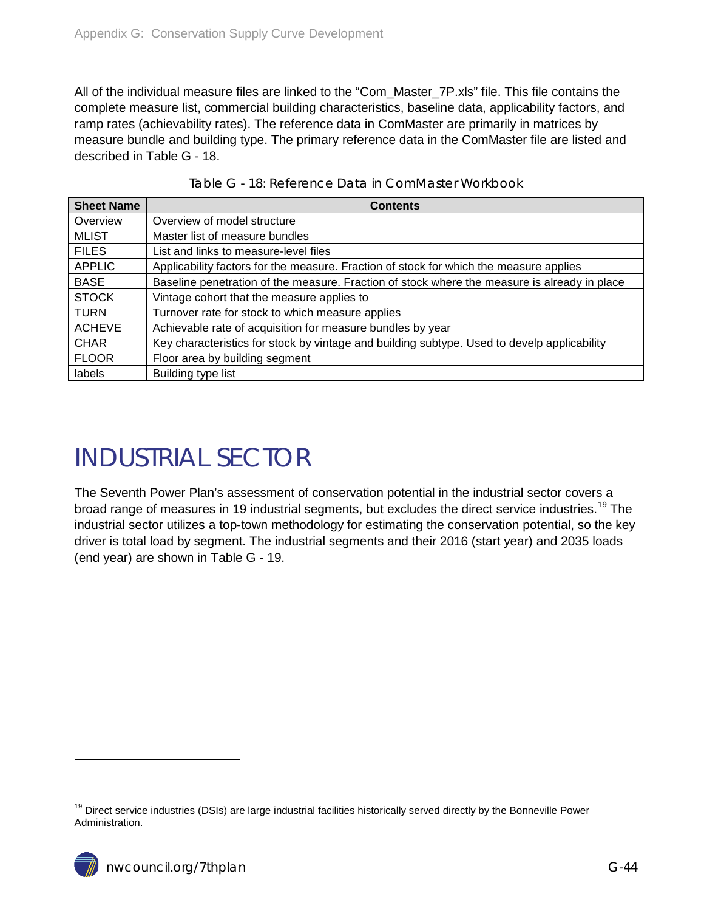All of the individual measure files are linked to the "Com_Master_7P.xls" file. This file contains the complete measure list, commercial building characteristics, baseline data, applicability factors, and ramp rates (achievability rates). The reference data in ComMaster are primarily in matrices by measure bundle and building type. The primary reference data in the ComMaster file are listed and described in Table G - 18.

Table G - 18: Reference Data in ComMaster Workbook

| Sheet Name | Contents |
|---|---|
| Overview | Overview of model structure |
| MLIST | Master list of measure bundles |
| FILES | List and links to measure-level files |
| APPLIC | Applicability factors for the measure. Fraction of stock for which the measure applies |
| BASE | Baseline penetration of the measure. Fraction of stock where the measure is already in place |
| STOCK | Vintage cohort that the measure applies to |
| TURN | Turnover rate for stock to which measure applies |
| ACHEVE | Achievable rate of acquisition for measure bundles by year |
| CHAR | Key characteristics for stock by vintage and building subtype. Used to develp applicability |
| FLOOR | Floor area by building segment |
| labels | Building type list |

# INDUSTRIAL SECTOR

The Seventh Power Plan's assessment of conservation potential in the industrial sector covers a broad range of measures in 19 industrial segments, but excludes the direct service industries.[19] The industrial sector utilizes a top-town methodology for estimating the conservation potential, so the key driver is total load by segment. The industrial segments and their 2016 (start year) and 2035 loads (end year) are shown in Table G - 19.

[19] Direct service industries (DSIs) are large industrial facilities historically served directly by the Bonneville Power Administration.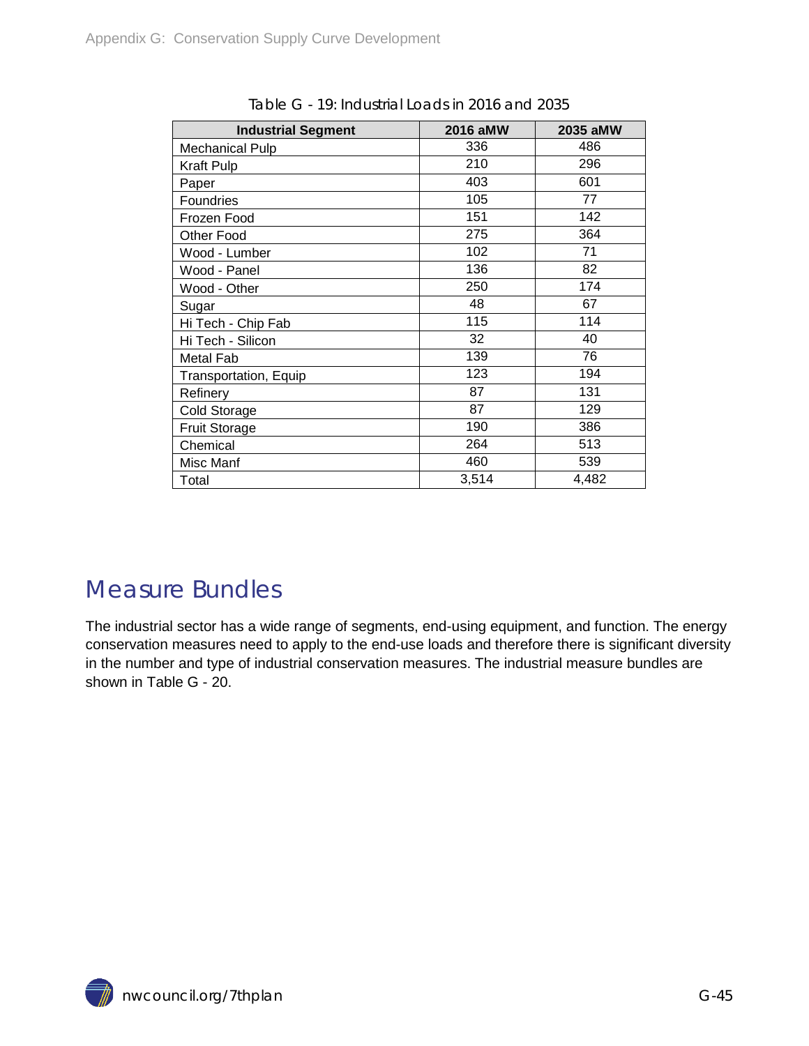Table G - 19: Industrial Loads in 2016 and 2035

| Industrial Segment | 2016 aMW | 2035 aMW |
|---|---|---|
| Mechanical Pulp | 336 | 486 |
| Kraft Pulp | 210 | 296 |
| Paper | 403 | 601 |
| Foundries | 105 | 77 |
| Frozen Food | 151 | 142 |
| Other Food | 275 | 364 |
| Wood - Lumber | 102 | 71 |
| Wood - Panel | 136 | 82 |
| Wood - Other | 250 | 174 |
| Sugar | 48 | 67 |
| Hi Tech - Chip Fab | 115 | 114 |
| Hi Tech - Silicon | 32 | 40 |
| Metal Fab | 139 | 76 |
| Transportation, Equip | 123 | 194 |
| Refinery | 87 | 131 |
| Cold Storage | 87 | 129 |
| Fruit Storage | 190 | 386 |
| Chemical | 264 | 513 |
| Misc Manf | 460 | 539 |
| Total | 3,514 | 4,482 |

## Measure Bundles

The industrial sector has a wide range of segments, end-using equipment, and function. The energy conservation measures need to apply to the end-use loads and therefore there is significant diversity in the number and type of industrial conservation measures. The industrial measure bundles are shown in Table G - 20.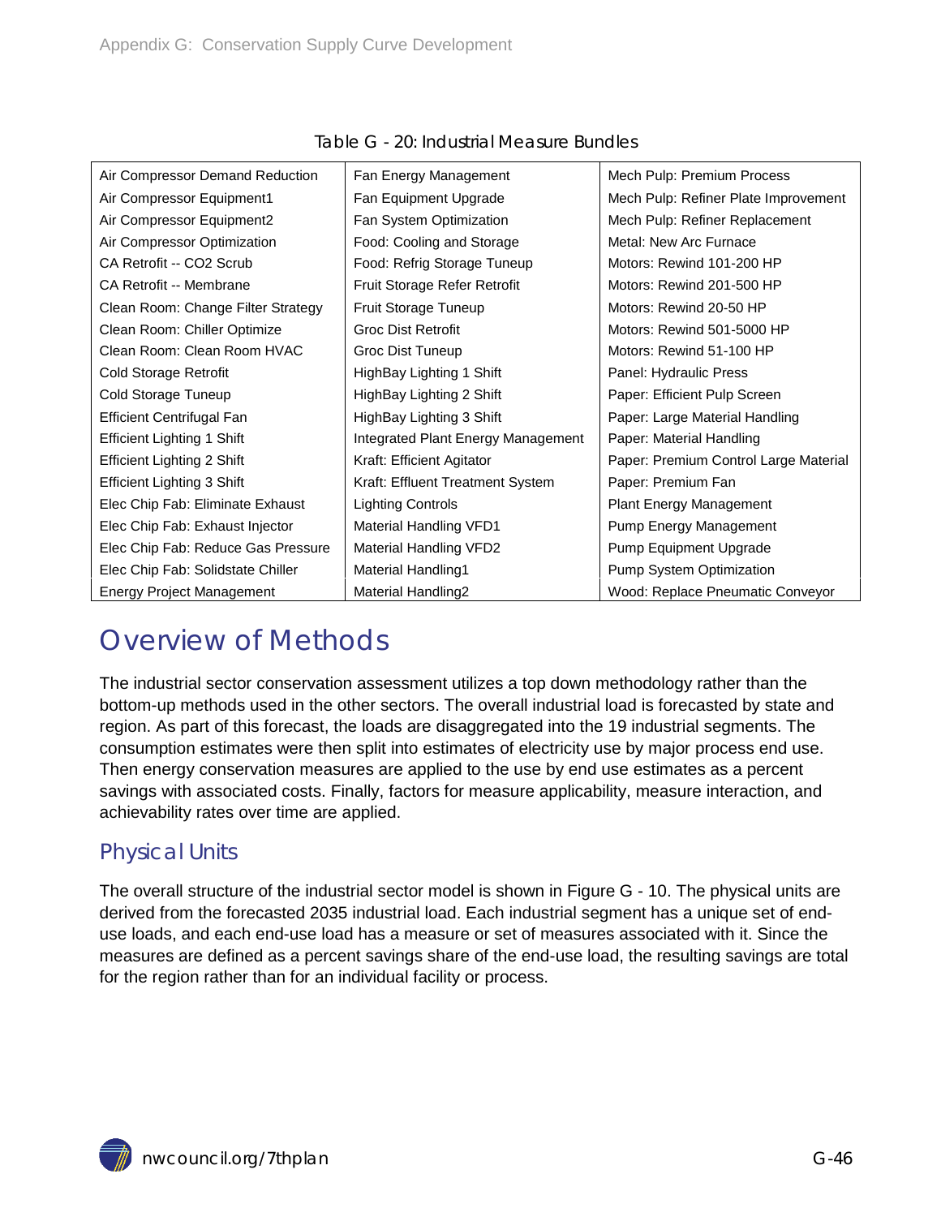Table G - 20: Industrial Measure Bundles

| | | |
|---|---|---|
| Air Compressor Demand Reduction | Fan Energy Management | Mech Pulp: Premium Process |
| Air Compressor Equipment1 | Fan Equipment Upgrade | Mech Pulp: Refiner Plate Improvement |
| Air Compressor Equipment2 | Fan System Optimization | Mech Pulp: Refiner Replacement |
| Air Compressor Optimization | Food: Cooling and Storage | Metal: New Arc Furnace |
| CA Retrofit -- CO2 Scrub | Food: Refrig Storage Tuneup | Motors: Rewind 101-200 HP |
| CA Retrofit -- Membrane | Fruit Storage Refer Retrofit | Motors: Rewind 201-500 HP |
| Clean Room: Change Filter Strategy | Fruit Storage Tuneup | Motors: Rewind 20-50 HP |
| Clean Room: Chiller Optimize | Groc Dist Retrofit | Motors: Rewind 501-5000 HP |
| Clean Room: Clean Room HVAC | Groc Dist Tuneup | Motors: Rewind 51-100 HP |
| Cold Storage Retrofit | HighBay Lighting 1 Shift | Panel: Hydraulic Press |
| Cold Storage Tuneup | HighBay Lighting 2 Shift | Paper: Efficient Pulp Screen |
| Efficient Centrifugal Fan | HighBay Lighting 3 Shift | Paper: Large Material Handling |
| Efficient Lighting 1 Shift | Integrated Plant Energy Management | Paper: Material Handling |
| Efficient Lighting 2 Shift | Kraft: Efficient Agitator | Paper: Premium Control Large Material |
| Efficient Lighting 3 Shift | Kraft: Effluent Treatment System | Paper: Premium Fan |
| Elec Chip Fab: Eliminate Exhaust | Lighting Controls | Plant Energy Management |
| Elec Chip Fab: Exhaust Injector | Material Handling VFD1 | Pump Energy Management |
| Elec Chip Fab: Reduce Gas Pressure | Material Handling VFD2 | Pump Equipment Upgrade |
| Elec Chip Fab: Solidstate Chiller | Material Handling1 | Pump System Optimization |
| Energy Project Management | Material Handling2 | Wood: Replace Pneumatic Conveyor |

# Overview of Methods

The industrial sector conservation assessment utilizes a top down methodology rather than the bottom-up methods used in the other sectors. The overall industrial load is forecasted by state and region. As part of this forecast, the loads are disaggregated into the 19 industrial segments. The consumption estimates were then split into estimates of electricity use by major process end use. Then energy conservation measures are applied to the use by end use estimates as a percent savings with associated costs. Finally, factors for measure applicability, measure interaction, and achievability rates over time are applied.

## Physical Units

The overall structure of the industrial sector model is shown in Figure G - 10. The physical units are derived from the forecasted 2035 industrial load. Each industrial segment has a unique set of end-use loads, and each end-use load has a measure or set of measures associated with it. Since the measures are defined as a percent savings share of the end-use load, the resulting savings are total for the region rather than for an individual facility or process.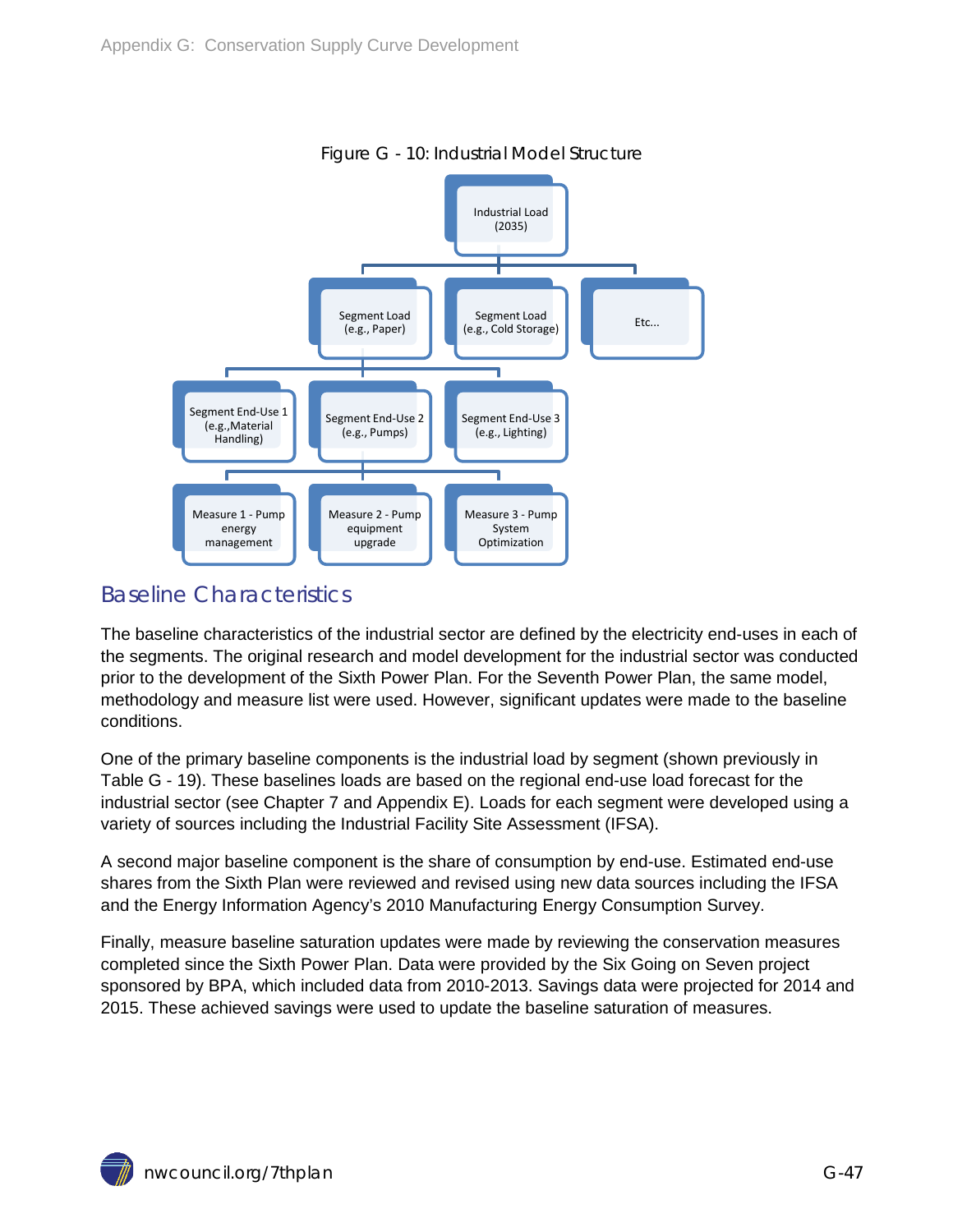Figure G - 10: Industrial Model Structure

Industrial Load (2035)

Segment Load (e.g., Paper) | Segment Load (e.g., Cold Storage) | Etc...

Segment End-Use 1 (e.g.,Material Handling) | Segment End-Use 2 (e.g., Pumps) | Segment End-Use 3 (e.g., Lighting)

Measure 1 - Pump energy management | Measure 2 - Pump equipment upgrade | Measure 3 - Pump System Optimization

## Baseline Characteristics

The baseline characteristics of the industrial sector are defined by the electricity end-uses in each of the segments. The original research and model development for the industrial sector was conducted prior to the development of the Sixth Power Plan. For the Seventh Power Plan, the same model, methodology and measure list were used. However, significant updates were made to the baseline conditions.

One of the primary baseline components is the industrial load by segment (shown previously in Table G - 19). These baselines loads are based on the regional end-use load forecast for the industrial sector (see Chapter 7 and Appendix E). Loads for each segment were developed using a variety of sources including the Industrial Facility Site Assessment (IFSA).

A second major baseline component is the share of consumption by end-use. Estimated end-use shares from the Sixth Plan were reviewed and revised using new data sources including the IFSA and the Energy Information Agency's 2010 Manufacturing Energy Consumption Survey.

Finally, measure baseline saturation updates were made by reviewing the conservation measures completed since the Sixth Power Plan. Data were provided by the Six Going on Seven project sponsored by BPA, which included data from 2010-2013. Savings data were projected for 2014 and 2015. These achieved savings were used to update the baseline saturation of measures.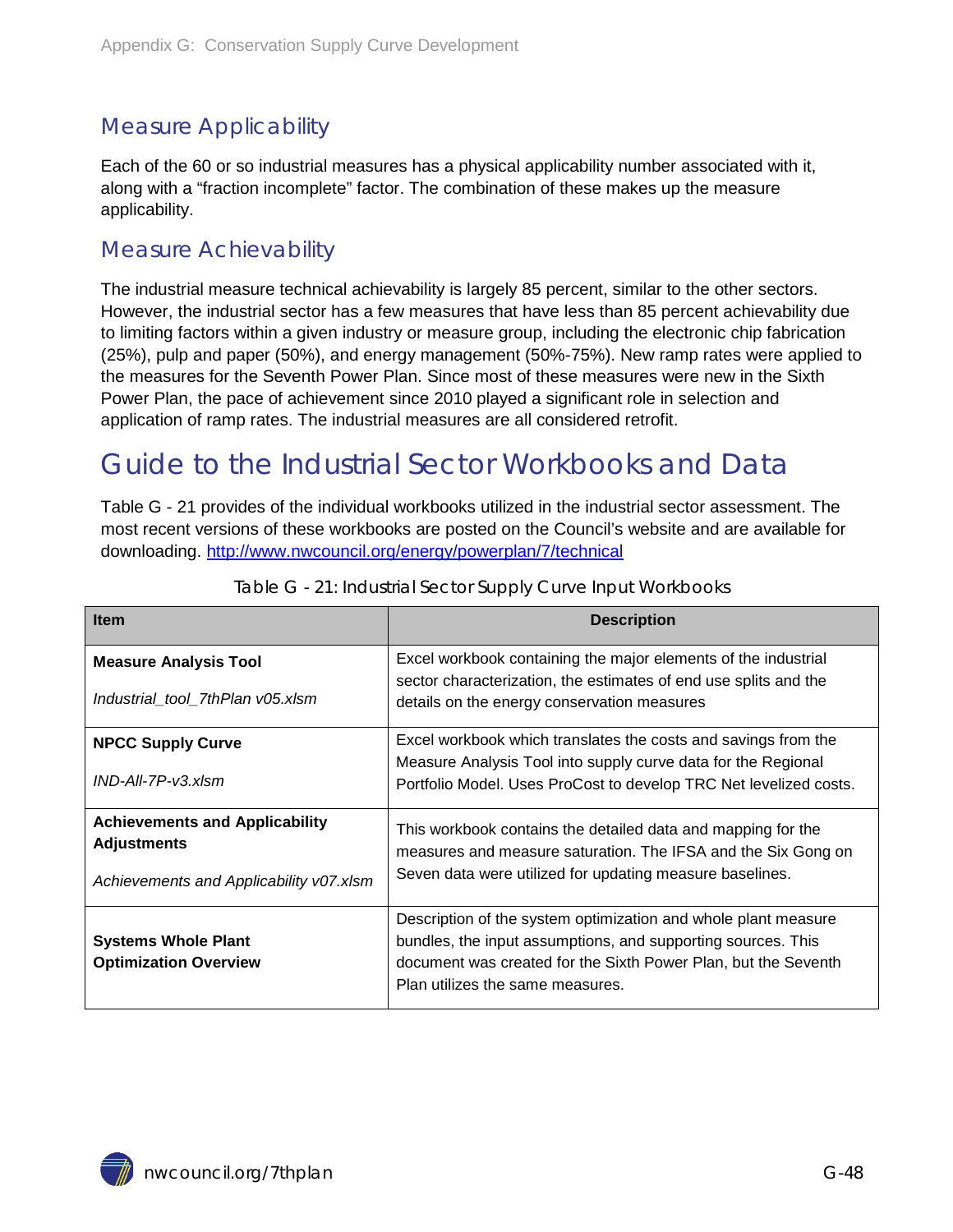### Measure Applicability

Each of the 60 or so industrial measures has a physical applicability number associated with it, along with a "fraction incomplete" factor. The combination of these makes up the measure applicability.

### Measure Achievability

The industrial measure technical achievability is largely 85 percent, similar to the other sectors. However, the industrial sector has a few measures that have less than 85 percent achievability due to limiting factors within a given industry or measure group, including the electronic chip fabrication (25%), pulp and paper (50%), and energy management (50%-75%). New ramp rates were applied to the measures for the Seventh Power Plan. Since most of these measures were new in the Sixth Power Plan, the pace of achievement since 2010 played a significant role in selection and application of ramp rates. The industrial measures are all considered retrofit.

## Guide to the Industrial Sector Workbooks and Data

Table G - 21 provides of the individual workbooks utilized in the industrial sector assessment. The most recent versions of these workbooks are posted on the Council's website and are available for downloading. http://www.nwcouncil.org/energy/powerplan/7/technical

Table G - 21: Industrial Sector Supply Curve Input Workbooks

| Item | Description |
|---|---|
| **Measure Analysis Tool** <br> *Industrial_tool_7thPlan v05.xlsm* | Excel workbook containing the major elements of the industrial sector characterization, the estimates of end use splits and the details on the energy conservation measures |
| **NPCC Supply Curve** <br> *IND-All-7P-v3.xlsm* | Excel workbook which translates the costs and savings from the Measure Analysis Tool into supply curve data for the Regional Portfolio Model. Uses ProCost to develop TRC Net levelized costs. |
| **Achievements and Applicability Adjustments** <br> *Achievements and Applicability v07.xlsm* | This workbook contains the detailed data and mapping for the measures and measure saturation. The IFSA and the Six Gong on Seven data were utilized for updating measure baselines. |
| **Systems Whole Plant Optimization Overview** | Description of the system optimization and whole plant measure bundles, the input assumptions, and supporting sources. This document was created for the Sixth Power Plan, but the Seventh Plan utilizes the same measures. |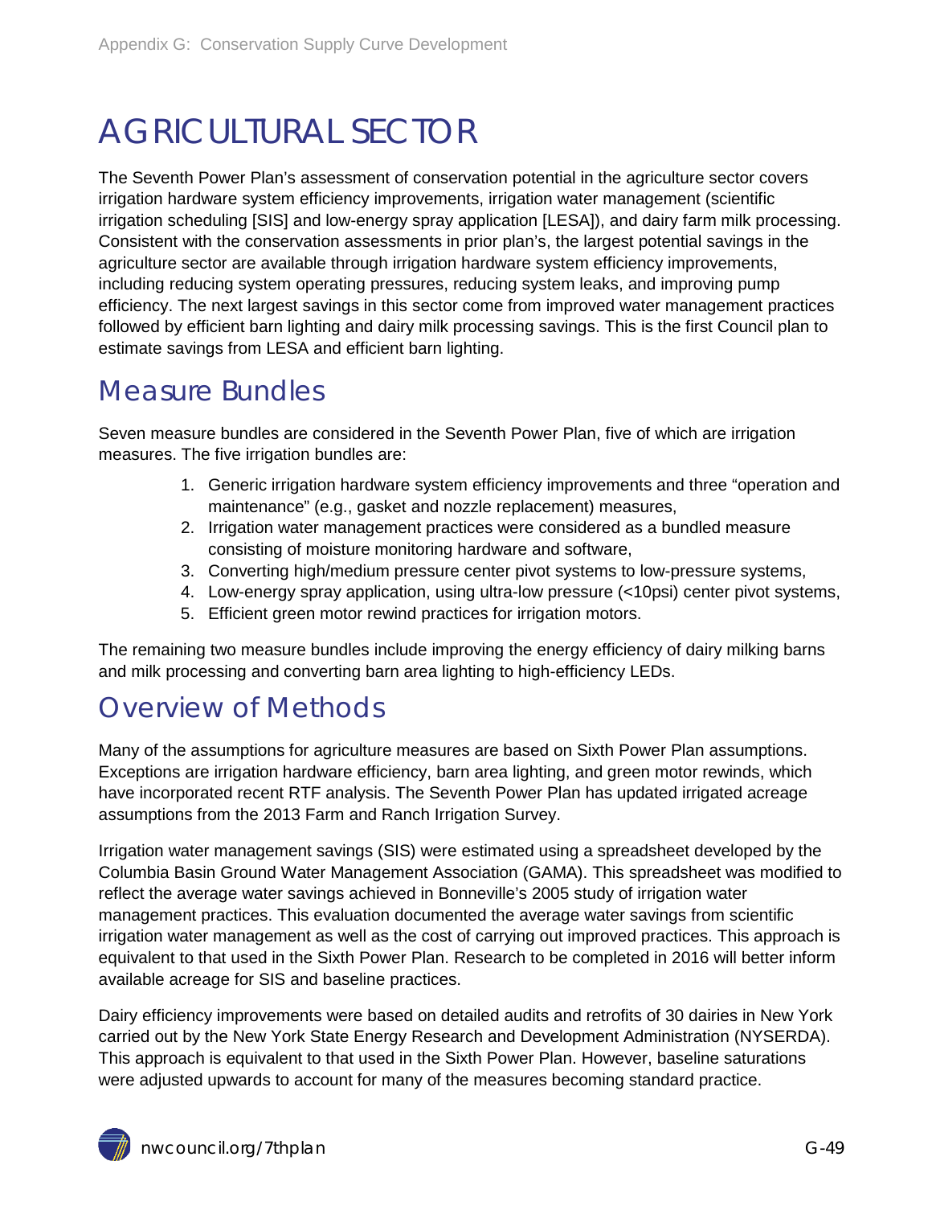# AGRICULTURAL SECTOR

The Seventh Power Plan's assessment of conservation potential in the agriculture sector covers irrigation hardware system efficiency improvements, irrigation water management (scientific irrigation scheduling [SIS] and low-energy spray application [LESA]), and dairy farm milk processing. Consistent with the conservation assessments in prior plan's, the largest potential savings in the agriculture sector are available through irrigation hardware system efficiency improvements, including reducing system operating pressures, reducing system leaks, and improving pump efficiency. The next largest savings in this sector come from improved water management practices followed by efficient barn lighting and dairy milk processing savings. This is the first Council plan to estimate savings from LESA and efficient barn lighting.

## Measure Bundles

Seven measure bundles are considered in the Seventh Power Plan, five of which are irrigation measures. The five irrigation bundles are:

1. Generic irrigation hardware system efficiency improvements and three "operation and maintenance" (e.g., gasket and nozzle replacement) measures,
2. Irrigation water management practices were considered as a bundled measure consisting of moisture monitoring hardware and software,
3. Converting high/medium pressure center pivot systems to low-pressure systems,
4. Low-energy spray application, using ultra-low pressure (<10psi) center pivot systems,
5. Efficient green motor rewind practices for irrigation motors.

The remaining two measure bundles include improving the energy efficiency of dairy milking barns and milk processing and converting barn area lighting to high-efficiency LEDs.

## Overview of Methods

Many of the assumptions for agriculture measures are based on Sixth Power Plan assumptions. Exceptions are irrigation hardware efficiency, barn area lighting, and green motor rewinds, which have incorporated recent RTF analysis. The Seventh Power Plan has updated irrigated acreage assumptions from the 2013 Farm and Ranch Irrigation Survey.

Irrigation water management savings (SIS) were estimated using a spreadsheet developed by the Columbia Basin Ground Water Management Association (GAMA). This spreadsheet was modified to reflect the average water savings achieved in Bonneville's 2005 study of irrigation water management practices. This evaluation documented the average water savings from scientific irrigation water management as well as the cost of carrying out improved practices. This approach is equivalent to that used in the Sixth Power Plan. Research to be completed in 2016 will better inform available acreage for SIS and baseline practices.

Dairy efficiency improvements were based on detailed audits and retrofits of 30 dairies in New York carried out by the New York State Energy Research and Development Administration (NYSERDA). This approach is equivalent to that used in the Sixth Power Plan. However, baseline saturations were adjusted upwards to account for many of the measures becoming standard practice.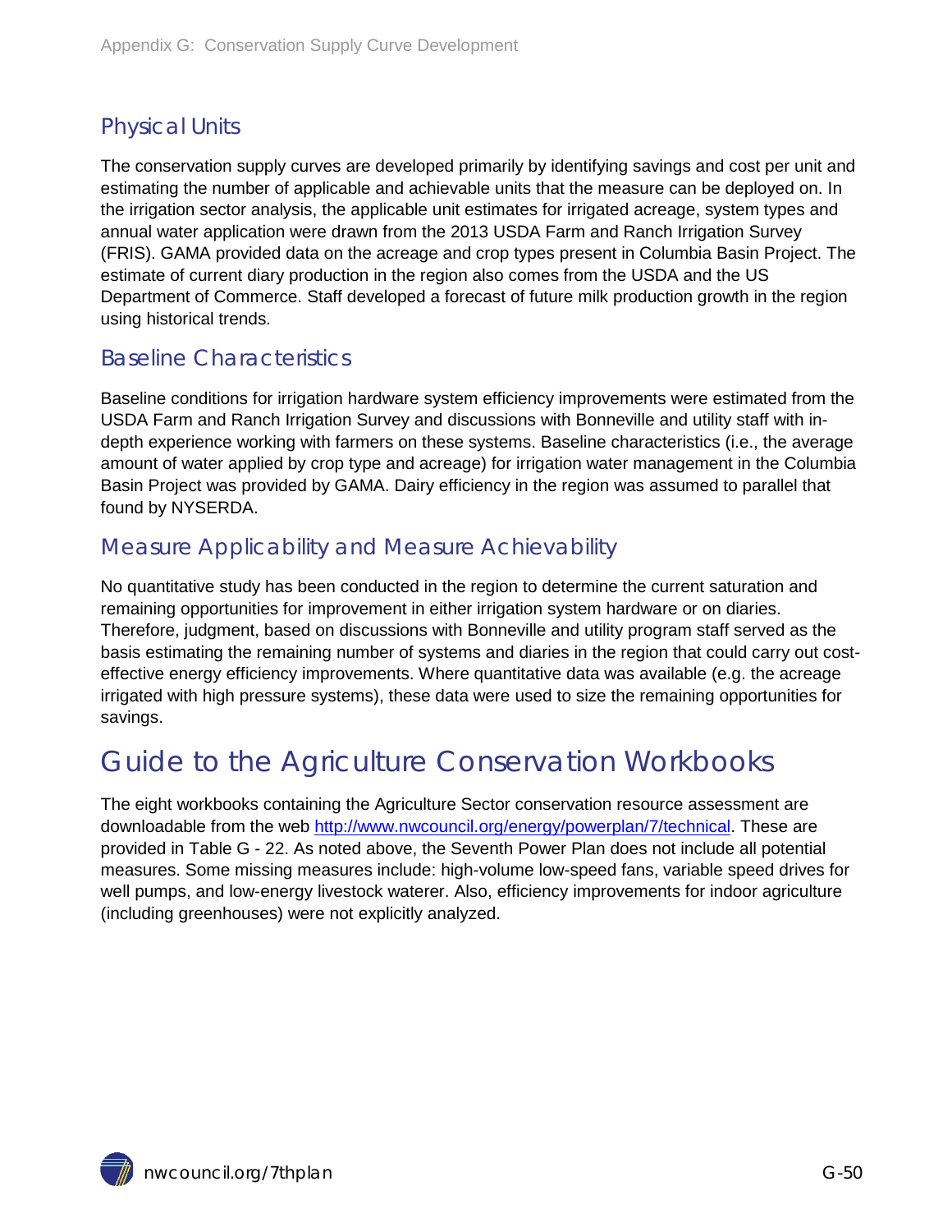## Physical Units

The conservation supply curves are developed primarily by identifying savings and cost per unit and estimating the number of applicable and achievable units that the measure can be deployed on. In the irrigation sector analysis, the applicable unit estimates for irrigated acreage, system types and annual water application were drawn from the 2013 USDA Farm and Ranch Irrigation Survey (FRIS). GAMA provided data on the acreage and crop types present in Columbia Basin Project. The estimate of current diary production in the region also comes from the USDA and the US Department of Commerce. Staff developed a forecast of future milk production growth in the region using historical trends.

## Baseline Characteristics

Baseline conditions for irrigation hardware system efficiency improvements were estimated from the USDA Farm and Ranch Irrigation Survey and discussions with Bonneville and utility staff with in-depth experience working with farmers on these systems. Baseline characteristics (i.e., the average amount of water applied by crop type and acreage) for irrigation water management in the Columbia Basin Project was provided by GAMA. Dairy efficiency in the region was assumed to parallel that found by NYSERDA.

## Measure Applicability and Measure Achievability

No quantitative study has been conducted in the region to determine the current saturation and remaining opportunities for improvement in either irrigation system hardware or on diaries. Therefore, judgment, based on discussions with Bonneville and utility program staff served as the basis estimating the remaining number of systems and diaries in the region that could carry out cost-effective energy efficiency improvements. Where quantitative data was available (e.g. the acreage irrigated with high pressure systems), these data were used to size the remaining opportunities for savings.

# Guide to the Agriculture Conservation Workbooks

The eight workbooks containing the Agriculture Sector conservation resource assessment are downloadable from the web http://www.nwcouncil.org/energy/powerplan/7/technical. These are provided in Table G - 22. As noted above, the Seventh Power Plan does not include all potential measures. Some missing measures include: high-volume low-speed fans, variable speed drives for well pumps, and low-energy livestock waterer. Also, efficiency improvements for indoor agriculture (including greenhouses) were not explicitly analyzed.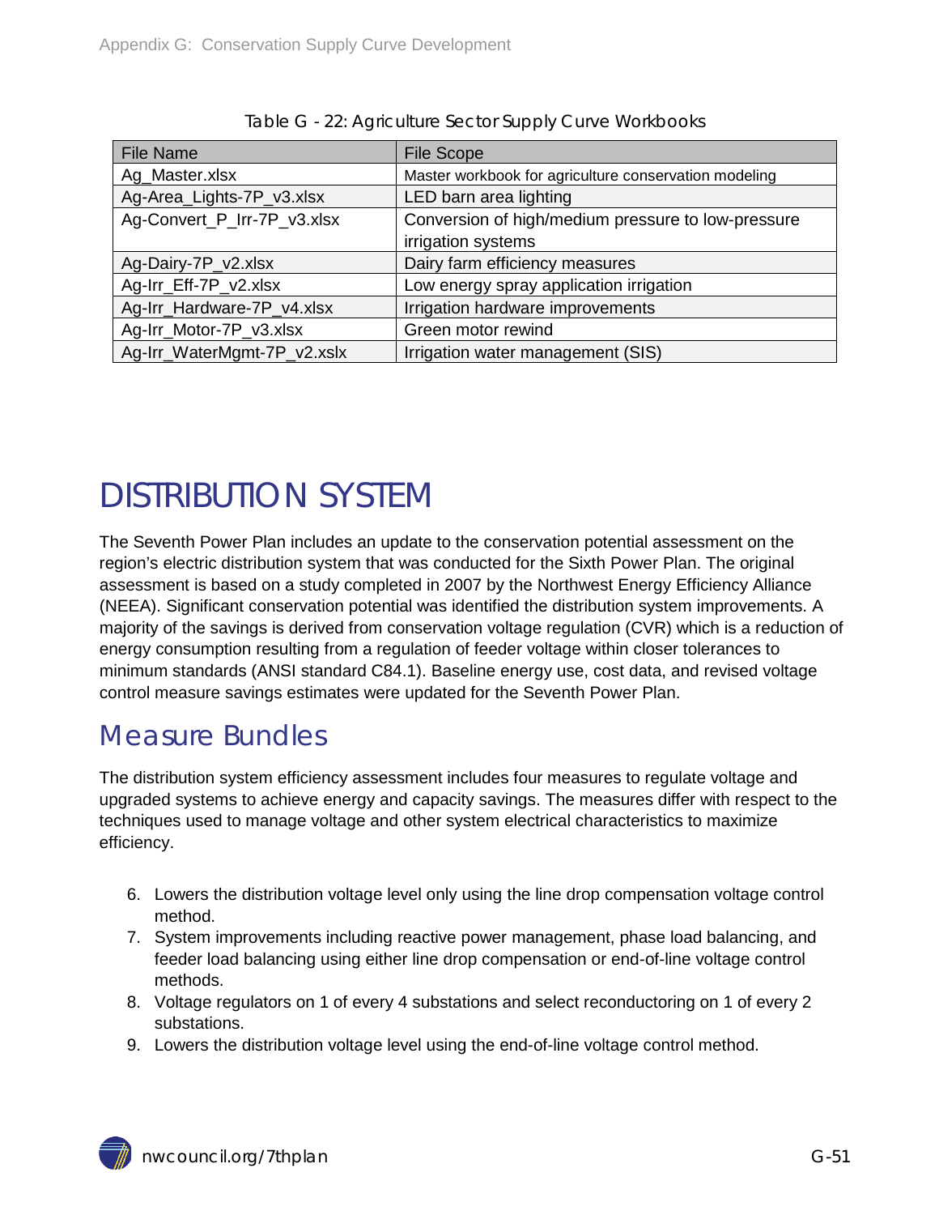Table G - 22: Agriculture Sector Supply Curve Workbooks

| File Name | File Scope |
| --- | --- |
| Ag_Master.xlsx | Master workbook for agriculture conservation modeling |
| Ag-Area_Lights-7P_v3.xlsx | LED barn area lighting |
| Ag-Convert_P_Irr-7P_v3.xlsx | Conversion of high/medium pressure to low-pressure irrigation systems |
| Ag-Dairy-7P_v2.xlsx | Dairy farm efficiency measures |
| Ag-Irr_Eff-7P_v2.xlsx | Low energy spray application irrigation |
| Ag-Irr_Hardware-7P_v4.xlsx | Irrigation hardware improvements |
| Ag-Irr_Motor-7P_v3.xlsx | Green motor rewind |
| Ag-Irr_WaterMgmt-7P_v2.xslx | Irrigation water management (SIS) |

# DISTRIBUTION SYSTEM

The Seventh Power Plan includes an update to the conservation potential assessment on the region's electric distribution system that was conducted for the Sixth Power Plan. The original assessment is based on a study completed in 2007 by the Northwest Energy Efficiency Alliance (NEEA). Significant conservation potential was identified the distribution system improvements. A majority of the savings is derived from conservation voltage regulation (CVR) which is a reduction of energy consumption resulting from a regulation of feeder voltage within closer tolerances to minimum standards (ANSI standard C84.1). Baseline energy use, cost data, and revised voltage control measure savings estimates were updated for the Seventh Power Plan.

## Measure Bundles

The distribution system efficiency assessment includes four measures to regulate voltage and upgraded systems to achieve energy and capacity savings. The measures differ with respect to the techniques used to manage voltage and other system electrical characteristics to maximize efficiency.

6. Lowers the distribution voltage level only using the line drop compensation voltage control method.
7. System improvements including reactive power management, phase load balancing, and feeder load balancing using either line drop compensation or end-of-line voltage control methods.
8. Voltage regulators on 1 of every 4 substations and select reconductoring on 1 of every 2 substations.
9. Lowers the distribution voltage level using the end-of-line voltage control method.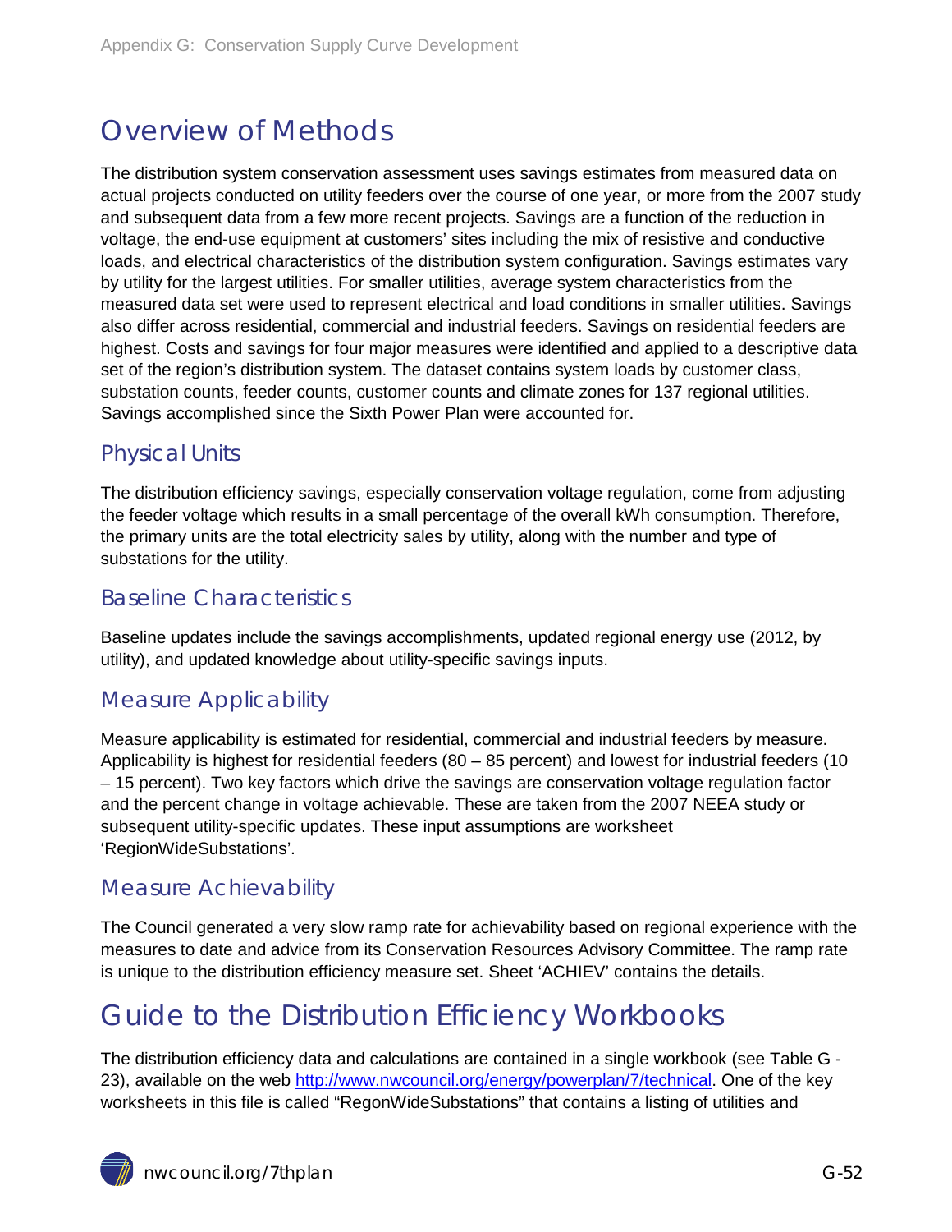# Overview of Methods

The distribution system conservation assessment uses savings estimates from measured data on actual projects conducted on utility feeders over the course of one year, or more from the 2007 study and subsequent data from a few more recent projects. Savings are a function of the reduction in voltage, the end-use equipment at customers' sites including the mix of resistive and conductive loads, and electrical characteristics of the distribution system configuration. Savings estimates vary by utility for the largest utilities. For smaller utilities, average system characteristics from the measured data set were used to represent electrical and load conditions in smaller utilities. Savings also differ across residential, commercial and industrial feeders. Savings on residential feeders are highest. Costs and savings for four major measures were identified and applied to a descriptive data set of the region's distribution system. The dataset contains system loads by customer class, substation counts, feeder counts, customer counts and climate zones for 137 regional utilities. Savings accomplished since the Sixth Power Plan were accounted for.

## Physical Units

The distribution efficiency savings, especially conservation voltage regulation, come from adjusting the feeder voltage which results in a small percentage of the overall kWh consumption. Therefore, the primary units are the total electricity sales by utility, along with the number and type of substations for the utility.

## Baseline Characteristics

Baseline updates include the savings accomplishments, updated regional energy use (2012, by utility), and updated knowledge about utility-specific savings inputs.

## Measure Applicability

Measure applicability is estimated for residential, commercial and industrial feeders by measure. Applicability is highest for residential feeders (80 – 85 percent) and lowest for industrial feeders (10 – 15 percent). Two key factors which drive the savings are conservation voltage regulation factor and the percent change in voltage achievable. These are taken from the 2007 NEEA study or subsequent utility-specific updates. These input assumptions are worksheet 'RegionWideSubstations'.

## Measure Achievability

The Council generated a very slow ramp rate for achievability based on regional experience with the measures to date and advice from its Conservation Resources Advisory Committee. The ramp rate is unique to the distribution efficiency measure set. Sheet 'ACHIEV' contains the details.

# Guide to the Distribution Efficiency Workbooks

The distribution efficiency data and calculations are contained in a single workbook (see Table G - 23), available on the web http://www.nwcouncil.org/energy/powerplan/7/technical. One of the key worksheets in this file is called "RegonWideSubstations" that contains a listing of utilities and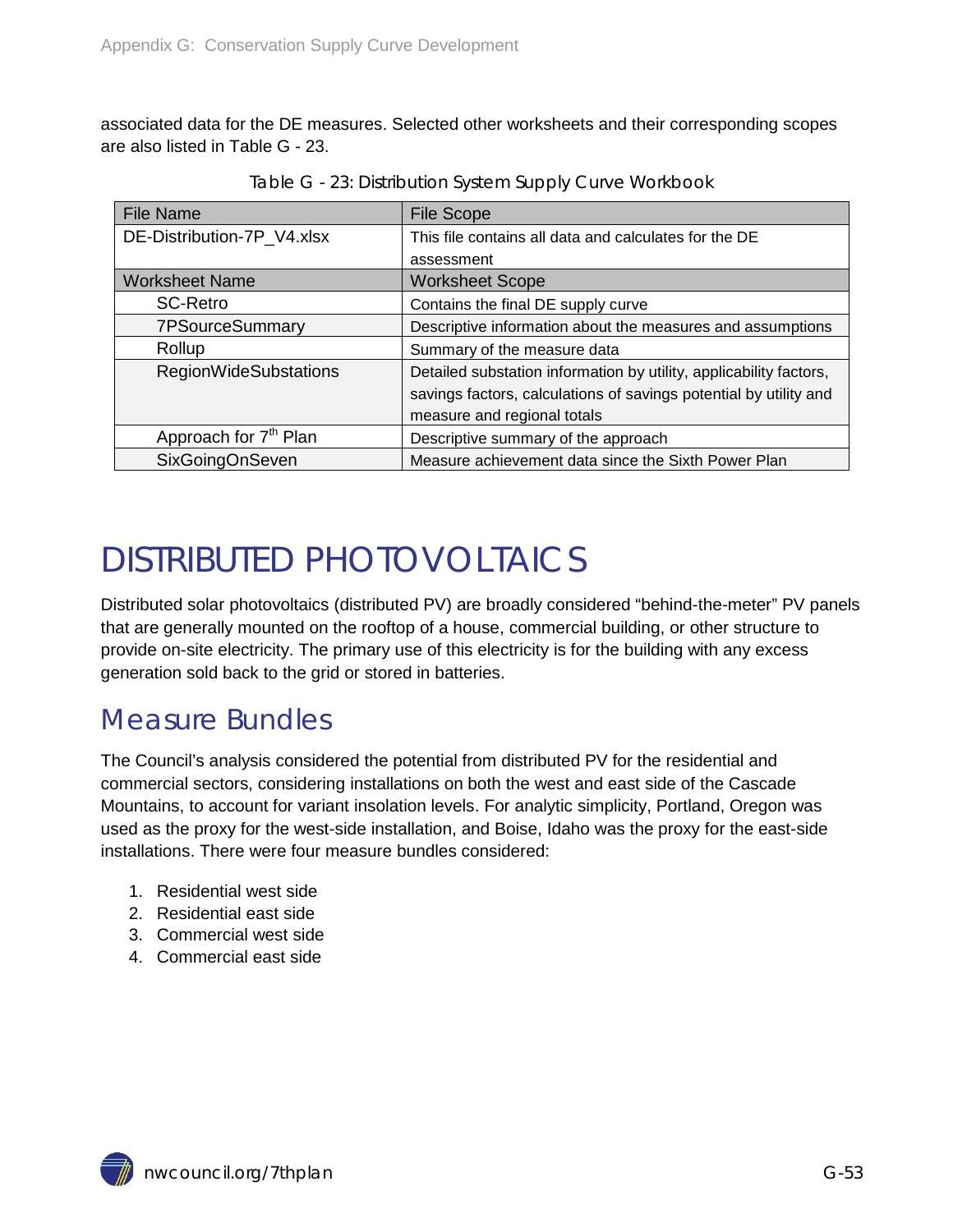associated data for the DE measures. Selected other worksheets and their corresponding scopes are also listed in Table G - 23.

Table G - 23: Distribution System Supply Curve Workbook

| File Name | File Scope |
|---|---|
| DE-Distribution-7P_V4.xlsx | This file contains all data and calculates for the DE assessment |
| Worksheet Name | Worksheet Scope |
| SC-Retro | Contains the final DE supply curve |
| 7PSourceSummary | Descriptive information about the measures and assumptions |
| Rollup | Summary of the measure data |
| RegionWideSubstations | Detailed substation information by utility, applicability factors, savings factors, calculations of savings potential by utility and measure and regional totals |
| Approach for 7th Plan | Descriptive summary of the approach |
| SixGoingOnSeven | Measure achievement data since the Sixth Power Plan |

# DISTRIBUTED PHOTOVOLTAICS

Distributed solar photovoltaics (distributed PV) are broadly considered "behind-the-meter" PV panels that are generally mounted on the rooftop of a house, commercial building, or other structure to provide on-site electricity. The primary use of this electricity is for the building with any excess generation sold back to the grid or stored in batteries.

## Measure Bundles

The Council's analysis considered the potential from distributed PV for the residential and commercial sectors, considering installations on both the west and east side of the Cascade Mountains, to account for variant insolation levels. For analytic simplicity, Portland, Oregon was used as the proxy for the west-side installation, and Boise, Idaho was the proxy for the east-side installations. There were four measure bundles considered:

1. Residential west side
2. Residential east side
3. Commercial west side
4. Commercial east side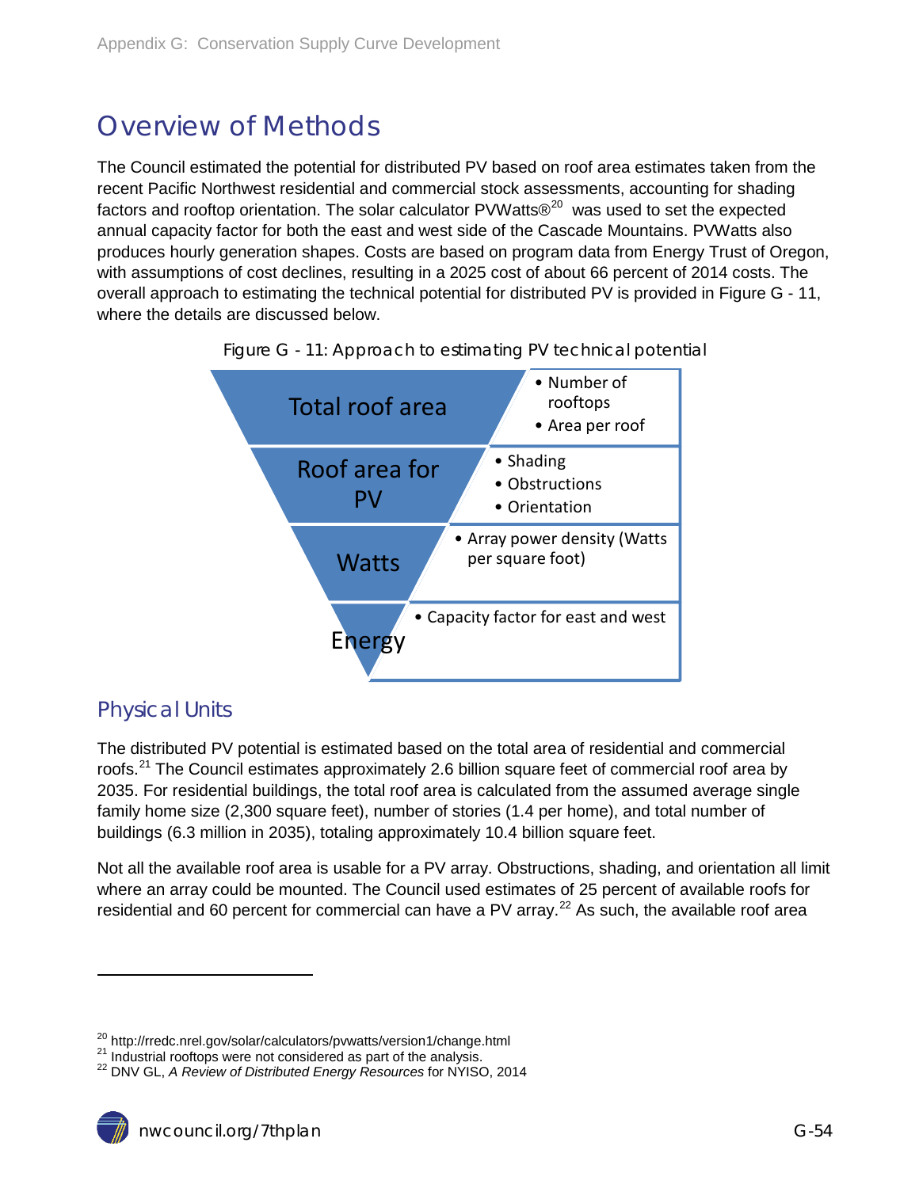# Overview of Methods

The Council estimated the potential for distributed PV based on roof area estimates taken from the recent Pacific Northwest residential and commercial stock assessments, accounting for shading factors and rooftop orientation. The solar calculator PVWatts®[20] was used to set the expected annual capacity factor for both the east and west side of the Cascade Mountains. PVWatts also produces hourly generation shapes. Costs are based on program data from Energy Trust of Oregon, with assumptions of cost declines, resulting in a 2025 cost of about 66 percent of 2014 costs. The overall approach to estimating the technical potential for distributed PV is provided in Figure G - 11, where the details are discussed below.

Figure G - 11: Approach to estimating PV technical potential

| Step | Factors |
|---|---|
| Total roof area | • Number of rooftops<br>• Area per roof |
| Roof area for PV | • Shading<br>• Obstructions<br>• Orientation |
| Watts | • Array power density (Watts per square foot) |
| Energy | • Capacity factor for east and west |

## Physical Units

The distributed PV potential is estimated based on the total area of residential and commercial roofs.[21] The Council estimates approximately 2.6 billion square feet of commercial roof area by 2035. For residential buildings, the total roof area is calculated from the assumed average single family home size (2,300 square feet), number of stories (1.4 per home), and total number of buildings (6.3 million in 2035), totaling approximately 10.4 billion square feet.

Not all the available roof area is usable for a PV array. Obstructions, shading, and orientation all limit where an array could be mounted. The Council used estimates of 25 percent of available roofs for residential and 60 percent for commercial can have a PV array.[22] As such, the available roof area

---

[20] http://rredc.nrel.gov/solar/calculators/pvwatts/version1/change.html

[21] Industrial rooftops were not considered as part of the analysis.

[22] DNV GL, *A Review of Distributed Energy Resources* for NYISO, 2014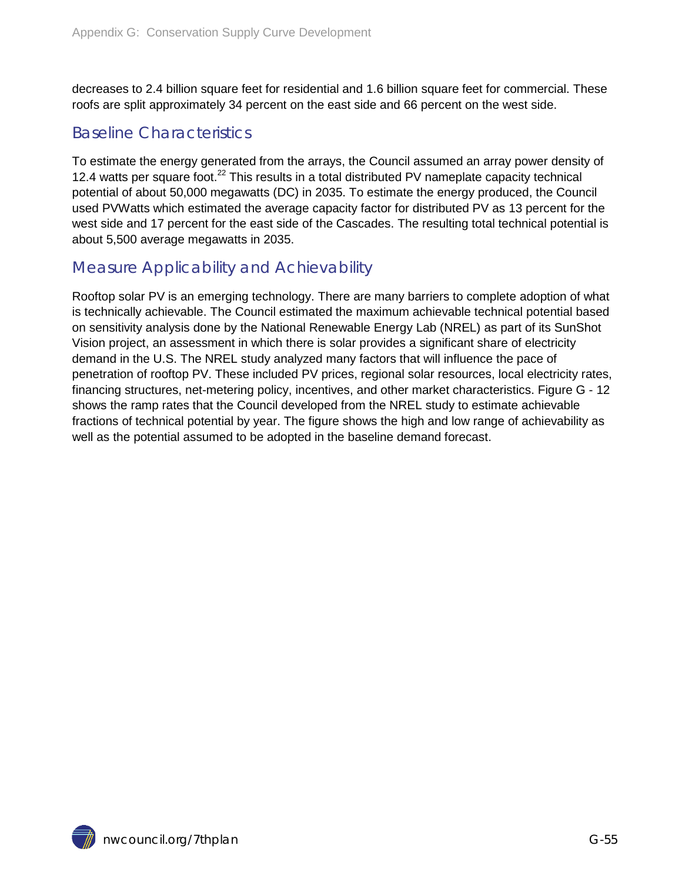decreases to 2.4 billion square feet for residential and 1.6 billion square feet for commercial. These roofs are split approximately 34 percent on the east side and 66 percent on the west side.

## Baseline Characteristics

To estimate the energy generated from the arrays, the Council assumed an array power density of 12.4 watts per square foot.[22] This results in a total distributed PV nameplate capacity technical potential of about 50,000 megawatts (DC) in 2035. To estimate the energy produced, the Council used PVWatts which estimated the average capacity factor for distributed PV as 13 percent for the west side and 17 percent for the east side of the Cascades. The resulting total technical potential is about 5,500 average megawatts in 2035.

## Measure Applicability and Achievability

Rooftop solar PV is an emerging technology. There are many barriers to complete adoption of what is technically achievable. The Council estimated the maximum achievable technical potential based on sensitivity analysis done by the National Renewable Energy Lab (NREL) as part of its SunShot Vision project, an assessment in which there is solar provides a significant share of electricity demand in the U.S. The NREL study analyzed many factors that will influence the pace of penetration of rooftop PV. These included PV prices, regional solar resources, local electricity rates, financing structures, net-metering policy, incentives, and other market characteristics. Figure G - 12 shows the ramp rates that the Council developed from the NREL study to estimate achievable fractions of technical potential by year. The figure shows the high and low range of achievability as well as the potential assumed to be adopted in the baseline demand forecast.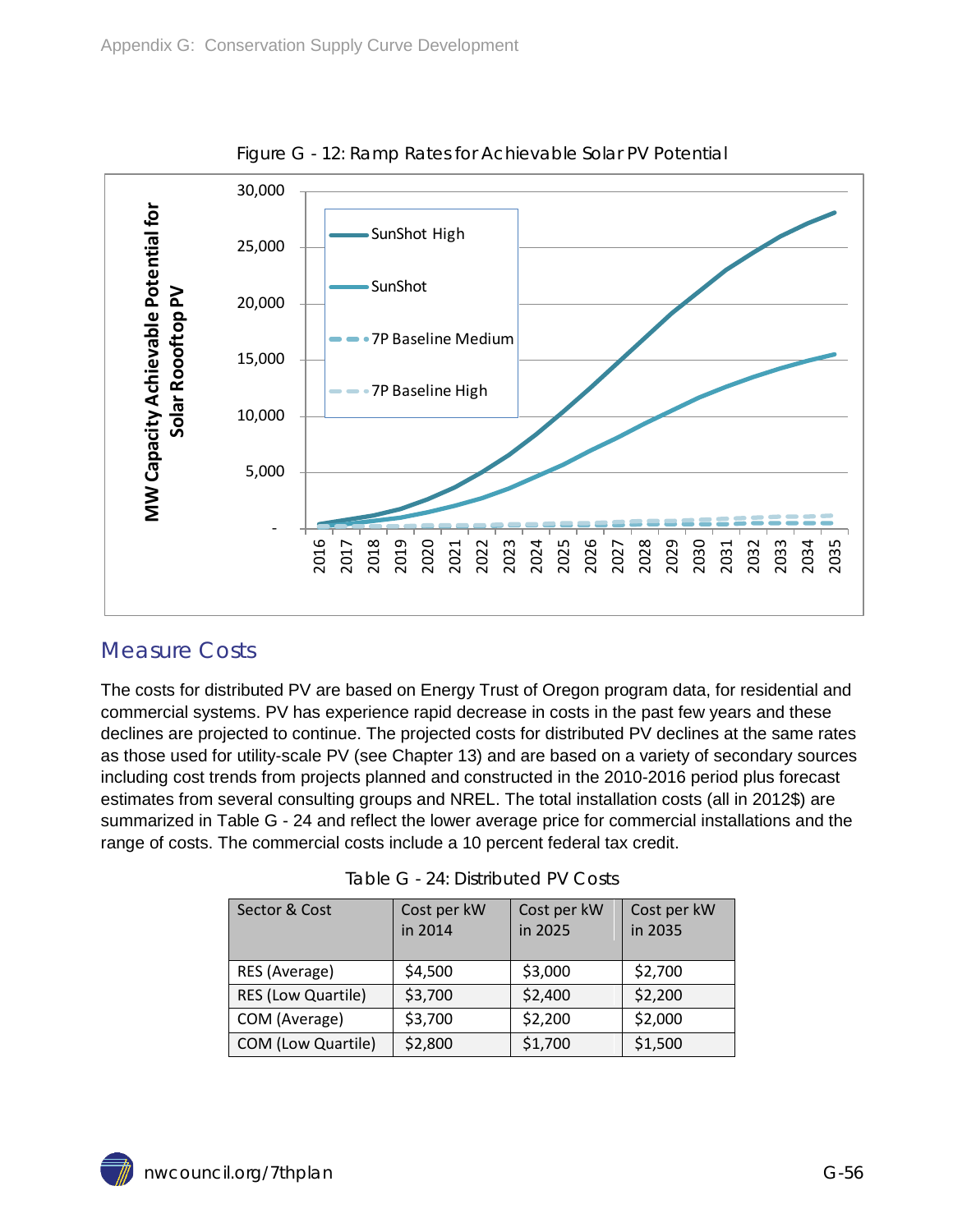Figure G - 12: Ramp Rates for Achievable Solar PV Potential

## Measure Costs

The costs for distributed PV are based on Energy Trust of Oregon program data, for residential and commercial systems. PV has experience rapid decrease in costs in the past few years and these declines are projected to continue. The projected costs for distributed PV declines at the same rates as those used for utility-scale PV (see Chapter 13) and are based on a variety of secondary sources including cost trends from projects planned and constructed in the 2010-2016 period plus forecast estimates from several consulting groups and NREL. The total installation costs (all in 2012$) are summarized in Table G - 24 and reflect the lower average price for commercial installations and the range of costs. The commercial costs include a 10 percent federal tax credit.

Table G - 24: Distributed PV Costs

| Sector & Cost | Cost per kW in 2014 | Cost per kW in 2025 | Cost per kW in 2035 |
|---|---|---|---|
| RES (Average) | $4,500 | $3,000 | $2,700 |
| RES (Low Quartile) | $3,700 | $2,400 | $2,200 |
| COM (Average) | $3,700 | $2,200 | $2,000 |
| COM (Low Quartile) | $2,800 | $1,700 | $1,500 |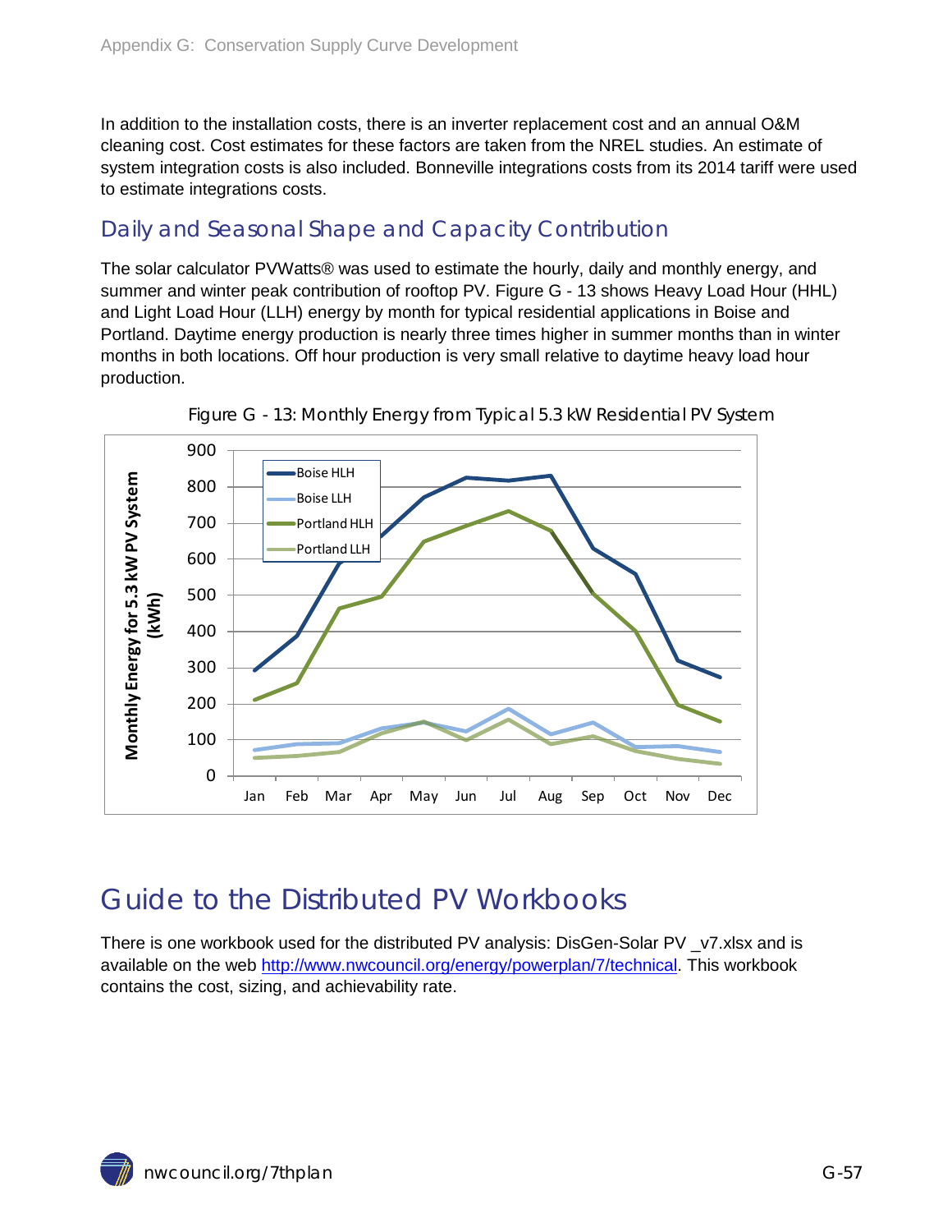In addition to the installation costs, there is an inverter replacement cost and an annual O&M cleaning cost. Cost estimates for these factors are taken from the NREL studies. An estimate of system integration costs is also included. Bonneville integrations costs from its 2014 tariff were used to estimate integrations costs.

## Daily and Seasonal Shape and Capacity Contribution

The solar calculator PVWatts® was used to estimate the hourly, daily and monthly energy, and summer and winter peak contribution of rooftop PV. Figure G - 13 shows Heavy Load Hour (HHL) and Light Load Hour (LLH) energy by month for typical residential applications in Boise and Portland. Daytime energy production is nearly three times higher in summer months than in winter months in both locations. Off hour production is very small relative to daytime heavy load hour production.

Figure G - 13: Monthly Energy from Typical 5.3 kW Residential PV System

Monthly Energy for 5.3 kW PV System (kWh)

0
100
200
300
400
500
600
700
800
900

Jan Feb Mar Apr May Jun Jul Aug Sep Oct Nov Dec

Boise HLH
Boise LLH
Portland HLH
Portland LLH

# Guide to the Distributed PV Workbooks

There is one workbook used for the distributed PV analysis: DisGen-Solar PV _v7.xlsx and is available on the web http://www.nwcouncil.org/energy/powerplan/7/technical. This workbook contains the cost, sizing, and achievability rate.